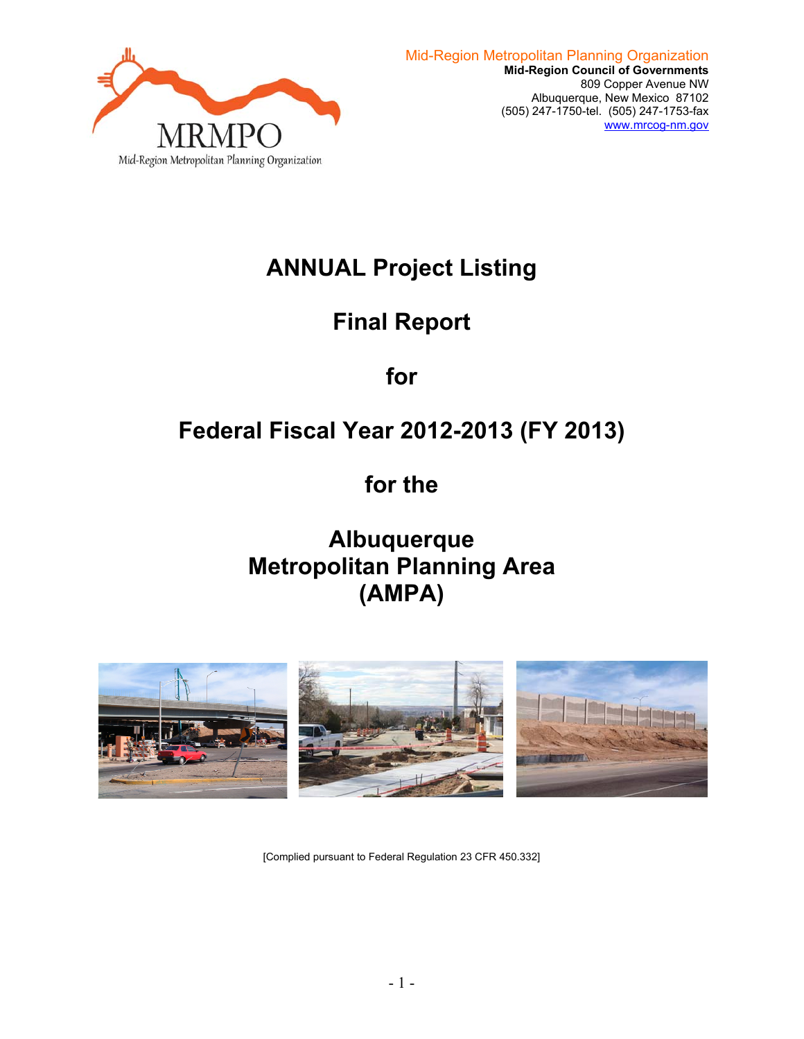MRMPO
Mid-Region Metropolitan Planning Organization

Mid-Region Metropolitan Planning Organization
**Mid-Region Council of Governments**
809 Copper Avenue NW
Albuquerque, New Mexico 87102
(505) 247-1750-tel. (505) 247-1753-fax
www.mrcog-nm.gov

# ANNUAL Project Listing

# Final Report

# for

# Federal Fiscal Year 2012-2013 (FY 2013)

# for the

# Albuquerque Metropolitan Planning Area (AMPA)

[Complied pursuant to Federal Regulation 23 CFR 450.332]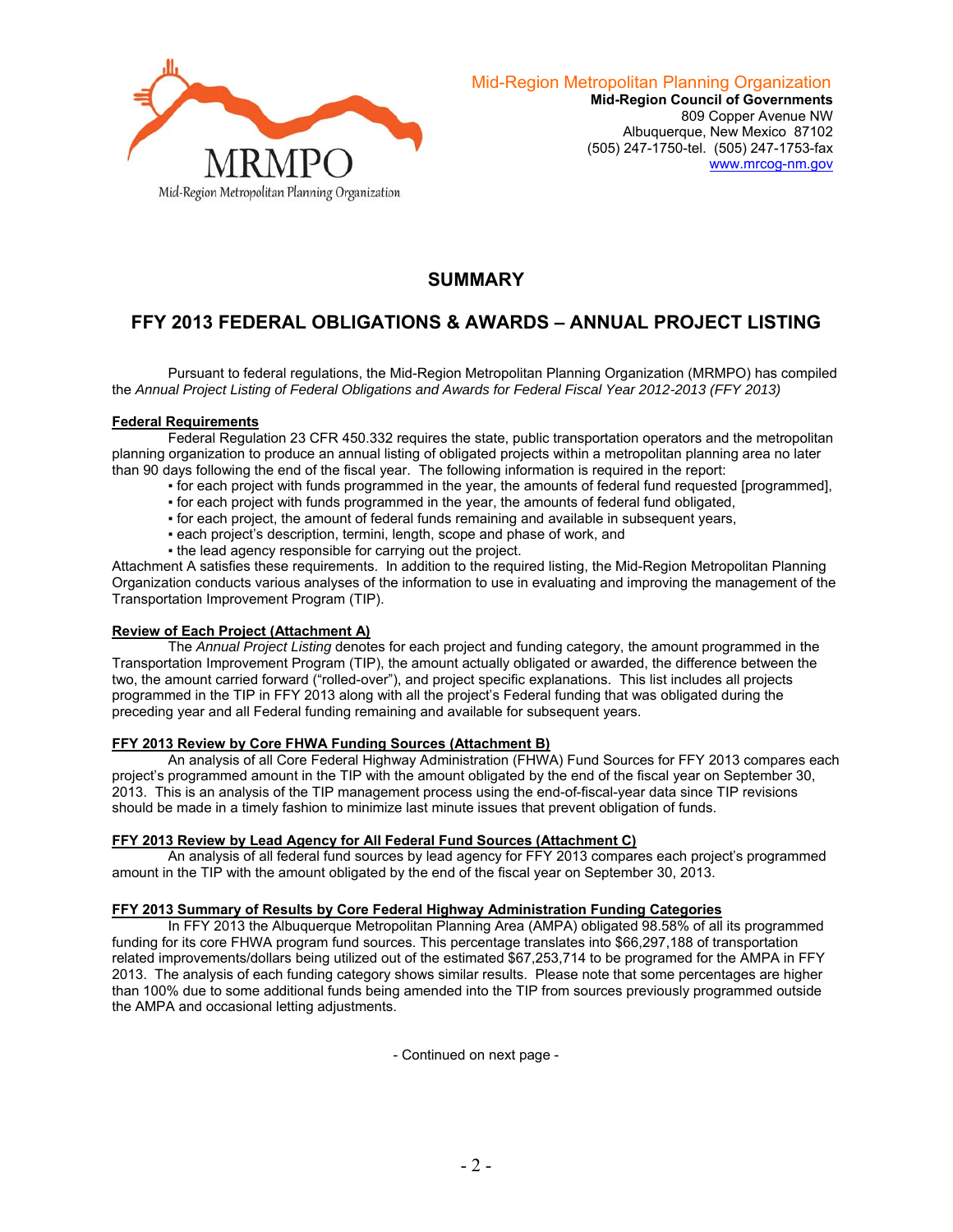Mid-Region Metropolitan Planning Organization
**Mid-Region Council of Governments**
809 Copper Avenue NW
Albuquerque, New Mexico 87102
(505) 247-1750-tel. (505) 247-1753-fax
www.mrcog-nm.gov

# SUMMARY

# FFY 2013 FEDERAL OBLIGATIONS & AWARDS – ANNUAL PROJECT LISTING

Pursuant to federal regulations, the Mid-Region Metropolitan Planning Organization (MRMPO) has compiled the *Annual Project Listing of Federal Obligations and Awards for Federal Fiscal Year 2012-2013 (FFY 2013)*

**Federal Requirements**

Federal Regulation 23 CFR 450.332 requires the state, public transportation operators and the metropolitan planning organization to produce an annual listing of obligated projects within a metropolitan planning area no later than 90 days following the end of the fiscal year. The following information is required in the report:

- for each project with funds programmed in the year, the amounts of federal fund requested [programmed],
- for each project with funds programmed in the year, the amounts of federal fund obligated,
- for each project, the amount of federal funds remaining and available in subsequent years,
- each project's description, termini, length, scope and phase of work, and
- the lead agency responsible for carrying out the project.

Attachment A satisfies these requirements. In addition to the required listing, the Mid-Region Metropolitan Planning Organization conducts various analyses of the information to use in evaluating and improving the management of the Transportation Improvement Program (TIP).

**Review of Each Project (Attachment A)**

The *Annual Project Listing* denotes for each project and funding category, the amount programmed in the Transportation Improvement Program (TIP), the amount actually obligated or awarded, the difference between the two, the amount carried forward ("rolled-over"), and project specific explanations. This list includes all projects programmed in the TIP in FFY 2013 along with all the project's Federal funding that was obligated during the preceding year and all Federal funding remaining and available for subsequent years.

**FFY 2013 Review by Core FHWA Funding Sources (Attachment B)**

An analysis of all Core Federal Highway Administration (FHWA) Fund Sources for FFY 2013 compares each project's programmed amount in the TIP with the amount obligated by the end of the fiscal year on September 30, 2013. This is an analysis of the TIP management process using the end-of-fiscal-year data since TIP revisions should be made in a timely fashion to minimize last minute issues that prevent obligation of funds.

**FFY 2013 Review by Lead Agency for All Federal Fund Sources (Attachment C)**

An analysis of all federal fund sources by lead agency for FFY 2013 compares each project's programmed amount in the TIP with the amount obligated by the end of the fiscal year on September 30, 2013.

**FFY 2013 Summary of Results by Core Federal Highway Administration Funding Categories**

In FFY 2013 the Albuquerque Metropolitan Planning Area (AMPA) obligated 98.58% of all its programmed funding for its core FHWA program fund sources. This percentage translates into $66,297,188 of transportation related improvements/dollars being utilized out of the estimated $67,253,714 to be programed for the AMPA in FFY 2013. The analysis of each funding category shows similar results. Please note that some percentages are higher than 100% due to some additional funds being amended into the TIP from sources previously programmed outside the AMPA and occasional letting adjustments.

- Continued on next page -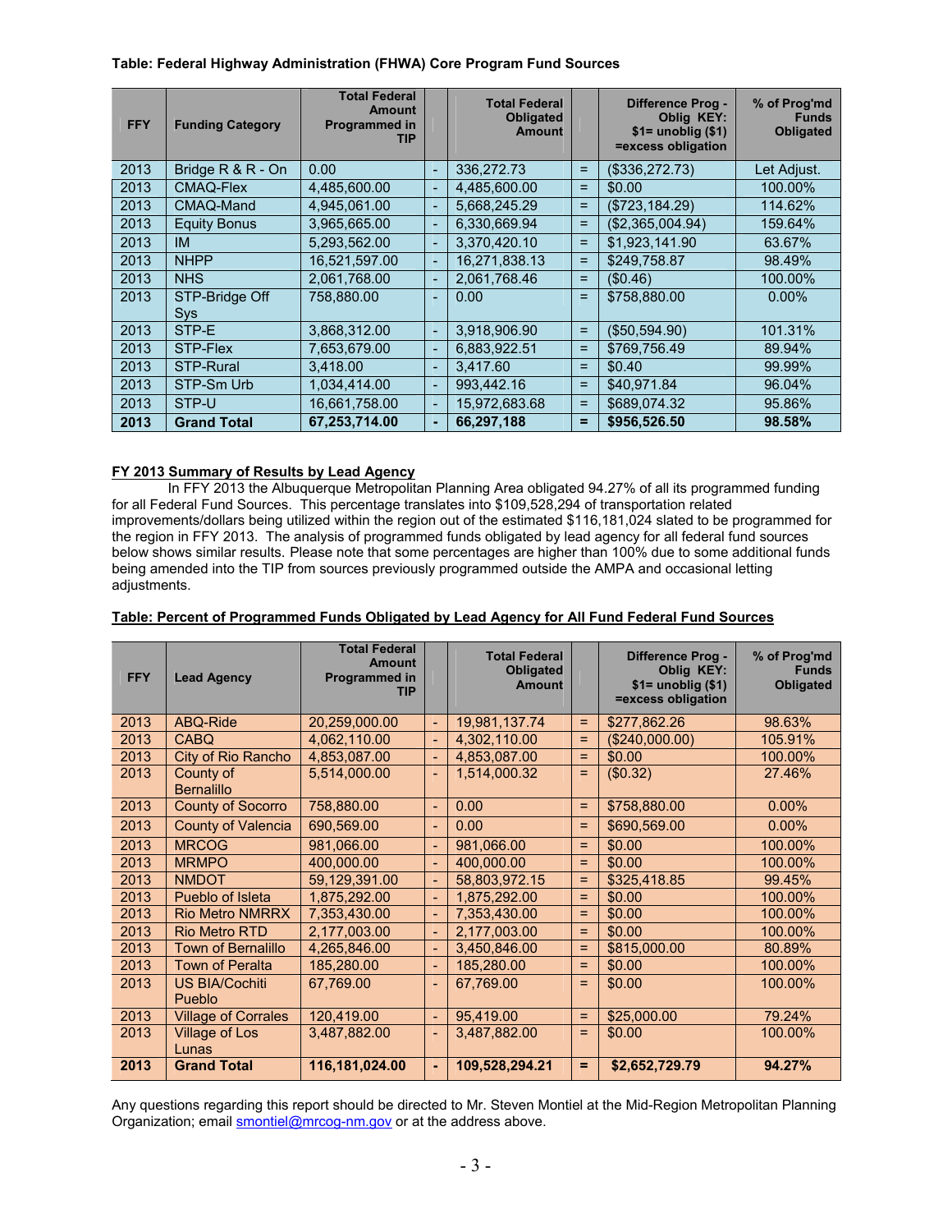**Table: Federal Highway Administration (FHWA) Core Program Fund Sources**

| FFY | Funding Category | Total Federal Amount Programmed in TIP | | Total Federal Obligated Amount | | Difference Prog - Oblig KEY: $1= unoblig ($1) =excess obligation | % of Prog'md Funds Obligated |
|---|---|---|---|---|---|---|---|
| 2013 | Bridge R & R - On | 0.00 | - | 336,272.73 | = | ($336,272.73) | Let Adjust. |
| 2013 | CMAQ-Flex | 4,485,600.00 | - | 4,485,600.00 | = | $0.00 | 100.00% |
| 2013 | CMAQ-Mand | 4,945,061.00 | - | 5,668,245.29 | = | ($723,184.29) | 114.62% |
| 2013 | Equity Bonus | 3,965,665.00 | - | 6,330,669.94 | = | ($2,365,004.94) | 159.64% |
| 2013 | IM | 5,293,562.00 | - | 3,370,420.10 | = | $1,923,141.90 | 63.67% |
| 2013 | NHPP | 16,521,597.00 | - | 16,271,838.13 | = | $249,758.87 | 98.49% |
| 2013 | NHS | 2,061,768.00 | - | 2,061,768.46 | = | ($0.46) | 100.00% |
| 2013 | STP-Bridge Off Sys | 758,880.00 | - | 0.00 | = | $758,880.00 | 0.00% |
| 2013 | STP-E | 3,868,312.00 | - | 3,918,906.90 | = | ($50,594.90) | 101.31% |
| 2013 | STP-Flex | 7,653,679.00 | - | 6,883,922.51 | = | $769,756.49 | 89.94% |
| 2013 | STP-Rural | 3,418.00 | - | 3,417.60 | = | $0.40 | 99.99% |
| 2013 | STP-Sm Urb | 1,034,414.00 | - | 993,442.16 | = | $40,971.84 | 96.04% |
| 2013 | STP-U | 16,661,758.00 | - | 15,972,683.68 | = | $689,074.32 | 95.86% |
| **2013** | **Grand Total** | **67,253,714.00** | **-** | **66,297,188** | **=** | **$956,526.50** | **98.58%** |

**FY 2013 Summary of Results by Lead Agency**

In FFY 2013 the Albuquerque Metropolitan Planning Area obligated 94.27% of all its programmed funding for all Federal Fund Sources. This percentage translates into $109,528,294 of transportation related improvements/dollars being utilized within the region out of the estimated $116,181,024 slated to be programmed for the region in FFY 2013. The analysis of programmed funds obligated by lead agency for all federal fund sources below shows similar results. Please note that some percentages are higher than 100% due to some additional funds being amended into the TIP from sources previously programmed outside the AMPA and occasional letting adjustments.

**Table: Percent of Programmed Funds Obligated by Lead Agency for All Fund Federal Fund Sources**

| FFY | Lead Agency | Total Federal Amount Programmed in TIP | | Total Federal Obligated Amount | | Difference Prog - Oblig KEY: $1= unoblig ($1) =excess obligation | % of Prog'md Funds Obligated |
|---|---|---|---|---|---|---|---|
| 2013 | ABQ-Ride | 20,259,000.00 | - | 19,981,137.74 | = | $277,862.26 | 98.63% |
| 2013 | CABQ | 4,062,110.00 | - | 4,302,110.00 | = | ($240,000.00) | 105.91% |
| 2013 | City of Rio Rancho | 4,853,087.00 | - | 4,853,087.00 | = | $0.00 | 100.00% |
| 2013 | County of Bernalillo | 5,514,000.00 | - | 1,514,000.32 | = | ($0.32) | 27.46% |
| 2013 | County of Socorro | 758,880.00 | - | 0.00 | = | $758,880.00 | 0.00% |
| 2013 | County of Valencia | 690,569.00 | - | 0.00 | = | $690,569.00 | 0.00% |
| 2013 | MRCOG | 981,066.00 | - | 981,066.00 | = | $0.00 | 100.00% |
| 2013 | MRMPO | 400,000.00 | - | 400,000.00 | = | $0.00 | 100.00% |
| 2013 | NMDOT | 59,129,391.00 | - | 58,803,972.15 | = | $325,418.85 | 99.45% |
| 2013 | Pueblo of Isleta | 1,875,292.00 | - | 1,875,292.00 | = | $0.00 | 100.00% |
| 2013 | Rio Metro NMRRX | 7,353,430.00 | - | 7,353,430.00 | = | $0.00 | 100.00% |
| 2013 | Rio Metro RTD | 2,177,003.00 | - | 2,177,003.00 | = | $0.00 | 100.00% |
| 2013 | Town of Bernalillo | 4,265,846.00 | - | 3,450,846.00 | = | $815,000.00 | 80.89% |
| 2013 | Town of Peralta | 185,280.00 | - | 185,280.00 | = | $0.00 | 100.00% |
| 2013 | US BIA/Cochiti Pueblo | 67,769.00 | - | 67,769.00 | = | $0.00 | 100.00% |
| 2013 | Village of Corrales | 120,419.00 | - | 95,419.00 | = | $25,000.00 | 79.24% |
| 2013 | Village of Los Lunas | 3,487,882.00 | - | 3,487,882.00 | = | $0.00 | 100.00% |
| **2013** | **Grand Total** | **116,181,024.00** | **-** | **109,528,294.21** | **=** | **$2,652,729.79** | **94.27%** |

Any questions regarding this report should be directed to Mr. Steven Montiel at the Mid-Region Metropolitan Planning Organization; email smontiel@mrcog-nm.gov or at the address above.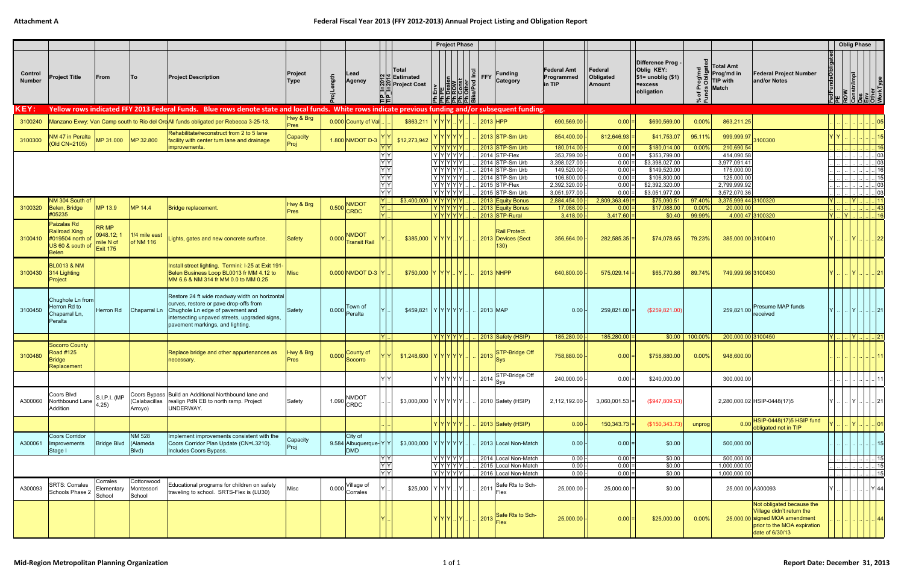Attachment A

# Federal Fiscal Year 2013 (FFY 2012-2013) Annual Project Listing and Obligation Report

| Control Number | Project Title | From | To | Project Description | Project Type | ProjLength | Lead Agency | TIP In2012 | TIP In2014 | Total Estimated Project Cost | Ph Env | Ph PE | Ph Design | Ph ROW | Ph Const | Ph Other | Bike/Ped Incl | FFY | Funding Category | Federal Amt Programmed in TIP | | Federal Obligated Amount | | Difference Prog - Oblig KEY: $1= unoblig ($1) =excess obligation | % of Prog'md Funds Obligated | Total Amt Prog'md in TIP with Match | Federal Project Number and/or Notes | FedFundsObligated | PE | ROW | Constr/Impl | Des | Env | Other | WorkType |
|---|---|---|---|---|---|---|---|---|---|---|---|---|---|---|---|---|---|---|---|---|---|---|---|---|---|---|---|---|---|---|---|---|---|---|---|
| **KEY:** | **Yellow rows indicated FFY 2013 Federal Funds. Blue rows denote state and local funds. White rows indicate previous funding and/or subsequent funding.** | | | | | | | | | | | | | | | | | | | | | | | | | | | | | | | | | | |
| 3100240 | Manzano Exwy: Van Camp south to Rio del Oro | | | All funds obligated per Rebecca 3-25-13. | Hwy & Brg Pres | 0.000 | County of Val | .. | .. | $863,211 | Y | Y | Y | .. | Y | .. | .. | 2013 | HPP | 690,569.00 | - | 0.00 | = | $690,569.00 | 0.00% | 863,211.25 | | .. | .. | .. | .. | .. | .. | .. | 05 |
| 3100300 | NM 47 in Peralta (Old CN=2105) | MP 31.000 | MP 32.800 | Rehabilitate/reconstruct from 2 to 5 lane facility with center turn lane and drainage improvements. | Capacity Proj | 1.800 | NMDOT D-3 | Y | Y | $12,273,942 | Y | Y | Y | Y | Y | .. | .. | 2013 | STP-Sm Urb | 854,400.00 | - | 812,646.93 | = | $41,753.07 | 95.11% | 999,999.97 | 3100300 | Y | Y | .. | .. | .. | .. | .. | 15 |
| | | | | | | | | Y | Y | | Y | Y | Y | Y | Y | .. | .. | 2013 | STP-Sm Urb | 180,014.00 | - | 0.00 | = | $180,014.00 | 0.00% | 210,690.54 | | .. | .. | .. | .. | .. | .. | .. | 16 |
| | | | | | | | | Y | Y | | Y | Y | Y | Y | Y | .. | .. | 2014 | STP-Flex | 353,799.00 | - | 0.00 | = | $353,799.00 | | 414,090.58 | | .. | .. | .. | .. | .. | .. | .. | 03 |
| | | | | | | | | Y | Y | | Y | Y | Y | Y | Y | .. | .. | 2014 | STP-Sm Urb | 3,398,027.00 | - | 0.00 | = | $3,398,027.00 | | 3,977,091.41 | | .. | .. | .. | .. | .. | .. | .. | 03 |
| | | | | | | | | Y | Y | | Y | Y | Y | Y | Y | .. | .. | 2014 | STP-Sm Urb | 149,520.00 | - | 0.00 | = | $149,520.00 | | 175,000.00 | | .. | .. | .. | .. | .. | .. | .. | 16 |
| | | | | | | | | Y | Y | | Y | Y | Y | Y | Y | .. | .. | 2014 | STP-Sm Urb | 106,800.00 | - | 0.00 | = | $106,800.00 | | 125,000.00 | | .. | .. | .. | .. | .. | .. | .. | 15 |
| | | | | | | | | Y | Y | | Y | Y | Y | Y | Y | .. | .. | 2015 | STP-Flex | 2,392,320.00 | - | 0.00 | = | $2,392,320.00 | | 2,799,999.92 | | .. | .. | .. | .. | .. | .. | .. | 03 |
| | | | | | | | | Y | Y | | Y | Y | Y | Y | Y | .. | .. | 2015 | STP-Sm Urb | 3,051,977.00 | - | 0.00 | = | $3,051,977.00 | | 3,572,070.36 | | .. | .. | .. | .. | .. | .. | .. | 03 |
| 3100320 | NM 304 South of Belen, Bridge #05235 | MP 13.9 | MP 14.4 | Bridge replacement. | Hwy & Brg Pres | 0.500 | NMDOT CRDC | Y | .. | $3,400,000 | Y | Y | Y | Y | Y | .. | .. | 2013 | Equity Bonus | 2,884,454.00 | - | 2,809,363.49 | = | $75,090.51 | 97.40% | 3,375,999.44 | 3100320 | Y | .. | .. | Y | .. | .. | .. | 11 |
| | | | | | | | | Y | .. | | Y | Y | Y | Y | Y | .. | .. | 2013 | Equity Bonus | 17,088.00 | - | 0.00 | = | $17,088.00 | 0.00% | 20,000.00 | | .. | .. | .. | .. | .. | .. | .. | 43 |
| | | | | | | | | Y | .. | | Y | Y | Y | Y | Y | .. | .. | 2013 | STP-Rural | 3,418.00 | - | 3,417.60 | = | $0.40 | 99.99% | 4,000.47 | 3100320 | Y | .. | Y | .. | .. | .. | .. | 16 |
| 3100410 | Paizalas Rd Railroad Xing #019504 north of US 60 & south of Belen | RR MP 0948.12; 1 mile N of Exit 175 | 1/4 mile east of NM 116 | Lights, gates and new concrete surface. | Safety | 0.000 | NMDOT Transit Rail | Y | .. | $385,000 | Y | Y | Y | .. | Y | .. | .. | 2013 | Rail Protect. Devices (Sect 130) | 356,664.00 | - | 282,585.35 | = | $74,078.65 | 79.23% | 385,000.00 | 3100410 | Y | .. | .. | Y | .. | .. | .. | 22 |
| 3100430 | BL0013 & NM 314 Lighting Project | | | Install street lighting. Termini: I-25 at Exit 191-Belen Business Loop BL0013 fr MM 4.12 to MM 6.6 & NM 314 fr MM 0.0 to MM 0.25 | Misc | 0.000 | NMDOT D-3 | Y | .. | $750,000 | Y | .. | Y | Y | .. | Y | .. | 2013 | NHPP | 640,800.00 | - | 575,029.14 | = | $65,770.86 | 89.74% | 749,999.98 | 3100430 | Y | .. | .. | Y | .. | .. | .. | 21 |
| 3100450 | Chughole Ln from Herron Rd to Chaparral Ln, Peralta | Herron Rd | Chaparral Ln | Restore 24 ft wide roadway width on horizontal curves, restore or pave drop-offs from Chughole Ln edge of pavement and intersecting unpaved streets, upgraded signs, pavement markings, and lighting. | Safety | 0.000 | Town of Peralta | Y | .. | $459,821 | Y | Y | Y | Y | Y | .. | .. | 2013 | MAP | 0.00 | - | 259,821.00 | = | ($259,821.00) | | 259,821.00 | Presume MAP funds received | Y | .. | .. | Y | .. | .. | .. | 21 |
| | | | | | | | | Y | .. | | Y | Y | Y | Y | Y | .. | .. | 2013 | Safety (HSIP) | 185,280.00 | - | 185,280.00 | = | $0.00 | 100.00% | 200,000.00 | 3100450 | Y | .. | .. | Y | .. | .. | .. | 21 |
| 3100480 | Socorro County Road #125 Bridge Replacement | | | Replace bridge and other appurtenances as necessary. | Hwy & Brg Pres | 0.000 | County of Socorro | Y | Y | $1,248,600 | Y | Y | Y | Y | Y | .. | .. | 2013 | STP-Bridge Off Sys | 758,880.00 | - | 0.00 | = | $758,880.00 | 0.00% | 948,600.00 | | .. | .. | .. | .. | .. | .. | .. | 11 |
| | | | | | | | | Y | Y | | Y | Y | Y | Y | Y | .. | .. | 2014 | STP-Bridge Off Sys | 240,000.00 | - | 0.00 | = | $240,000.00 | | 300,000.00 | | .. | .. | .. | .. | .. | .. | .. | 11 |
| A300060 | Coors Blvd Northbound Lane Addition | S.I.P.I. (MP 4.25) | Coors Bypass (Calabacillas Arroyo) | Build an Additional Northbound lane and realign PdN EB to north ramp. Project UNDERWAY. | Safety | 1.090 | NMDOT CRDC | .. | .. | $3,000,000 | Y | Y | Y | Y | Y | .. | .. | 2010 | Safety (HSIP) | 2,112,192.00 | - | 3,060,001.53 | = | ($947,809.53) | | 2,280,000.02 | HSIP-0448(17)5 | Y | .. | .. | Y | .. | .. | .. | 21 |
| | | | | | | | | .. | .. | | Y | Y | Y | Y | Y | .. | .. | 2013 | Safety (HSIP) | 0.00 | - | 150,343.73 | = | ($150,343.73) | unprog | 0.00 | HSIP-0448(17)5 HSIP fund obligated not in TIP | Y | .. | .. | Y | .. | .. | .. | 01 |
| A300061 | Coors Corridor Improvements Stage I | Bridge Blvd | NM 528 (Alameda Blvd) | Implement improvements consistent with the Coors Corridor Plan Update (CN=L3210). Includes Coors Bypass. | Capacity Proj | 9.584 | City of Albuquerque-DMD | Y | Y | $3,000,000 | Y | Y | Y | Y | Y | .. | .. | 2013 | Local Non-Match | 0.00 | - | 0.00 | = | $0.00 | | 500,000.00 | | .. | .. | .. | .. | .. | .. | .. | 15 |
| | | | | | | | | Y | Y | | Y | Y | Y | Y | Y | .. | .. | 2014 | Local Non-Match | 0.00 | - | 0.00 | = | $0.00 | | 500,000.00 | | .. | .. | .. | .. | .. | .. | .. | 15 |
| | | | | | | | | Y | Y | | Y | Y | Y | Y | Y | .. | .. | 2015 | Local Non-Match | 0.00 | - | 0.00 | = | $0.00 | | 1,000,000.00 | | .. | .. | .. | .. | .. | .. | .. | 15 |
| | | | | | | | | Y | Y | | Y | Y | Y | Y | Y | .. | .. | 2016 | Local Non-Match | 0.00 | - | 0.00 | = | $0.00 | | 1,000,000.00 | | .. | .. | .. | .. | .. | .. | .. | 15 |
| A300093 | SRTS: Corrales Schools Phase 2 | Corrales Elementary School | Cottonwood Montessori School | Educational programs for children on safety traveling to school. SRTS-Flex is (LU30) | Misc | 0.000 | Village of Corrales | Y | .. | $25,000 | Y | Y | Y | .. | Y | .. | .. | 2011 | Safe Rts to Sch-Flex | 25,000.00 | - | 25,000.00 | = | $0.00 | | 25,000.00 | A300093 | Y | .. | .. | .. | .. | .. | Y | 44 |
| | | | | | | | | Y | .. | | Y | Y | Y | .. | Y | .. | .. | 2013 | Safe Rts to Sch-Flex | 25,000.00 | - | 0.00 | = | $25,000.00 | 0.00% | 25,000.00 | Not obligated because the Village didn't return the signed MOA amendment prior to the MOA expiration date of 6/30/13 | .. | .. | .. | .. | .. | .. | .. | 44 |

Mid-Region Metropolitan Planning Organization

Report Date: December 31, 2013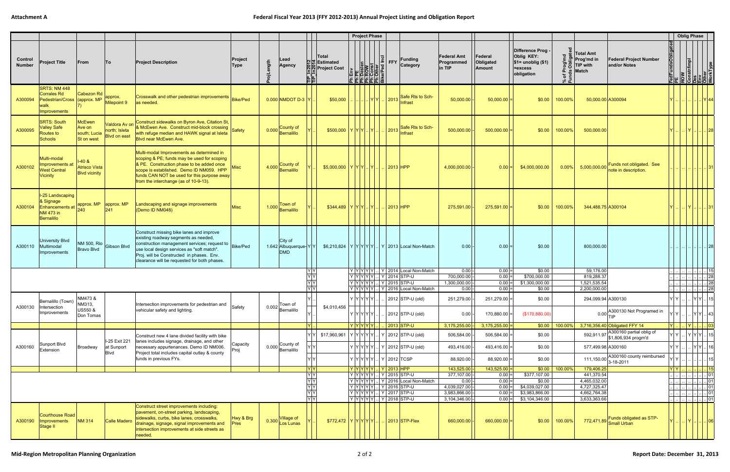**Attachment A**

# Federal Fiscal Year 2013 (FFY 2012-2013) Annual Project Listing and Obligation Report

| Control Number | Project Title | From | To | Project Description | Project Type | ProjLength | Lead Agency | TIP In2012 | TIP In2014 | Total Estimated Project Cost | Ph Env | Ph PE | Ph Design | Ph ROW | Ph Const | Ph Other | Bike/Ped Incl | FFY | Funding Category | Federal Amt Programmed in TIP | Federal Obligated Amount | Difference Prog - Oblig KEY: $1= unoblig ($1) =excess obligation | % of Prog'md Funds Obligated | Total Amt Prog'md in TIP with Match | Federal Project Number and/or Notes | FedFundsObligated | PE | ROW | Constr/Impl | Des | Env | Other | WorkType |
|---|---|---|---|---|---|---|---|---|---|---|---|---|---|---|---|---|---|---|---|---|---|---|---|---|---|---|---|---|---|---|---|---|---|
| A300094 | SRTS: NM 448 Corrales Rd Pedestrian/Cross walk Improvements | Cabezon Rd (approx. MP 7) | approx. Milepoint 9 | Crosswalk and other pedestrian improvements as needed. | Bike/Ped | 0.000 | NMDOT D-3 | Y | .. | $50,000 | .. | .. | .. | .. | Y | Y | .. | 2013 | Safe Rts to Sch-Infrast | 50,000.00 | 50,000.00 | $0.00 | 100.00% | 50,000.00 | A300094 | Y | .. | .. | .. | .. | .. | Y | 44 |
| A300095 | SRTS: South Valley Safe Routes to Schools | McEwen Ave on south; Lucia St on west | Valdora Av on north; Isleta Blvd on east | Construct sidewalks on Byron Ave, Citation St, & McEwen Ave. Construct mid-block crossing with refuge median and HAWK signal at Isleta Blvd near McEwen Ave. | Safety | 0.000 | County of Bernalillo | Y | .. | $500,000 | Y | Y | Y | .. | Y | .. | .. | 2013 | Safe Rts to Sch-Infrast | 500,000.00 | 500,000.00 | $0.00 | 100.00% | 500,000.00 | | Y | .. | .. | Y | .. | .. | .. | 28 |
| A300102 | Multi-modal Improvements at West Central Vicinity | I-40 & Atrisco Vista Blvd vicinity | | Multi-modal Improvements as determined in scoping & PE; funds may be used for scoping & PE. Construction phase to be added once scope is established. Demo ID NM059. HPP funds CAN NOT be used for this purpose away from the interchange (as of 10-9-13). | Misc | 4.000 | County of Bernalillo | Y | .. | $5,000,000 | Y | Y | Y | .. | Y | .. | .. | 2013 | HPP | 4,000,000.00 | 0.00 | $4,000,000.00 | 0.00% | 5,000,000.00 | Funds not obligated. See note in description. | .. | .. | .. | .. | .. | .. | .. | 31 |
| A300104 | I-25 Landscaping & Signage Enhancements at NM 473 in Bernalillo | approx. MP 240 | approx. MP 241 | Landscaping and signage improvements (Demo ID NM048) | Misc | 1.000 | Town of Bernalillo | Y | .. | $344,489 | Y | Y | Y | .. | Y | .. | .. | 2013 | HPP | 275,591.00 | 275,591.00 | $0.00 | 100.00% | 344,488.75 | A300104 | Y | .. | .. | Y | .. | .. | .. | 31 |
| A300110 | University Blvd Multimodal Improvements | NM 500, Rio Bravo Blvd | Gibson Blvd | Construct missing bike lanes and improve existing roadway segments as needed, construction management services; request to use local design services as "soft match". Proj. will be Constructed in phases. Env. clearance will be requested for both phases. | Bike/Ped | 1.642 | City of Albuquerque-DMD | Y | Y | $6,210,824 | Y | Y | Y | Y | Y | .. | Y | 2013 | Local Non-Match | 0.00 | 0.00 | $0.00 | | 800,000.00 | | .. | .. | .. | .. | .. | .. | .. | 28 |
| | | | | | | | | Y | Y | | Y | Y | Y | Y | Y | .. | Y | 2014 | Local Non-Match | 0.00 | 0.00 | $0.00 | | 59,176.00 | | .. | .. | .. | .. | .. | .. | .. | 15 |
| | | | | | | | | Y | Y | | Y | Y | Y | Y | Y | .. | Y | 2014 | STP-U | 700,000.00 | 0.00 | $700,000.00 | | 819,288.37 | | .. | .. | .. | .. | .. | .. | .. | 28 |
| | | | | | | | | Y | Y | | Y | Y | Y | Y | Y | .. | Y | 2015 | STP-U | 1,300,000.00 | 0.00 | $1,300,000.00 | | 1,521,535.54 | | .. | .. | .. | .. | .. | .. | .. | 28 |
| | | | | | | | | Y | Y | | Y | Y | Y | Y | Y | .. | Y | 2016 | Local Non-Match | 0.00 | 0.00 | $0.00 | | 2,200,000.00 | | .. | .. | .. | .. | .. | .. | .. | 28 |
| A300130 | Bernalillo (Town) Intersection Improvements | NM473 & NM313, US550 & Don Tomas | | Intersection improvements for pedestrian and vehicular safety and lighting. | Safety | 0.002 | Town of Bernalillo | Y | .. | $4,010,456 | Y | Y | Y | Y | Y | .. | .. | 2012 | STP-U (old) | 251,279.00 | 251,279.00 | $0.00 | | 294,099.94 | A300130 | Y | Y | .. | .. | Y | Y | .. | 15 |
| | | | | | | | | Y | .. | | Y | Y | Y | Y | Y | .. | .. | 2012 | STP-U (old) | 0.00 | 170,880.00 | ($170,880.00) | | 0.00 | A300130 Not Programed in TIP | Y | Y | .. | .. | Y | Y | .. | 43 |
| | | | | | | | | Y | .. | | Y | Y | Y | Y | Y | .. | .. | 2013 | STP-U | 3,175,255.00 | 3,175,255.00 | $0.00 | 100.00% | 3,716,356.40 | Obligated FFY 14 | Y | .. | .. | Y | .. | .. | .. | 03 |
| A300160 | Sunport Blvd Extension | Broadway | I-25 Exit 221 at Sunport Blvd | Construct new 4 lane divided facility with bike lanes includes signage, drainage, and other necessary appurtenances. Demo ID NM006. Project total includes capital outlay & county funds in previous FYs. | Capacity Proj | 0.000 | County of Bernalillo | Y | Y | $17,960,961 | Y | Y | Y | Y | Y | .. | Y | 2012 | STP-U (old) | 506,584.00 | 506,584.00 | $0.00 | | 592,911.97 | A300160 partial oblig of $1,806,934 progm'd | Y | Y | .. | Y | Y | Y | .. | 15 |
| | | | | | | | | Y | Y | | Y | Y | Y | Y | Y | .. | Y | 2012 | STP-U (old) | 493,416.00 | 493,416.00 | $0.00 | | 577,499.98 | A300160 | Y | Y | .. | .. | Y | Y | .. | 16 |
| | | | | | | | | Y | Y | | Y | Y | Y | Y | Y | .. | Y | 2012 | TCSP | 88,920.00 | 88,920.00 | $0.00 | | 111,150.00 | A300160 county reimbursed 3-18-2011 | Y | Y | .. | .. | .. | .. | .. | 15 |
| | | | | | | | | Y | Y | | Y | Y | Y | Y | Y | .. | Y | 2013 | HPP | 143,525.00 | 143,525.00 | $0.00 | 100.00% | 179,406.25 | | Y | Y | .. | .. | .. | .. | .. | 15 |
| | | | | | | | | Y | Y | | Y | Y | Y | Y | Y | .. | Y | 2015 | STP-U | 377,107.00 | 0.00 | $377,107.00 | | 441,370.54 | | .. | .. | .. | .. | .. | .. | .. | 01 |
| | | | | | | | | Y | Y | | Y | Y | Y | Y | Y | .. | Y | 2016 | Local Non-Match | 0.00 | 0.00 | $0.00 | | 4,465,032.00 | | .. | .. | .. | .. | .. | .. | .. | 01 |
| | | | | | | | | Y | Y | | Y | Y | Y | Y | Y | .. | Y | 2016 | STP-U | 4,039,027.00 | 0.00 | $4,039,027.00 | | 4,727,325.47 | | .. | .. | .. | .. | .. | .. | .. | 01 |
| | | | | | | | | Y | Y | | Y | Y | Y | Y | Y | .. | Y | 2017 | STP-U | 3,983,866.00 | 0.00 | $3,983,866.00 | | 4,662,764.38 | | .. | .. | .. | .. | .. | .. | .. | 01 |
| | | | | | | | | Y | Y | | Y | Y | Y | Y | Y | .. | Y | 2018 | STP-U | 3,104,346.00 | 0.00 | $3,104,346.00 | | 3,633,363.66 | | .. | .. | .. | .. | .. | .. | .. | 01 |
| A300190 | Courthouse Road Improvements Stage II | NM 314 | Calle Madero | Construct street improvements including: pavement, on-street parking, landscaping, sidewalks, curbs, bike lanes, crosswalks, drainage, signage, signal improvements and intersection improvements at side streets as needed. | Hwy & Brg Pres | 0.300 | Village of Los Lunas | Y | .. | $772,472 | Y | Y | Y | Y | Y | .. | .. | 2013 | STP-Flex | 660,000.00 | 660,000.00 | $0.00 | 100.00% | 772,471.89 | Funds obligated as STP-Small Urban | Y | .. | .. | Y | .. | .. | .. | 06 |

**Mid-Region Metropolitan Planning Organization** — Report Date: December 31, 2013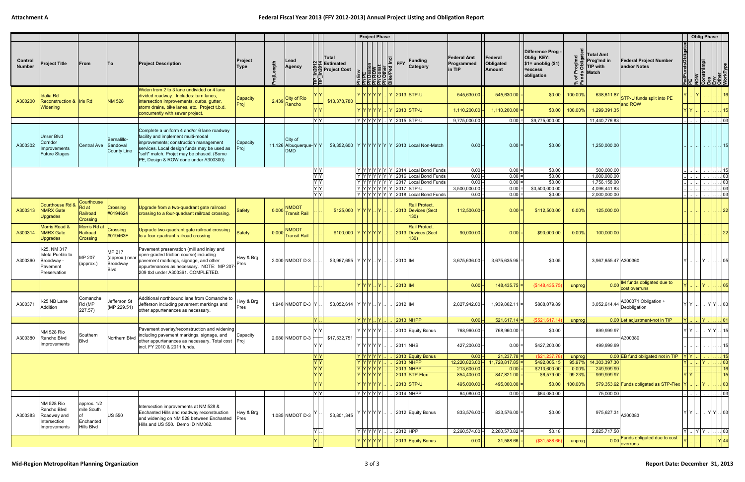Attachment A

# Federal Fiscal Year 2013 (FFY 2012-2013) Annual Project Listing and Obligation Report

| Control Number | Project Title | From | To | Project Description | Project Type | ProjLength | Lead Agency | TIP_In2012 | TIP_In2014 | Total Estimated Project Cost | Ph Env | Ph PE | Ph Design | Ph ROW | Ph Const | Ph Other | Bike/Ped Incl | FFY | Funding Category | Federal Amt Programmed in TIP | Federal Obligated Amount | Difference Prog - Oblig KEY: $1= unoblig ($1) =excess obligation | % of Prog'md Funds Obligated | Total Amt Prog'md in TIP with Match | Federal Project Number and/or Notes | FedFundsObligated | PE | ROW | Constr/Impl | Des | Env | Other | WorkType |
|---|---|---|---|---|---|---|---|---|---|---|---|---|---|---|---|---|---|---|---|---|---|---|---|---|---|---|---|---|---|---|---|---|---|
| A300200 | Idalia Rd Reconstruction & Widening | Iris Rd | NM 528 | Widen from 2 to 3 lane undivided or 4 lane divided roadway. Includes: turn lanes, intersection improvements, curbs, gutter, storm drains, bike lanes, etc. Project t.b.d. concurrently with sewer project. | Capacity Proj | 2.439 | City of Rio Rancho | Y | Y | $13,378,780 | Y | Y | Y | Y | Y | .. | Y | 2013 | STP-U | 545,630.00 | 545,630.00 | $0.00 | 100.00% | 638,611.87 | STP-U funds split into PE and ROW | Y | .. | Y | .. | .. | .. | .. | 16 |
| | | | | | | | | Y | Y | | Y | Y | Y | Y | Y | .. | Y | 2013 | STP-U | 1,110,200.00 | 1,110,200.00 | $0.00 | 100.00% | 1,299,391.35 | | Y | Y | .. | .. | .. | .. | .. | 15 |
| | | | | | | | | Y | Y | | Y | Y | Y | Y | Y | .. | Y | 2015 | STP-U | 9,775,000.00 | 0.00 | $9,775,000.00 | | 11,440,776.83 | | .. | .. | .. | .. | .. | .. | .. | 03 |
| A300302 | Unser Blvd Corridor Improvements Future Stages | Central Ave | Bernalillo-Sandoval County Line | Complete a uniform 4 and/or 6 lane roadway facility and implement multi-modal improvements; construction management services. Local design funds may be used as "soft" match. Projet may be phased. (Some PE, Design & ROW done under A300300) | Capacity Proj | 11.126 | City of Albuquerque-DMD | Y | Y | $9,352,600 | Y | Y | Y | Y | Y | Y | Y | 2013 | Local Non-Match | 0.00 | 0.00 | $0.00 | | 1,250,000.00 | | .. | .. | .. | .. | .. | .. | .. | 15 |
| | | | | | | | | Y | Y | | Y | Y | Y | Y | Y | Y | Y | 2014 | Local Bond Funds | 0.00 | 0.00 | $0.00 | | 500,000.00 | | .. | .. | .. | .. | .. | .. | .. | 15 |
| | | | | | | | | Y | Y | | Y | Y | Y | Y | Y | Y | Y | 2016 | Local Bond Funds | 0.00 | 0.00 | $0.00 | | 1,000,000.00 | | .. | .. | .. | .. | .. | .. | .. | 03 |
| | | | | | | | | Y | Y | | Y | Y | Y | Y | Y | Y | Y | 2017 | Local Bond Funds | 0.00 | 0.00 | $0.00 | | 1,756,158.00 | | .. | .. | .. | .. | .. | .. | .. | 03 |
| | | | | | | | | Y | Y | | Y | Y | Y | Y | Y | Y | Y | 2017 | STP-U | 3,500,000.00 | 0.00 | $3,500,000.00 | | 4,096,441.83 | | .. | .. | .. | .. | .. | .. | .. | 03 |
| | | | | | | | | Y | Y | | Y | Y | Y | Y | Y | Y | Y | 2018 | Local Bond Funds | 0.00 | 0.00 | $0.00 | | 2,000,000.00 | | .. | .. | .. | .. | .. | .. | .. | 03 |
| A300313 | Courthouse Rd & NMRX Gate Upgrades | Courthouse Rd at Railroad Crossing | Crossing #0194624 | Upgrade from a two-quadrant gate railroad crossing to a four-quadrant railroad crossing. | Safety | 0.000 | NMDOT Transit Rail | .. | .. | $125,000 | Y | Y | Y | .. | Y | .. | .. | 2013 | Rail Protect. Devices (Sect 130) | 112,500.00 | 0.00 | $112,500.00 | 0.00% | 125,000.00 | | .. | .. | .. | .. | .. | .. | .. | 22 |
| A300314 | Morris Road & NMRX Gate Upgrades | Morris Rd at Railroad Crossing | Crossing #019463F | Upgrade two-quadrant gate railroad crossing to a four-quadrant railroad crossing. | Safety | 0.000 | NMDOT Transit Rail | .. | .. | $100,000 | Y | Y | Y | Y | Y | .. | .. | 2013 | Rail Protect. Devices (Sect 130) | 90,000.00 | 0.00 | $90,000.00 | 0.00% | 100,000.00 | | .. | .. | .. | .. | .. | .. | .. | 22 |
| A300360 | I-25, NM 317 Isleta Pueblo to Broadway - Pavement Preservation | MP 207 (approx.) | MP 217 (approx.) near Broadway Blvd | Pavement preservation (mill and inlay and open-graded friction course) including pavement markings, signage, and other appurtenances as necessary. NOTE: MP 207-209 tbd under A300361. COMPLETED. | Hwy & Brg Pres | 2.000 | NMDOT D-3 | .. | .. | $3,967,655 | Y | Y | Y | .. | Y | .. | .. | 2010 | IM | 3,675,636.00 | 3,675,635.95 | $0.05 | | 3,967,655.47 | A300360 | Y | .. | .. | Y | .. | .. | .. | 05 |
| | | | | | | | | .. | .. | | Y | Y | Y | .. | Y | .. | .. | 2013 | IM | 0.00 | 148,435.75 | ($148,435.75) | unprog | 0.00 | IM funds obligated due to cost overruns | Y | .. | .. | Y | .. | .. | .. | 05 |
| A300371 | I-25 NB Lane Addition | Comanche Rd (MP 227.57) | Jefferson St (MP 229.51) | Additional northbound lane from Comanche to Jefferson including pavement markings and other appurtenances as necessary. | Hwy & Brg Pres | 1.940 | NMDOT D-3 | Y | .. | $3,052,614 | Y | Y | Y | .. | Y | .. | .. | 2012 | IM | 2,827,942.00 | 1,939,862.11 | $888,079.89 | | 3,052,614.44 | A300371 Obligation + Deobligation | Y | Y | .. | .. | Y | Y | .. | 03 |
| | | | | | | | | .. | .. | | Y | Y | Y | .. | Y | .. | .. | 2013 | NHPP | 0.00 | 521,617.14 | ($521,617.14) | unprog | 0.00 | Let adjustment-not in TIP | Y | .. | .. | Y | .. | .. | .. | 01 |
| A300380 | NM 528 Rio Rancho Blvd Improvements | Southern Blvd | Northern Blvd | Pavement overlay/reconstruction and widening including pavement markings, signage, and other appurtenances as necessary. Total cost incl. FY 2010 & 2011 funds. | Capacity Proj | 2.680 | NMDOT D-3 | Y | Y | $17,532,751 | Y | Y | Y | Y | Y | .. | .. | 2010 | Equity Bonus | 768,960.00 | 768,960.00 | $0.00 | | 899,999.97 | A300380 | Y | Y | .. | .. | Y | Y | .. | 15 |
| | | | | | | | | Y | Y | | Y | Y | Y | Y | Y | .. | .. | 2011 | NHS | 427,200.00 | 0.00 | $427,200.00 | | 499,999.99 | | .. | .. | .. | .. | .. | .. | .. | 15 |
| | | | | | | | | Y | Y | | Y | Y | Y | Y | Y | .. | .. | 2013 | Equity Bonus | 0.00 | 21,237.78 | ($21,237.78) | unprog | 0.00 | EB fund obligated not in TIP | Y | Y | .. | .. | .. | .. | .. | 15 |
| | | | | | | | | Y | Y | | Y | Y | Y | Y | Y | .. | .. | 2013 | NHPP | 12,220,823.00 | 11,728,817.85 | $492,005.15 | 95.97% | 14,303,397.30 | | Y | .. | .. | Y | .. | .. | .. | 03 |
| | | | | | | | | Y | Y | | Y | Y | Y | Y | Y | .. | .. | 2013 | NHPP | 213,600.00 | 0.00 | $213,600.00 | 0.00% | 249,999.99 | | .. | .. | .. | .. | .. | .. | .. | 16 |
| | | | | | | | | Y | Y | | Y | Y | Y | Y | Y | .. | .. | 2013 | STP-Flex | 854,400.00 | 847,821.00 | $6,579.00 | 99.23% | 999,999.97 | | Y | Y | .. | .. | .. | .. | .. | 15 |
| | | | | | | | | Y | Y | | Y | Y | Y | Y | Y | .. | .. | 2013 | STP-U | 495,000.00 | 495,000.00 | $0.00 | 100.00% | 579,353.92 | Funds obligated as STP-Flex | Y | .. | .. | Y | .. | .. | .. | 03 |
| | | | | | | | | Y | Y | | Y | Y | Y | Y | Y | .. | .. | 2014 | NHPP | 64,080.00 | 0.00 | $64,080.00 | | 75,000.00 | | .. | .. | .. | .. | .. | .. | .. | 03 |
| A300383 | NM 528 Rio Rancho Blvd Roadway and Intersection Improvements | approx. 1/2 mile South of Enchanted Hills Blvd | US 550 | Intersection improvements at NM 528 & Enchanted Hills and roadway reconstruction and widening on NM 528 between Enchanted Hills and US 550. Demo ID NM062. | Hwy & Brg Pres | 1.085 | NMDOT D-3 | Y | .. | $3,801,345 | Y | Y | Y | Y | Y | .. | .. | 2012 | Equity Bonus | 833,576.00 | 833,576.00 | $0.00 | | 975,627.31 | A300383 | Y | Y | .. | .. | Y | Y | .. | 03 |
| | | | | | | | | Y | .. | | Y | Y | Y | Y | Y | .. | .. | 2012 | HPP | 2,260,574.00 | 2,260,573.82 | $0.18 | | 2,825,717.50 | | Y | .. | Y | Y | .. | .. | .. | 03 |
| | | | | | | | | Y | .. | | Y | Y | Y | Y | Y | .. | .. | 2013 | Equity Bonus | 0.00 | 31,588.66 | ($31,588.66) | unprog | 0.00 | Funds obligated due to cost overruns | Y | .. | .. | .. | .. | .. | Y | 44 |

Mid-Region Metropolitan Planning Organization | Report Date: December 31, 2013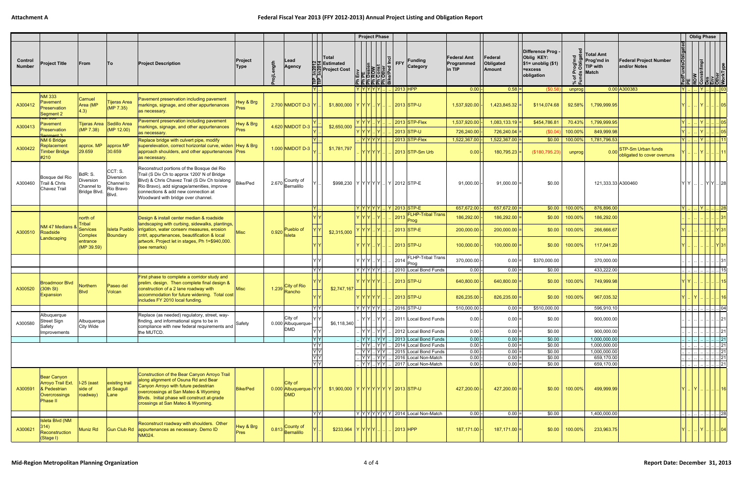| Control Number | Project Title | From | To | Project Description | Project Type | ProjLength | Lead Agency | TIP In2012 | TIP In2014 | Total Estimated Project Cost | Ph Env | Ph PE | Ph Design | Ph ROW | Ph Const | Ph Other | Bike/Ped Incl | FFY | Funding Category | Federal Amt Programmed in TIP | | Federal Obligated Amount | | Difference Prog - Oblig KEY: $1= unoblig ($1) =excess obligation | % of Prog'md Funds Obligated | Total Amt Prog'md in TIP with Match | Federal Project Number and/or Notes | FedFundsObligated | PE | ROW | Constr/Impl | Des | Env | Other | WorkType |
|---|---|---|---|---|---|---|---|---|---|---|---|---|---|---|---|---|---|---|---|---|---|---|---|---|---|---|---|---|---|---|---|---|---|---|---|
| | | | | | | | | Y | .. | | Y | Y | Y | Y | Y | .. | .. | 2013 | HPP | 0.00 | - | 0.58 | = | ($0.58) | unprog | 0.00 | A300383 | Y | .. | .. | Y | .. | .. | .. | 03 |
| A300412 | NM 333 Pavement Preservation Segment 2 | Carnuel Area (MP 4.3) | Tijeras Area (MP 7.35) | Pavement preservation including pavement markings, signage, and other appurtenances as necessary. | Hwy & Brg Pres | 2.700 | NMDOT D-3 | Y | .. | $1,800,000 | Y | Y | Y | .. | Y | .. | .. | 2013 | STP-U | 1,537,920.00 | - | 1,423,845.32 | = | $114,074.68 | 92.58% | 1,799,999.95 | | Y | .. | .. | Y | .. | .. | .. | 05 |
| A300413 | NM 333 Pavement Preservation Segment 3 | Tijeras Area (MP 7.38) | Sedillo Area (MP 12.00) | Pavement preservation including pavement markings, signage, and other appurtenances as necessary. | Hwy & Brg Pres | 4.620 | NMDOT D-3 | Y | .. | $2,650,000 | Y | Y | Y | .. | Y | .. | .. | 2013 | STP-Flex | 1,537,920.00 | - | 1,083,133.19 | = | $454,786.81 | 70.43% | 1,799,999.95 | | Y | .. | .. | Y | .. | .. | .. | 05 |
| | | | | | | | | Y | .. | | Y | Y | Y | .. | Y | .. | .. | 2013 | STP-U | 726,240.00 | - | 726,240.04 | = | ($0.04) | 100.00% | 849,999.98 | | Y | .. | .. | Y | .. | .. | .. | 05 |
| A300422 | NM 6 Bridge Replacement Timber Bridge #210 | approx. MP 29.659 | approx MP 30.659 | Replace bridge with culvert pipe, modify superelevation, correct horizontal curve, widen approach shoulders, and other appurtenances as necessary. | Hwy & Brg Pres | 1.000 | NMDOT D-3 | Y | .. | $1,781,797 | .. | Y | Y | Y | Y | .. | .. | 2013 | STP-Flex | 1,522,367.00 | - | 1,522,367.00 | = | $0.00 | 100.00% | 1,781,796.53 | | Y | .. | .. | Y | .. | .. | .. | 11 |
| | | | | | | | | Y | .. | | .. | Y | Y | Y | Y | .. | .. | 2013 | STP-Sm Urb | 0.00 | - | 180,795.23 | = | ($180,795.23) | unprog | 0.00 | STP-Sm Urban funds obligated to cover overruns | Y | .. | .. | Y | .. | .. | .. | 11 |
| A300460 | Bosque del Rio Trail & Chris Chavez Trail | BdR: S. Diversion Channel to Bridge Blvd. | CCT: S. Diversion Channel to Rio Bravo Blvd. | Reconstruct portions of the Bosque del Rio Trail (S Div Ch to approx 1200' N of Bridge Blvd) & Chris Chavez Trail (S Div Ch to/along Rio Bravo), add signage/amenities, improve connections & add new connection at Woodward with bridge over channel. | Bike/Ped | 2.670 | County of Bernalillo | Y | .. | $998,230 | Y | Y | Y | Y | Y | .. | Y | 2012 | STP-E | 91,000.00 | - | 91,000.00 | = | $0.00 | | 121,333.33 | A300460 | Y | Y | .. | .. | Y | Y | .. | 28 |
| | | | | | | | | Y | .. | | Y | Y | Y | Y | Y | .. | Y | 2013 | STP-E | 657,672.00 | - | 657,672.00 | = | $0.00 | 100.00% | 876,896.00 | | Y | .. | .. | Y | .. | .. | .. | 28 |
| A300510 | NM 47 Medians & Roadside Landscaping | north of Tribal Services Complex entrance (MP 39.59) | Isleta Pueblo Boundary | Design & install center median & roadside landscaping with curbing, sidewalks, plantings, irrigation, water conserv measures, erosion cntrl, appurtenances, beautification & local artwork. Project let in stages, Ph 1=$940,000. (see remarks) | Misc | 0.920 | Pueblo of Isleta | Y | Y | $2,315,000 | Y | Y | Y | .. | Y | .. | .. | 2013 | FLHP-Tribal Trans Prog | 186,292.00 | - | 186,292.00 | = | $0.00 | 100.00% | 186,292.00 | | .. | .. | .. | .. | .. | .. | .. | 31 |
| | | | | | | | | Y | Y | | Y | Y | Y | .. | Y | .. | .. | 2013 | STP-E | 200,000.00 | - | 200,000.00 | = | $0.00 | 100.00% | 266,666.67 | | Y | .. | .. | .. | .. | .. | Y | 31 |
| | | | | | | | | Y | Y | | Y | Y | Y | .. | Y | .. | .. | 2013 | STP-U | 100,000.00 | - | 100,000.00 | = | $0.00 | 100.00% | 117,041.20 | | Y | .. | .. | .. | .. | .. | Y | 31 |
| | | | | | | | | Y | Y | | Y | Y | Y | .. | Y | .. | .. | 2014 | FLHP-Tribal Trans Prog | 370,000.00 | - | 0.00 | = | $370,000.00 | | 370,000.00 | | .. | .. | .. | .. | .. | .. | .. | 31 |
| A300520 | Broadmoor Blvd (30th St) Expansion | Northern Blvd | Paseo del Volcan | First phase to complete a corridor study and prelim. design. Then complete final design & construction of a 2 lane roadway with accommodation for future widening. Total cost includes FY 2010 local funding. | Misc | 1.239 | City of Rio Rancho | Y | Y | $2,747,167 | Y | Y | Y | Y | Y | .. | .. | 2010 | Local Bond Funds | 0.00 | - | 0.00 | = | $0.00 | | 433,222.00 | | .. | .. | .. | .. | .. | .. | .. | 15 |
| | | | | | | | | Y | Y | | Y | Y | Y | Y | Y | .. | .. | 2013 | STP-U | 640,800.00 | - | 640,800.00 | = | $0.00 | 100.00% | 749,999.98 | | Y | Y | .. | .. | .. | .. | .. | 15 |
| | | | | | | | | Y | Y | | Y | Y | Y | Y | Y | .. | .. | 2013 | STP-U | 826,235.00 | - | 826,235.00 | = | $0.00 | 100.00% | 967,035.32 | | Y | .. | Y | .. | .. | .. | .. | 16 |
| | | | | | | | | Y | Y | | Y | Y | Y | Y | Y | .. | .. | 2016 | STP-U | 510,000.00 | - | 0.00 | = | $510,000.00 | | 596,910.10 | | .. | .. | .. | .. | .. | .. | .. | 04 |
| A300580 | Albuquerque Street Sign Safety Improvements | Albuquerque City Wide | | Replace (as needed) regulatory, street, way-finding, and informational signs to be in compliance with new federal requirements and the MUTCD. | Safety | 0.000 | City of Albuquerque-DMD | Y | Y | $6,118,340 | .. | Y | Y | .. | Y | Y | .. | 2011 | Local Bond Funds | 0.00 | - | 0.00 | = | $0.00 | | 900,000.00 | | .. | .. | .. | .. | .. | .. | .. | 21 |
| | | | | | | | | Y | Y | | .. | Y | Y | .. | Y | Y | .. | 2012 | Local Bond Funds | 0.00 | - | 0.00 | = | $0.00 | | 900,000.00 | | .. | .. | .. | .. | .. | .. | .. | 21 |
| | | | | | | | | Y | Y | | .. | Y | Y | .. | Y | Y | .. | 2013 | Local Bond Funds | 0.00 | - | 0.00 | = | $0.00 | | 1,000,000.00 | | .. | .. | .. | .. | .. | .. | .. | 21 |
| | | | | | | | | Y | Y | | .. | Y | Y | .. | Y | Y | .. | 2014 | Local Bond Funds | 0.00 | - | 0.00 | = | $0.00 | | 1,000,000.00 | | .. | .. | .. | .. | .. | .. | .. | 21 |
| | | | | | | | | Y | Y | | .. | Y | Y | .. | Y | Y | .. | 2015 | Local Bond Funds | 0.00 | - | 0.00 | = | $0.00 | | 1,000,000.00 | | .. | .. | .. | .. | .. | .. | .. | 21 |
| | | | | | | | | Y | Y | | .. | Y | Y | .. | Y | Y | .. | 2016 | Local Non-Match | 0.00 | - | 0.00 | = | $0.00 | | 659,170.00 | | .. | .. | .. | .. | .. | .. | .. | 21 |
| | | | | | | | | Y | Y | | .. | Y | Y | .. | Y | Y | .. | 2017 | Local Non-Match | 0.00 | - | 0.00 | = | $0.00 | | 659,170.00 | | .. | .. | .. | .. | .. | .. | .. | 21 |
| A300591 | Bear Canyon Arroyo Trail Ext. & Pedestrian Overcrossings Phase II | I-25 (east side of roadway) | existing trail at Seagull Lane | Construction of the Bear Canyon Arroyo Trail along alignment of Osuna Rd and Bear Canyon Arroyo with future pedestrian overcrossings at San Mateo & Wyoming Blvds. Initial phase will construct at-grade crossings at San Mateo & Wyoming. | Bike/Ped | 0.000 | City of Albuquerque-DMD | Y | Y | $1,900,000 | Y | Y | Y | Y | Y | Y | Y | 2013 | STP-U | 427,200.00 | - | 427,200.00 | = | $0.00 | 100.00% | 499,999.99 | | Y | .. | Y | .. | .. | .. | .. | 16 |
| | | | | | | | | Y | Y | | Y | Y | Y | Y | Y | Y | Y | 2014 | Local Non-Match | 0.00 | - | 0.00 | = | $0.00 | | 1,400,000.00 | | .. | .. | .. | .. | .. | .. | .. | 28 |
| A300621 | Isleta Blvd (NM 314) Reconstruction (Stage I) | Muniz Rd | Gun Club Rd | Reconstruct roadway with shoulders. Other appurtenances as necessary. Demo ID NM024. | Hwy & Brg Pres | 0.813 | County of Bernalillo | Y | .. | $233,964 | Y | Y | Y | Y | .. | .. | .. | 2013 | HPP | 187,171.00 | - | 187,171.00 | = | $0.00 | 100.00% | 233,963.75 | | Y | .. | .. | Y | .. | .. | .. | 04 |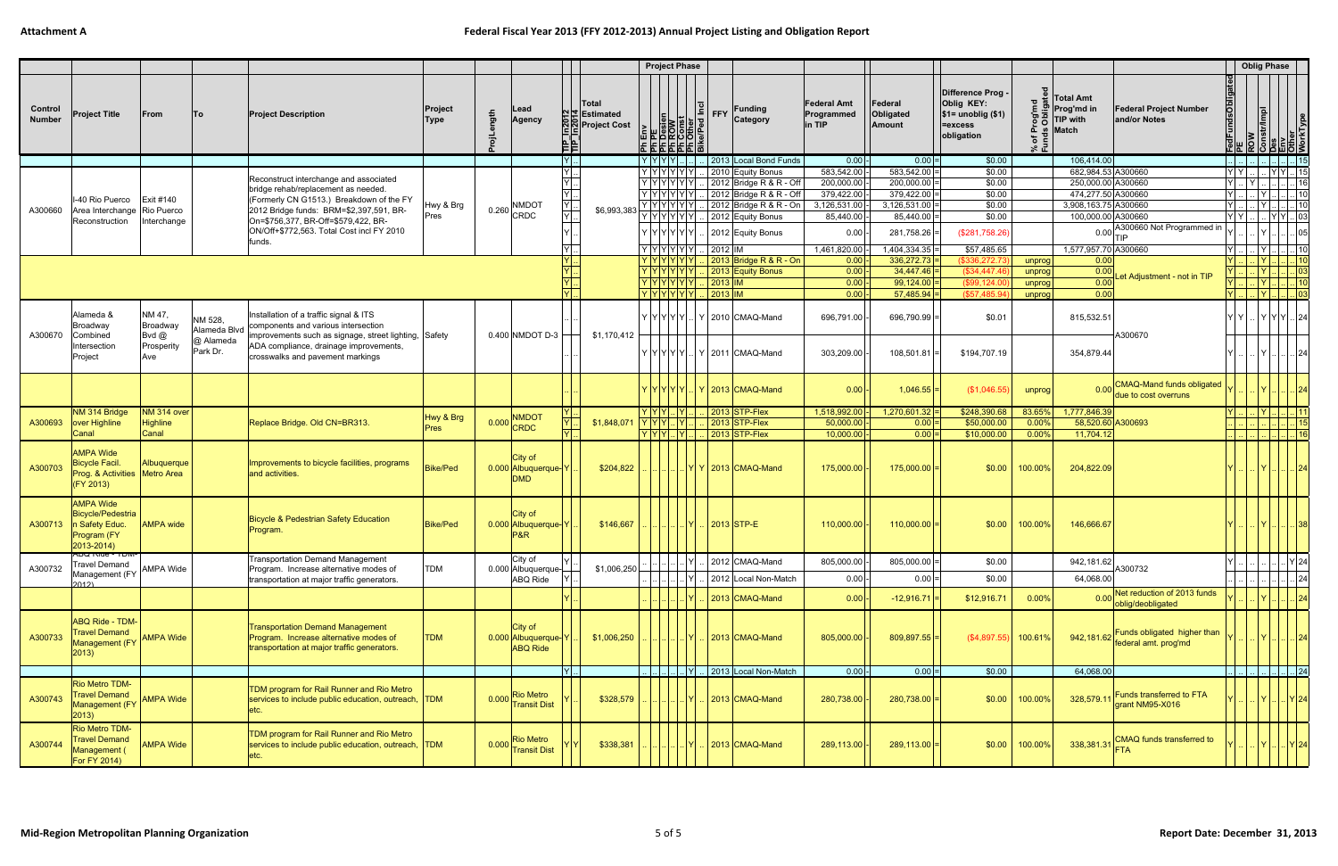Attachment A

# Federal Fiscal Year 2013 (FFY 2012-2013) Annual Project Listing and Obligation Report

| Control Number | Project Title | From | To | Project Description | Project Type | ProjLength | Lead Agency | TIP In2012 | TIP In2014 | Total Estimated Project Cost | Ph Env | Ph PE | Ph Design | Ph ROW | Ph Const | Ph Other | Bike/Ped Incl | FFY | Funding Category | Federal Amt Programmed in TIP | Federal Obligated Amount | Difference Prog - Oblig KEY: $1= unoblig ($1) =excess obligation | % of Prog'md Funds Obligated | Total Amt Prog'md in TIP with Match | Federal Project Number and/or Notes | FedFundsObligated | PE | ROW | Constr/Impl | Des | Env | Other | WorkType |
|---|---|---|---|---|---|---|---|---|---|---|---|---|---|---|---|---|---|---|---|---|---|---|---|---|---|---|---|---|---|---|---|---|---|
| | | | | | | | | Y | .. | | Y | Y | Y | Y | .. | .. | | 2013 | Local Bond Funds | 0.00 | 0.00 | $0.00 | | 106,414.00 | | | | | | | | | 15 |
| A300660 | I-40 Rio Puerco Area Interchange Reconstruction | Exit #140 Rio Puerco Interchange | | Reconstruct interchange and associated bridge rehab/replacement as needed. (Formerly CN G1513.) Breakdown of the FY 2012 Bridge funds: BRM=$2,397,591, BR-On=$756,377, BR-Off=$579,422, BR-ON/Off+$772,563. Total Cost incl FY 2010 funds. | Hwy & Brg Pres | 0.260 | NMDOT CRDC | Y | .. | $6,993,383 | Y | Y | Y | Y | Y | Y | | 2010 | Equity Bonus | 583,542.00 | 583,542.00 | $0.00 | | 682,984.53 | A300660 | Y | Y | .. | .. | Y | Y | .. | 15 |
| | | | | | | | | Y | .. | | Y | Y | Y | Y | Y | Y | | 2012 | Bridge R & R - Off | 200,000.00 | 200,000.00 | $0.00 | | 250,000.00 | A300660 | Y | .. | Y | .. | .. | .. | .. | 16 |
| | | | | | | | | Y | .. | | Y | Y | Y | Y | Y | Y | | 2012 | Bridge R & R - Off | 379,422.00 | 379,422.00 | $0.00 | | 474,277.50 | A300660 | Y | .. | .. | Y | .. | .. | .. | 10 |
| | | | | | | | | Y | .. | | Y | Y | Y | Y | Y | Y | | 2012 | Bridge R & R - On | 3,126,531.00 | 3,126,531.00 | $0.00 | | 3,908,163.75 | A300660 | Y | .. | .. | Y | .. | .. | .. | 10 |
| | | | | | | | | Y | .. | | Y | Y | Y | Y | Y | Y | | 2012 | Equity Bonus | 85,440.00 | 85,440.00 | $0.00 | | 100,000.00 | A300660 | Y | Y | .. | .. | Y | Y | .. | 03 |
| | | | | | | | | Y | .. | | Y | Y | Y | Y | Y | Y | | 2012 | Equity Bonus | 0.00 | 281,758.26 | ($281,758.26) | | 0.00 | A300660 Not Programmed in TIP | Y | .. | .. | Y | .. | .. | .. | 05 |
| | | | | | | | | Y | .. | | Y | Y | Y | Y | Y | Y | | 2012 | IM | 1,461,820.00 | 1,404,334.35 | $57,485.65 | | 1,577,957.70 | A300660 | Y | .. | .. | Y | .. | .. | .. | 10 |
| | | | | | | | | Y | .. | | Y | Y | Y | Y | Y | Y | | 2013 | Bridge R & R - On | 0.00 | 336,272.73 | ($336,272.73) | unprog | 0.00 | Let Adjustment - not in TIP | Y | .. | .. | Y | .. | .. | .. | 10 |
| | | | | | | | | Y | .. | | Y | Y | Y | Y | Y | Y | | 2013 | Equity Bonus | 0.00 | 34,447.46 | ($34,447.46) | unprog | 0.00 | | Y | .. | .. | Y | .. | .. | .. | 03 |
| | | | | | | | | Y | .. | | Y | Y | Y | Y | Y | Y | | 2013 | IM | 0.00 | 99,124.00 | ($99,124.00) | unprog | 0.00 | | Y | .. | .. | Y | .. | .. | .. | 10 |
| | | | | | | | | Y | .. | | Y | Y | Y | Y | Y | Y | | 2013 | IM | 0.00 | 57,485.94 | ($57,485.94) | unprog | 0.00 | | Y | .. | .. | Y | .. | .. | .. | 03 |
| A300670 | Alameda & Broadway Combined Intersection Project | NM 47, Broadway Bvd @ Prosperity Ave | NM 528, Alameda Blvd @ Alameda Park Dr. | Installation of a traffic signal & ITS components and various intersection improvements such as signage, street lighting, ADA compliance, drainage improvements, crosswalks and pavement markings | Safety | 0.400 | NMDOT D-3 | .. | .. | $1,170,412 | Y | Y | Y | Y | Y | .. | Y | 2010 | CMAQ-Mand | 696,791.00 | 696,790.99 | $0.01 | | 815,532.51 | A300670 | Y | Y | .. | Y | Y | Y | .. | 24 |
| | | | | | | | | .. | .. | | Y | Y | Y | Y | Y | .. | Y | 2011 | CMAQ-Mand | 303,209.00 | 108,501.81 | $194,707.19 | | 354,879.44 | | Y | .. | .. | Y | .. | .. | .. | 24 |
| | | | | | | | | .. | .. | | Y | Y | Y | Y | Y | .. | Y | 2013 | CMAQ-Mand | 0.00 | 1,046.55 | ($1,046.55) | unprog | 0.00 | CMAQ-Mand funds obligated due to cost overruns | Y | .. | .. | Y | .. | .. | .. | 24 |
| A300693 | NM 314 Bridge over Highline Canal | NM 314 over Highline Canal | | Replace Bridge. Old CN=BR313. | Hwy & Brg Pres | 0.000 | NMDOT CRDC | Y | .. | $1,848,071 | Y | Y | Y | .. | Y | .. | .. | 2013 | STP-Flex | 1,518,992.00 | 1,270,601.32 | $248,390.68 | 83.65% | 1,777,846.39 | A300693 | Y | .. | .. | Y | .. | .. | .. | 11 |
| | | | | | | | | Y | .. | | Y | Y | Y | .. | Y | .. | .. | 2013 | STP-Flex | 50,000.00 | 0.00 | $50,000.00 | 0.00% | 58,520.60 | | .. | .. | .. | .. | .. | .. | .. | 15 |
| | | | | | | | | Y | .. | | Y | Y | Y | .. | Y | .. | .. | 2013 | STP-Flex | 10,000.00 | 0.00 | $10,000.00 | 0.00% | 11,704.12 | | .. | .. | .. | .. | .. | .. | .. | 16 |
| A300703 | AMPA Wide Bicycle Facil. Prog. & Activities (FY 2013) | Albuquerque Metro Area | | Improvements to bicycle facilities, programs and activities. | Bike/Ped | 0.000 | City of Albuquerque-DMD | Y | .. | $204,822 | .. | .. | .. | .. | .. | Y | Y | 2013 | CMAQ-Mand | 175,000.00 | 175,000.00 | $0.00 | 100.00% | 204,822.09 | | Y | .. | .. | Y | .. | .. | .. | 24 |
| A300713 | AMPA Wide Bicycle/Pedestrian Safety Educ. Program (FY 2013-2014) | AMPA wide | | Bicycle & Pedestrian Safety Education Program. | Bike/Ped | 0.000 | City of Albuquerque-P&R | Y | .. | $146,667 | .. | .. | .. | .. | .. | Y | .. | 2013 | STP-E | 110,000.00 | 110,000.00 | $0.00 | 100.00% | 146,666.67 | | Y | .. | .. | Y | .. | .. | .. | 38 |
| A300732 | ABQ Ride - TDM-Travel Demand Management (FY 2012) | AMPA Wide | | Transportation Demand Management Program. Increase alternative modes of transportation at major traffic generators. | TDM | 0.000 | City of Albuquerque-ABQ Ride | Y | .. | $1,006,250 | .. | .. | .. | .. | .. | Y | .. | 2012 | CMAQ-Mand | 805,000.00 | 805,000.00 | $0.00 | | 942,181.62 | A300732 | Y | .. | .. | .. | .. | .. | Y | 24 |
| | | | | | | | | Y | .. | | .. | .. | .. | .. | .. | Y | .. | 2012 | Local Non-Match | 0.00 | 0.00 | $0.00 | | 64,068.00 | | .. | .. | .. | .. | .. | .. | .. | 24 |
| | | | | | | | | Y | .. | | .. | .. | .. | .. | .. | Y | .. | 2013 | CMAQ-Mand | 0.00 | -12,916.71 | $12,916.71 | 0.00% | 0.00 | Net reduction of 2013 funds oblig/deobligated | Y | .. | .. | Y | .. | .. | .. | 24 |
| A300733 | ABQ Ride - TDM-Travel Demand Management (FY 2013) | AMPA Wide | | Transportation Demand Management Program. Increase alternative modes of transportation at major traffic generators. | TDM | 0.000 | City of Albuquerque-ABQ Ride | Y | .. | $1,006,250 | .. | .. | .. | .. | .. | Y | .. | 2013 | CMAQ-Mand | 805,000.00 | 809,897.55 | ($4,897.55) | 100.61% | 942,181.62 | Funds obligated higher than federal amt. prog'md | Y | .. | .. | Y | .. | .. | .. | 24 |
| | | | | | | | | Y | .. | | .. | .. | .. | .. | .. | Y | .. | 2013 | Local Non-Match | 0.00 | 0.00 | $0.00 | | 64,068.00 | | .. | .. | .. | .. | .. | .. | .. | 24 |
| A300743 | Rio Metro TDM-Travel Demand Management (FY 2013) | AMPA Wide | | TDM program for Rail Runner and Rio Metro services to include public education, outreach, etc. | TDM | 0.000 | Rio Metro Transit Dist | Y | .. | $328,579 | .. | .. | .. | .. | .. | Y | .. | 2013 | CMAQ-Mand | 280,738.00 | 280,738.00 | $0.00 | 100.00% | 328,579.11 | Funds transferred to FTA grant NM95-X016 | Y | .. | .. | Y | .. | .. | Y | 24 |
| A300744 | Rio Metro TDM-Travel Demand Management ( For FY 2014) | AMPA Wide | | TDM program for Rail Runner and Rio Metro services to include public education, outreach, etc. | TDM | 0.000 | Rio Metro Transit Dist | Y | Y | $338,381 | .. | .. | .. | .. | .. | Y | .. | 2013 | CMAQ-Mand | 289,113.00 | 289,113.00 | $0.00 | 100.00% | 338,381.31 | CMAQ funds transferred to FTA | Y | .. | .. | Y | .. | .. | Y | 24 |

Mid-Region Metropolitan Planning Organization

Report Date: December 31, 2013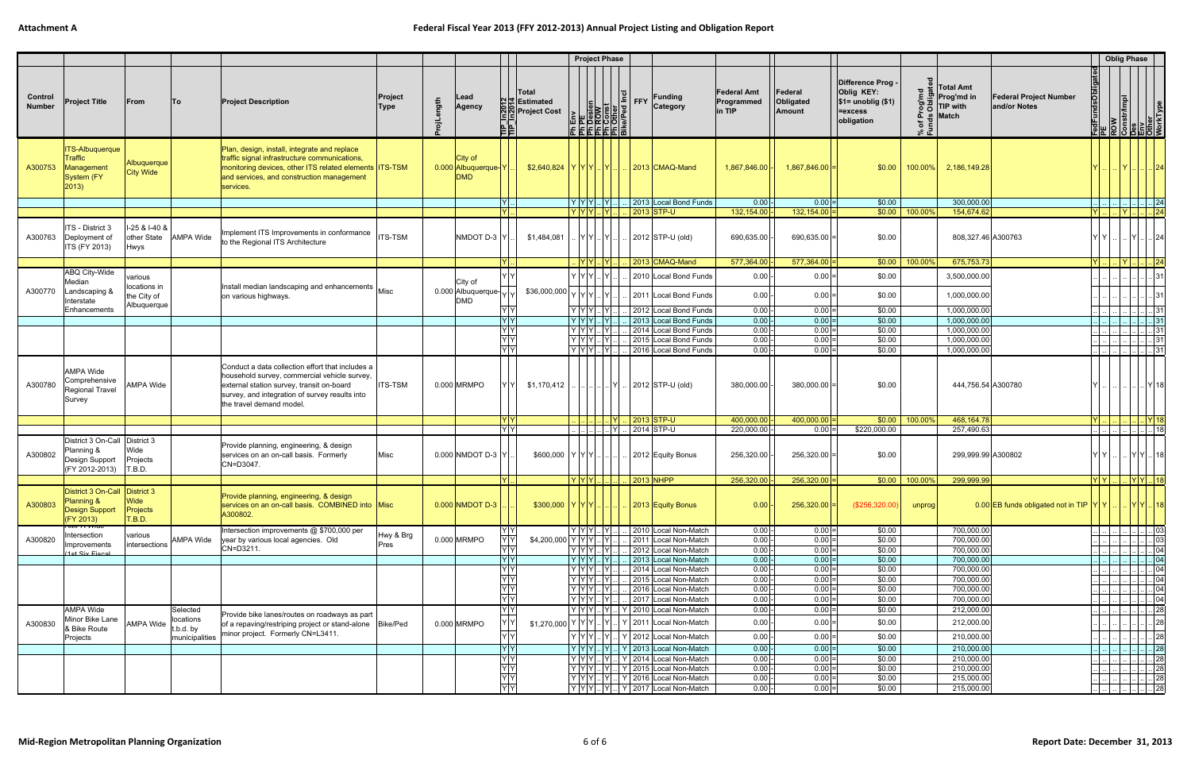**Attachment A**

# Federal Fiscal Year 2013 (FFY 2012-2013) Annual Project Listing and Obligation Report

| Control Number | Project Title | From | To | Project Description | Project Type | ProjLength | Lead Agency | TIP In2012 | TIP In2014 | Total Estimated Project Cost | Ph Env | Ph PE | Ph Design | Ph ROW | Ph Const | Ph Other | Bike/Ped Incl | FFY | Funding Category | Federal Amt Programmed in TIP | Federal Obligated Amount | Difference Prog - Oblig KEY: $1= unoblig ($1) =excess obligation | % of Prog'md Funds Obligated | Total Amt Prog'md in TIP with Match | Federal Project Number and/or Notes | FedFundsObligated | PE | ROW | Constr/Impl | Des | Env | Other | WorkType |
|---|---|---|---|---|---|---|---|---|---|---|---|---|---|---|---|---|---|---|---|---|---|---|---|---|---|---|---|---|---|---|---|---|---|
| A300753 | ITS-Albuquerque Traffic Management System (FY 2013) | Albuquerque City Wide | | Plan, design, install, integrate and replace traffic signal infrastructure communications, monitoring devices, other ITS related elements and services, and construction management services. | ITS-TSM | 0.000 | City of Albuquerque-DMD | Y | .. | $2,640,824 | Y | Y | Y | .. | Y | .. | .. | 2013 | CMAQ-Mand | 1,867,846.00 | 1,867,846.00 | $0.00 | 100.00% | 2,186,149.28 | | Y | .. | .. | Y | .. | .. | .. | 24 |
| | | | | | | | | Y | .. | | Y | Y | Y | .. | Y | .. | .. | 2013 | Local Bond Funds | 0.00 | 0.00 | $0.00 | | 300,000.00 | | .. | .. | .. | .. | .. | .. | .. | 24 |
| | | | | | | | | Y | .. | | Y | Y | Y | .. | Y | .. | .. | 2013 | STP-U | 132,154.00 | 132,154.00 | $0.00 | 100.00% | 154,674.62 | | Y | .. | .. | Y | .. | .. | .. | 24 |
| A300763 | ITS - District 3 Deployment of ITS (FY 2013) | I-25 & I-40 & other State Hwys | AMPA Wide | Implement ITS Improvements in conformance to the Regional ITS Architecture | ITS-TSM | | NMDOT D-3 | Y | .. | $1,484,081 | .. | Y | Y | .. | Y | .. | .. | 2012 | STP-U (old) | 690,635.00 | 690,635.00 | $0.00 | | 808,327.46 | A300763 | Y | Y | .. | .. | Y | .. | .. | 24 |
| | | | | | | | | Y | .. | | .. | Y | Y | .. | Y | .. | .. | 2013 | CMAQ-Mand | 577,364.00 | 577,364.00 | $0.00 | 100.00% | 675,753.73 | | Y | .. | .. | Y | .. | .. | .. | 24 |
| A300770 | ABQ City-Wide Median Landscaping & Interstate Enhancements | various locations in the City of Albuquerque | | Install median landscaping and enhancements on various highways. | Misc | 0.000 | City of Albuquerque-DMD | Y | Y | $36,000,000 | Y | Y | Y | .. | Y | .. | .. | 2010 | Local Bond Funds | 0.00 | 0.00 | $0.00 | | 3,500,000.00 | | .. | .. | .. | .. | .. | .. | .. | 31 |
| | | | | | | | | Y | Y | | Y | Y | Y | .. | Y | .. | .. | 2011 | Local Bond Funds | 0.00 | 0.00 | $0.00 | | 1,000,000.00 | | .. | .. | .. | .. | .. | .. | .. | 31 |
| | | | | | | | | Y | Y | | Y | Y | Y | .. | Y | .. | .. | 2012 | Local Bond Funds | 0.00 | 0.00 | $0.00 | | 1,000,000.00 | | .. | .. | .. | .. | .. | .. | .. | 31 |
| | | | | | | | | Y | Y | | Y | Y | Y | .. | Y | .. | .. | 2013 | Local Bond Funds | 0.00 | 0.00 | $0.00 | | 1,000,000.00 | | .. | .. | .. | .. | .. | .. | .. | 31 |
| | | | | | | | | Y | Y | | Y | Y | Y | .. | Y | .. | .. | 2014 | Local Bond Funds | 0.00 | 0.00 | $0.00 | | 1,000,000.00 | | .. | .. | .. | .. | .. | .. | .. | 31 |
| | | | | | | | | Y | Y | | Y | Y | Y | .. | Y | .. | .. | 2015 | Local Bond Funds | 0.00 | 0.00 | $0.00 | | 1,000,000.00 | | .. | .. | .. | .. | .. | .. | .. | 31 |
| | | | | | | | | Y | Y | | Y | Y | Y | .. | Y | .. | .. | 2016 | Local Bond Funds | 0.00 | 0.00 | $0.00 | | 1,000,000.00 | | .. | .. | .. | .. | .. | .. | .. | 31 |
| A300780 | AMPA Wide Comprehensive Regional Travel Survey | AMPA Wide | | Conduct a data collection effort that includes a household survey, commercial vehicle survey, external station survey, transit on-board survey, and integration of survey results into the travel demand model. | ITS-TSM | 0.000 | MRMPO | Y | Y | $1,170,412 | .. | .. | .. | .. | .. | Y | .. | 2012 | STP-U (old) | 380,000.00 | 380,000.00 | $0.00 | | 444,756.54 | A300780 | Y | .. | .. | .. | .. | .. | Y | 18 |
| | | | | | | | | Y | Y | | .. | .. | .. | .. | .. | Y | .. | 2013 | STP-U | 400,000.00 | 400,000.00 | $0.00 | 100.00% | 468,164.78 | | Y | .. | .. | .. | .. | .. | Y | 18 |
| | | | | | | | | Y | Y | | .. | .. | .. | .. | .. | Y | .. | 2014 | STP-U | 220,000.00 | 0.00 | $220,000.00 | | 257,490.63 | | .. | .. | .. | .. | .. | .. | .. | 18 |
| A300802 | District 3 On-Call Planning & Design Support (FY 2012-2013) | District 3 Wide Projects T.B.D. | | Provide planning, engineering, & design services on an on-call basis. Formerly CN=D3047. | Misc | 0.000 | NMDOT D-3 | Y | .. | $600,000 | Y | Y | Y | .. | .. | .. | .. | 2012 | Equity Bonus | 256,320.00 | 256,320.00 | $0.00 | | 299,999.99 | A300802 | Y | Y | .. | .. | Y | Y | .. | 18 |
| | | | | | | | | Y | .. | | Y | Y | Y | .. | .. | .. | .. | 2013 | NHPP | 256,320.00 | 256,320.00 | $0.00 | 100.00% | 299,999.99 | | Y | Y | .. | .. | Y | Y | .. | 18 |
| A300803 | District 3 On-Call Planning & Design Support (FY 2013) | District 3 Wide Projects T.B.D. | | Provide planning, engineering, & design services on an on-call basis. COMBINED into A300802. | Misc | 0.000 | NMDOT D-3 | .. | .. | $300,000 | Y | Y | Y | .. | .. | .. | .. | 2013 | Equity Bonus | 0.00 | 256,320.00 | ($256,320.00) | unprog | 0.00 | EB funds obligated not in TIP | Y | Y | .. | .. | Y | Y | .. | 18 |
| A300820 | AMPA Wide Intersection Improvements (1st Six Fiscal | various intersections | AMPA Wide | Intersection improvements @ $700,000 per year by various local agencies. Old CN=D3211. | Hwy & Brg Pres | 0.000 | MRMPO | Y | Y | $4,200,000 | Y | Y | Y | .. | Y | .. | .. | 2010 | Local Non-Match | 0.00 | 0.00 | $0.00 | | 700,000.00 | | .. | .. | .. | .. | .. | .. | .. | 03 |
| | | | | | | | | Y | Y | | Y | Y | Y | .. | Y | .. | .. | 2011 | Local Non-Match | 0.00 | 0.00 | $0.00 | | 700,000.00 | | .. | .. | .. | .. | .. | .. | .. | 03 |
| | | | | | | | | Y | Y | | Y | Y | Y | .. | Y | .. | .. | 2012 | Local Non-Match | 0.00 | 0.00 | $0.00 | | 700,000.00 | | .. | .. | .. | .. | .. | .. | .. | 04 |
| | | | | | | | | Y | Y | | Y | Y | Y | .. | Y | .. | .. | 2013 | Local Non-Match | 0.00 | 0.00 | $0.00 | | 700,000.00 | | .. | .. | .. | .. | .. | .. | .. | 04 |
| | | | | | | | | Y | Y | | Y | Y | Y | .. | Y | .. | .. | 2014 | Local Non-Match | 0.00 | 0.00 | $0.00 | | 700,000.00 | | .. | .. | .. | .. | .. | .. | .. | 04 |
| | | | | | | | | Y | Y | | Y | Y | Y | .. | Y | .. | .. | 2015 | Local Non-Match | 0.00 | 0.00 | $0.00 | | 700,000.00 | | .. | .. | .. | .. | .. | .. | .. | 04 |
| | | | | | | | | Y | Y | | Y | Y | Y | .. | Y | .. | .. | 2016 | Local Non-Match | 0.00 | 0.00 | $0.00 | | 700,000.00 | | .. | .. | .. | .. | .. | .. | .. | 04 |
| | | | | | | | | Y | Y | | Y | Y | Y | .. | Y | .. | .. | 2017 | Local Non-Match | 0.00 | 0.00 | $0.00 | | 700,000.00 | | .. | .. | .. | .. | .. | .. | .. | 04 |
| A300830 | AMPA Wide Minor Bike Lane & Bike Route Projects | AMPA Wide | Selected locations t.b.d. by municipalities | Provide bike lanes/routes on roadways as part of a repaving/restriping project or stand-alone minor project. Formerly CN=L3411. | Bike/Ped | 0.000 | MRMPO | Y | Y | $1,270,000 | Y | Y | Y | .. | Y | .. | Y | 2010 | Local Non-Match | 0.00 | 0.00 | $0.00 | | 212,000.00 | | .. | .. | .. | .. | .. | .. | .. | 28 |
| | | | | | | | | Y | Y | | Y | Y | Y | .. | Y | .. | Y | 2011 | Local Non-Match | 0.00 | 0.00 | $0.00 | | 212,000.00 | | .. | .. | .. | .. | .. | .. | .. | 28 |
| | | | | | | | | Y | Y | | Y | Y | Y | .. | Y | .. | Y | 2012 | Local Non-Match | 0.00 | 0.00 | $0.00 | | 210,000.00 | | .. | .. | .. | .. | .. | .. | .. | 28 |
| | | | | | | | | Y | Y | | Y | Y | Y | .. | Y | .. | Y | 2013 | Local Non-Match | 0.00 | 0.00 | $0.00 | | 210,000.00 | | .. | .. | .. | .. | .. | .. | .. | 28 |
| | | | | | | | | Y | Y | | Y | Y | Y | .. | Y | .. | Y | 2014 | Local Non-Match | 0.00 | 0.00 | $0.00 | | 210,000.00 | | .. | .. | .. | .. | .. | .. | .. | 28 |
| | | | | | | | | Y | Y | | Y | Y | Y | .. | Y | .. | Y | 2015 | Local Non-Match | 0.00 | 0.00 | $0.00 | | 210,000.00 | | .. | .. | .. | .. | .. | .. | .. | 28 |
| | | | | | | | | Y | Y | | Y | Y | Y | .. | Y | .. | Y | 2016 | Local Non-Match | 0.00 | 0.00 | $0.00 | | 215,000.00 | | .. | .. | .. | .. | .. | .. | .. | 28 |
| | | | | | | | | Y | Y | | Y | Y | Y | .. | Y | .. | Y | 2017 | Local Non-Match | 0.00 | 0.00 | $0.00 | | 215,000.00 | | .. | .. | .. | .. | .. | .. | .. | 28 |

**Mid-Region Metropolitan Planning Organization** — Report Date: December 31, 2013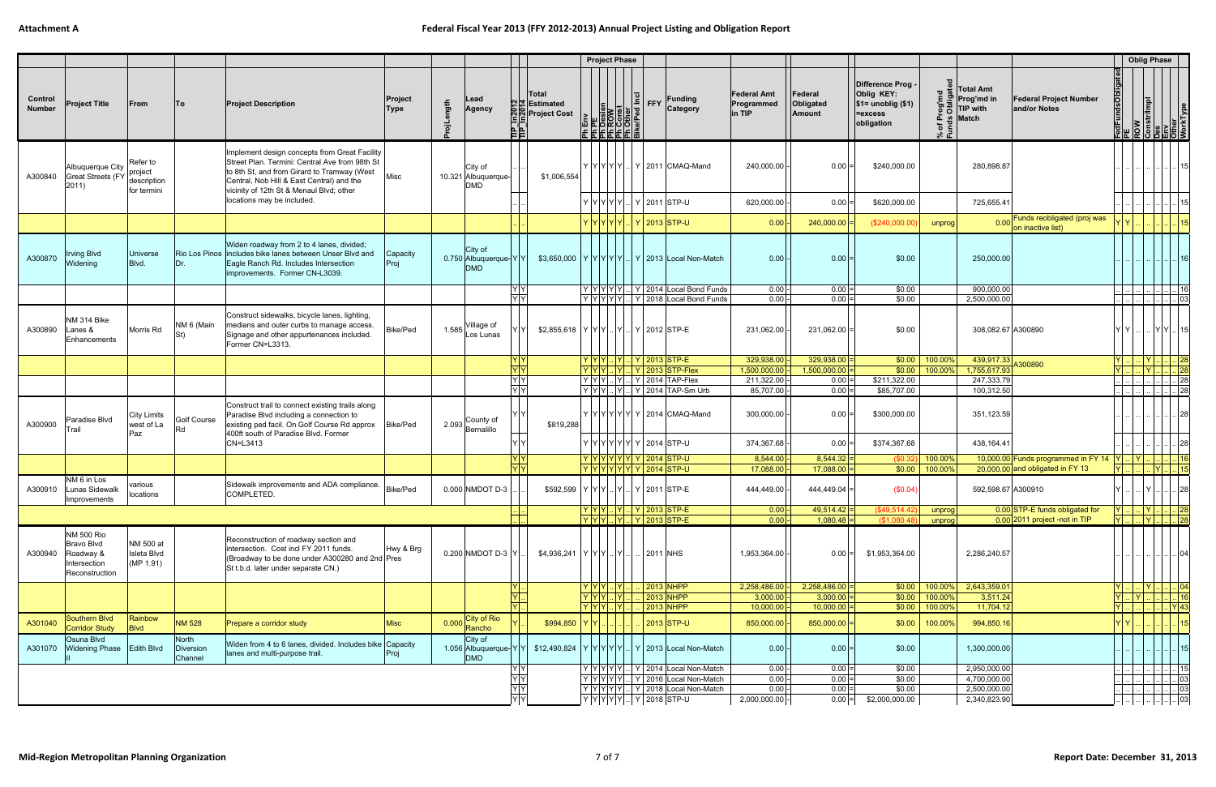Attachment A

# Federal Fiscal Year 2013 (FFY 2012-2013) Annual Project Listing and Obligation Report

| Control Number | Project Title | From | To | Project Description | Project Type | ProjLength | Lead Agency | TIP In2012 | TIP In2014 | Total Estimated Project Cost | Ph Env | Ph PE | Ph Design | Ph ROW | Ph Const | Ph Other | Bike/Ped Incl | FFY | Funding Category | Federal Amt Programmed in TIP | Federal Obligated Amount | Difference Prog - Oblig KEY: $1= unoblig ($1) =excess obligation | % of Prog'md Funds Obligated | Total Amt Prog'md in TIP with Match | Federal Project Number and/or Notes | FedFundsObligated | PE | ROW | Constr/Impl | Des | Env | Other | WorkType |
|---|---|---|---|---|---|---|---|---|---|---|---|---|---|---|---|---|---|---|---|---|---|---|---|---|---|---|---|---|---|---|---|---|---|
| A300840 | Albuquerque City Great Streets (FY 2011) | Refer to project description for termini | | Implement design concepts from Great Facility Street Plan. Termini: Central Ave from 98th St to 8th St, and from Girard to Tramway (West Central, Nob Hill East Central) and the vicinity of 12th St & Menaul Blvd; other locations may be included. | Misc | 10.321 | City of Albuquerque-DMD | .. | .. | $1,006,554 | Y | Y | Y | Y | Y | .. | Y | 2011 | CMAQ-Mand | 240,000.00 | 0.00 | $240,000.00 | | 280,898.87 | | .. | .. | .. | .. | .. | .. | .. | 15 |
| | | | | | | | | .. | .. | | Y | Y | Y | Y | Y | .. | Y | 2011 | STP-U | 620,000.00 | 0.00 | $620,000.00 | | 725,655.41 | | .. | .. | .. | .. | .. | .. | .. | 15 |
| | | | | | | | | .. | .. | | Y | Y | Y | Y | Y | .. | Y | 2013 | STP-U | 0.00 | 240,000.00 | ($240,000.00) | unprog | 0.00 | Funds reobligated (proj was on inactive list) | Y | Y | .. | .. | .. | .. | .. | 15 |
| A300870 | Irving Blvd Widening | Universe Blvd. | Rio Los Pinos Dr. | Widen roadway from 2 to 4 lanes, divided; includes bike lanes between Unser Blvd and Eagle Ranch Rd. Includes Intersection improvements. Former CN-L3039. | Capacity Proj | 0.750 | City of Albuquerque-DMD | Y | Y | $3,650,000 | Y | Y | Y | Y | Y | .. | Y | 2013 | Local Non-Match | 0.00 | 0.00 | $0.00 | | 250,000.00 | | .. | .. | .. | .. | .. | .. | .. | 16 |
| | | | | | | | | Y | Y | | Y | Y | Y | Y | Y | .. | Y | 2014 | Local Bond Funds | 0.00 | 0.00 | $0.00 | | 900,000.00 | | .. | .. | .. | .. | .. | .. | .. | 16 |
| | | | | | | | | Y | Y | | Y | Y | Y | Y | Y | .. | Y | 2018 | Local Bond Funds | 0.00 | 0.00 | $0.00 | | 2,500,000.00 | | .. | .. | .. | .. | .. | .. | .. | 03 |
| A300890 | NM 314 Bike Lanes & Enhancements | Morris Rd | NM 6 (Main St) | Construct sidewalks, bicycle lanes, lighting, medians and outer curbs to manage access. Signage and other appurtenances included. Former CN=L3313. | Bike/Ped | 1.585 | Village of Los Lunas | Y | Y | $2,855,618 | Y | Y | Y | .. | Y | .. | Y | 2012 | STP-E | 231,062.00 | 231,062.00 | $0.00 | | 308,082.67 | A300890 | Y | Y | .. | .. | Y | Y | .. | 15 |
| | | | | | | | | Y | Y | | Y | Y | Y | .. | Y | .. | Y | 2013 | STP-E | 329,938.00 | 329,938.00 | $0.00 | 100.00% | 439,917.33 | A300890 | Y | .. | .. | Y | .. | .. | .. | 28 |
| | | | | | | | | Y | Y | | Y | Y | Y | .. | Y | .. | Y | 2013 | STP-Flex | 1,500,000.00 | 1,500,000.00 | $0.00 | 100.00% | 1,755,617.93 | | Y | .. | .. | Y | .. | .. | .. | 28 |
| | | | | | | | | Y | Y | | Y | Y | Y | .. | Y | .. | Y | 2014 | TAP-Flex | 211,322.00 | 0.00 | $211,322.00 | | 247,333.79 | | .. | .. | .. | .. | .. | .. | .. | 28 |
| | | | | | | | | Y | Y | | Y | Y | Y | .. | Y | .. | Y | 2014 | TAP-Sm Urb | 85,707.00 | 0.00 | $85,707.00 | | 100,312.50 | | .. | .. | .. | .. | .. | .. | .. | 28 |
| A300900 | Paradise Blvd Trail | City Limits west of La Paz | Golf Course Rd | Construct trail to connect existing trails along Paradise Blvd including a connection to existing ped facil. On Golf Course Rd approx 400ft south of Paradise Blvd. Former CN=L3413 | Bike/Ped | 2.093 | County of Bernalillo | Y | Y | $819,288 | Y | Y | Y | Y | Y | Y | Y | 2014 | CMAQ-Mand | 300,000.00 | 0.00 | $300,000.00 | | 351,123.59 | | .. | .. | .. | .. | .. | .. | .. | 28 |
| | | | | | | | | Y | Y | | Y | Y | Y | Y | Y | Y | Y | 2014 | STP-U | 374,367.68 | 0.00 | $374,367.68 | | 438,164.41 | | .. | .. | .. | .. | .. | .. | .. | 28 |
| | | | | | | | | Y | Y | | Y | Y | Y | Y | Y | Y | Y | 2014 | STP-U | 8,544.00 | 8,544.32 | ($0.32) | 100.00% | 10,000.00 | Funds programmed in FY 14 | Y | .. | Y | .. | .. | .. | .. | 16 |
| | | | | | | | | Y | Y | | Y | Y | Y | Y | Y | Y | Y | 2014 | STP-U | 17,088.00 | 17,088.00 | $0.00 | 100.00% | 20,000.00 | and obligated in FY 13 | Y | .. | .. | .. | Y | .. | .. | 15 |
| A300910 | NM 6 in Los Lunas Sidewalk Improvements | various locations | | Sidewalk improvements and ADA compliance. COMPLETED. | Bike/Ped | 0.000 | NMDOT D-3 | .. | .. | $592,599 | Y | Y | Y | .. | Y | .. | Y | 2011 | STP-E | 444,449.00 | 444,449.04 | ($0.04) | | 592,598.67 | A300910 | Y | .. | .. | Y | .. | .. | .. | 28 |
| | | | | | | | | .. | .. | | Y | Y | Y | .. | Y | .. | Y | 2013 | STP-E | 0.00 | 49,514.42 | ($49,514.42) | unprog | 0.00 | STP-E funds obligated for | Y | .. | .. | Y | .. | .. | .. | 28 |
| | | | | | | | | .. | .. | | Y | Y | Y | .. | Y | .. | Y | 2013 | STP-E | 0.00 | 1,080.48 | ($1,080.48) | unprog | 0.00 | 2011 project -not in TIP | Y | .. | .. | Y | .. | .. | .. | 28 |
| A300940 | NM 500 Rio Bravo Blvd Roadway & Intersection Reconstruction | NM 500 at Isleta Blvd (MP 1.91) | | Reconstruction of roadway section and intersection. Cost incl FY 2011 funds. (Broadway to be done under A300280 and 2nd St t.b.d. later under separate CN.) | Hwy & Brg Pres | 0.200 | NMDOT D-3 | Y | .. | $4,936,241 | Y | Y | Y | .. | Y | .. | .. | 2011 | NHS | 1,953,364.00 | 0.00 | $1,953,364.00 | | 2,286,240.57 | | .. | .. | .. | .. | .. | .. | .. | 04 |
| | | | | | | | | Y | .. | | Y | Y | Y | .. | Y | .. | .. | 2013 | NHPP | 2,258,486.00 | 2,258,486.00 | $0.00 | 100.00% | 2,643,359.01 | | Y | .. | .. | Y | .. | .. | .. | 04 |
| | | | | | | | | Y | .. | | Y | Y | Y | .. | Y | .. | .. | 2013 | NHPP | 3,000.00 | 3,000.00 | $0.00 | 100.00% | 3,511.24 | | Y | .. | Y | .. | .. | .. | .. | 16 |
| | | | | | | | | Y | .. | | Y | Y | Y | .. | Y | .. | .. | 2013 | NHPP | 10,000.00 | 10,000.00 | $0.00 | 100.00% | 11,704.12 | | Y | .. | .. | .. | .. | .. | Y | 43 |
| A301040 | Southern Blvd Corridor Study | Rainbow Blvd | NM 528 | Prepare a corridor study | Misc | 0.000 | City of Rio Rancho | Y | .. | $994,850 | Y | Y | .. | .. | .. | .. | .. | 2013 | STP-U | 850,000.00 | 850,000.00 | $0.00 | 100.00% | 994,850.16 | | Y | Y | .. | .. | .. | .. | .. | 15 |
| A301070 | Osuna Blvd Widening Phase II | Edith Blvd | North Diversion Channel | Widen from 4 to 6 lanes, divided. Includes bike lanes and multi-purpose trail. | Capacity Proj | 1.056 | City of Albuquerque-DMD | Y | Y | $12,490,824 | Y | Y | Y | Y | Y | .. | Y | 2013 | Local Non-Match | 0.00 | 0.00 | $0.00 | | 1,300,000.00 | | .. | .. | .. | .. | .. | .. | .. | 15 |
| | | | | | | | | Y | Y | | Y | Y | Y | Y | Y | .. | Y | 2014 | Local Non-Match | 0.00 | 0.00 | $0.00 | | 2,950,000.00 | | .. | .. | .. | .. | .. | .. | .. | 15 |
| | | | | | | | | Y | Y | | Y | Y | Y | Y | Y | .. | Y | 2016 | Local Non-Match | 0.00 | 0.00 | $0.00 | | 4,700,000.00 | | .. | .. | .. | .. | .. | .. | .. | 03 |
| | | | | | | | | Y | Y | | Y | Y | Y | Y | Y | .. | Y | 2018 | Local Non-Match | 0.00 | 0.00 | $0.00 | | 2,500,000.00 | | .. | .. | .. | .. | .. | .. | .. | 03 |
| | | | | | | | | Y | Y | | Y | Y | Y | Y | Y | .. | Y | 2018 | STP-U | 2,000,000.00 | 0.00 | $2,000,000.00 | | 2,340,823.90 | | .. | .. | .. | .. | .. | .. | .. | 03 |

Mid-Region Metropolitan Planning Organization

Report Date: December 31, 2013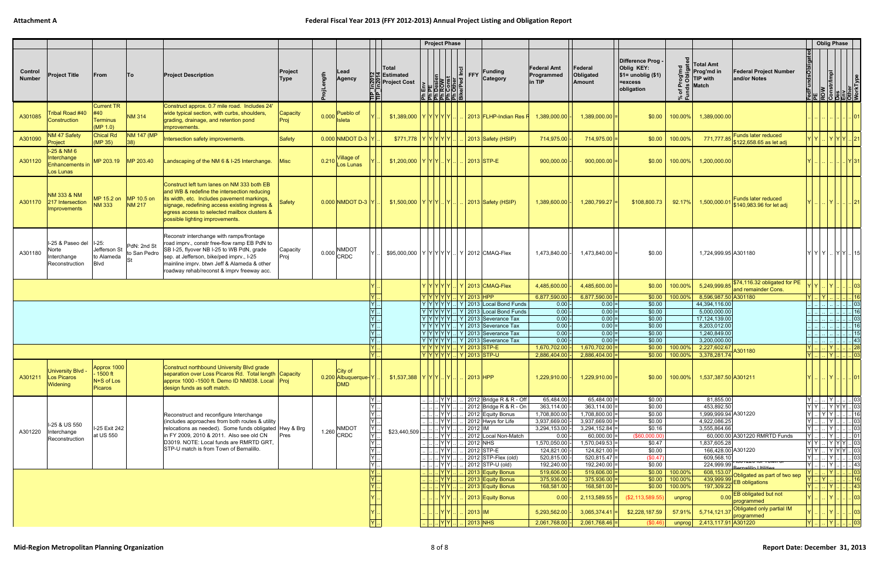Attachment A

# Federal Fiscal Year 2013 (FFY 2012-2013) Annual Project Listing and Obligation Report

| Control Number | Project Title | From | To | Project Description | Project Type | ProjLength | Lead Agency | TIP In2012 | TIP In2014 | Total Estimated Project Cost | Ph Env | Ph PE | Ph Design | Ph ROW | Ph Const | Ph Other | Bike/Ped Incl | FFY | Funding Category | Federal Amt Programmed in TIP | Federal Obligated Amount | Difference Prog - Oblig KEY: $1= unoblig ($1) =excess obligation | % of Prog'md Funds Obligated | Total Amt Prog'md in TIP with Match | Federal Project Number and/or Notes | FedFundsObligated | PE | ROW | Constr/Impl | Des | Env | Other | WorkType |
|---|---|---|---|---|---|---|---|---|---|---|---|---|---|---|---|---|---|---|---|---|---|---|---|---|---|---|---|---|---|---|---|---|---|
| A301085 | Tribal Road #40 Construction | Current TR #40 Terminus (MP 1.0) | NM 314 | Construct approx. 0.7 mile road. Includes 24' wide typical section, with curbs, shoulders, grading, drainage, and retention pond improvements. | Capacity Proj | 0.000 | Pueblo of Isleta | Y | .. | $1,389,000 | Y | Y | Y | Y | Y | .. | .. | 2013 | FLHP-Indian Res R | 1,389,000.00 | 1,389,000.00 | $0.00 | 100.00% | 1,389,000.00 | | .. | .. | .. | .. | .. | .. | .. | 01 |
| A301090 | NM 47 Safety Project | Chical Rd (MP 35) | NM 147 (MP 38) | Intersection safety improvements. | Safety | 0.000 | NMDOT D-3 | Y | .. | $771,778 | Y | Y | Y | Y | Y | .. | .. | 2013 | Safety (HSIP) | 714,975.00 | 714,975.00 | $0.00 | 100.00% | 771,777.85 | Funds later reduced $122,658.65 as let adj | Y | Y | .. | Y | Y | Y | .. | 21 |
| A301120 | I-25 & NM 6 Interchange Enhancements in Los Lunas | MP 203.19 | MP 203.40 | Landscaping of the NM 6 & I-25 Interchange. | Misc | 0.210 | Village of Los Lunas | Y | .. | $1,200,000 | Y | Y | Y | .. | Y | .. | .. | 2013 | STP-E | 900,000.00 | 900,000.00 | $0.00 | 100.00% | 1,200,000.00 | | Y | .. | .. | .. | .. | .. | Y | 31 |
| A301170 | NM 333 & NM 217 Intersection Improvements | MP 15.2 on NM 333 | MP 10.5 on NM 217 | Construct left turn lanes on NM 333 both EB and WB & redefine the intersection reducing its width, etc. Includes pavement markings, signage, redefining access existing ingress & egress access to selected mailbox clusters & possible lighting improvements. | Safety | 0.000 | NMDOT D-3 | Y | .. | $1,500,000 | Y | Y | Y | .. | Y | .. | .. | 2013 | Safety (HSIP) | 1,389,600.00 | 1,280,799.27 | $108,800.73 | 92.17% | 1,500,000.01 | Funds later reduced $140,983.96 for let adj | Y | .. | .. | Y | .. | .. | .. | 21 |
| A301180 | I-25 & Paseo del Norte Interchange Reconstruction | I-25: Jefferson St to Alameda Blvd | PdN: 2nd St to San Pedro St | Reconstr interchange with ramps/frontage road imprv., constr free-flow ramp EB PdN to SB I-25, flyover NB I-25 to WB PdN, grade sep. at Jefferson, bike/ped imprv., I-25 mainline imprv. btwn Jeff & Alameda & other roadway rehab/reconst & imprv freeway acc. | Capacity Proj | 0.000 | NMDOT CRDC | Y | .. | $95,000,000 | Y | Y | Y | Y | Y | .. | Y | 2012 | CMAQ-Flex | 1,473,840.00 | 1,473,840.00 | $0.00 | | 1,724,999.95 | A301180 | Y | Y | Y | .. | Y | Y | .. | 15 |
| | | | | | | | | Y | .. | | Y | Y | Y | Y | Y | .. | Y | 2013 | CMAQ-Flex | 4,485,600.00 | 4,485,600.00 | $0.00 | 100.00% | 5,249,999.85 | $74,116.32 obligated for PE and remainder Cons. | Y | Y | .. | Y | .. | .. | .. | 03 |
| | | | | | | | | Y | .. | | Y | Y | Y | Y | Y | .. | Y | 2013 | HPP | 6,877,590.00 | 6,877,590.00 | $0.00 | 100.00% | 8,596,987.50 | A301180 | Y | .. | Y | .. | .. | .. | .. | 16 |
| | | | | | | | | Y | .. | | Y | Y | Y | Y | Y | .. | Y | 2013 | Local Bond Funds | 0.00 | 0.00 | $0.00 | | 44,394,116.00 | | .. | .. | .. | .. | .. | .. | .. | 03 |
| | | | | | | | | Y | .. | | Y | Y | Y | Y | Y | .. | Y | 2013 | Local Bond Funds | 0.00 | 0.00 | $0.00 | | 5,000,000.00 | | .. | .. | .. | .. | .. | .. | .. | 16 |
| | | | | | | | | Y | .. | | Y | Y | Y | Y | Y | .. | Y | 2013 | Severance Tax | 0.00 | 0.00 | $0.00 | | 17,124,139.00 | | .. | .. | .. | .. | .. | .. | .. | 03 |
| | | | | | | | | Y | .. | | Y | Y | Y | Y | Y | .. | Y | 2013 | Severance Tax | 0.00 | 0.00 | $0.00 | | 8,203,012.00 | | .. | .. | .. | .. | .. | .. | .. | 16 |
| | | | | | | | | Y | .. | | Y | Y | Y | Y | Y | .. | Y | 2013 | Severance Tax | 0.00 | 0.00 | $0.00 | | 1,240,849.00 | | .. | .. | .. | .. | .. | .. | .. | 15 |
| | | | | | | | | Y | .. | | Y | Y | Y | Y | Y | .. | Y | 2013 | Severance Tax | 0.00 | 0.00 | $0.00 | | 3,200,000.00 | | .. | .. | .. | .. | .. | .. | .. | 43 |
| | | | | | | | | Y | .. | | Y | Y | Y | Y | Y | .. | Y | 2013 | STP-E | 1,670,702.00 | 1,670,702.00 | $0.00 | 100.00% | 2,227,602.67 | A301180 | Y | .. | .. | Y | .. | .. | .. | 28 |
| | | | | | | | | Y | .. | | Y | Y | Y | Y | Y | .. | Y | 2013 | STP-U | 2,886,404.00 | 2,886,404.00 | $0.00 | 100.00% | 3,378,281.74 | | Y | .. | .. | Y | .. | .. | .. | 03 |
| A301211 | University Blvd - Los Picaros Widening | Approx 1000 - 1500 ft N+S of Los Picaros | | Construct northbound University Blvd grade separation over Loss Picaros Rd. Total length approx 1000 -1500 ft. Demo ID NM038. Local design funds as soft match. | Capacity Proj | 0.200 | City of Albuquerque-DMD | Y | .. | $1,537,388 | Y | Y | Y | .. | Y | .. | .. | 2013 | HPP | 1,229,910.00 | 1,229,910.00 | $0.00 | 100.00% | 1,537,387.50 | A301211 | Y | .. | .. | Y | .. | .. | .. | 01 |
| A301220 | I-25 & US 550 Interchange Reconstruction | I-25 Exit 242 at US 550 | | Reconstruct and reconfigure Interchange (includes approaches from both routes & utility relocations as needed). Some funds obligated in FY 2009, 2010 & 2011. Also see old CN D3019. NOTE: Local funds are RMRTD GRT, STP-U match is from Town of Bernalillo. | Hwy & Brg Pres | 1.260 | NMDOT CRDC | Y | .. | $23,440,509 | .. | .. | .. | Y | Y | .. | .. | 2012 | Bridge R & R - Off | 65,484.00 | 65,484.00 | $0.00 | | 81,855.00 | | Y | .. | .. | Y | .. | .. | .. | 03 |
| | | | | | | | | Y | .. | | .. | .. | .. | Y | Y | .. | .. | 2012 | Bridge R & R - On | 363,114.00 | 363,114.00 | $0.00 | | 453,892.50 | | Y | Y | .. | Y | Y | Y | .. | 03 |
| | | | | | | | | Y | .. | | .. | .. | .. | Y | Y | .. | .. | 2012 | Equity Bonus | 1,708,800.00 | 1,708,800.00 | $0.00 | | 1,999,999.94 | A301220 | Y | .. | Y | Y | .. | .. | .. | 16 |
| | | | | | | | | Y | .. | | .. | .. | .. | Y | Y | .. | .. | 2012 | Hwys for Life | 3,937,669.00 | 3,937,669.00 | $0.00 | | 4,922,086.25 | | Y | .. | .. | Y | .. | .. | .. | 03 |
| | | | | | | | | Y | .. | | .. | .. | .. | Y | Y | .. | .. | 2012 | IM | 3,294,153.00 | 3,294,152.84 | $0.16 | | 3,555,864.66 | | Y | .. | .. | Y | .. | .. | .. | 03 |
| | | | | | | | | Y | .. | | .. | .. | .. | Y | Y | .. | .. | 2012 | Local Non-Match | 0.00 | 60,000.00 | ($60,000.00) | | 60,000.00 | A301220 RMRTD Funds | Y | .. | .. | Y | .. | .. | .. | 01 |
| | | | | | | | | Y | .. | | .. | .. | .. | Y | Y | .. | .. | 2012 | NHS | 1,570,050.00 | 1,570,049.53 | $0.47 | | 1,837,605.28 | | Y | Y | .. | Y | Y | Y | .. | 03 |
| | | | | | | | | Y | .. | | .. | .. | .. | Y | Y | .. | .. | 2012 | STP-E | 124,821.00 | 124,821.00 | $0.00 | | 166,428.00 | A301220 | Y | Y | .. | Y | Y | Y | .. | 03 |
| | | | | | | | | Y | .. | | .. | .. | .. | Y | Y | .. | .. | 2012 | STP-Flex (old) | 520,815.00 | 520,815.47 | ($0.47) | | 609,568.10 | | Y | .. | .. | Y | .. | .. | .. | 03 |
| | | | | | | | | Y | .. | | .. | .. | .. | Y | Y | .. | .. | 2012 | STP-U (old) | 192,240.00 | 192,240.00 | $0.00 | | 224,999.99 | A301220 for Town of Bernalillo Utilities | Y | .. | .. | Y | .. | .. | .. | 43 |
| | | | | | | | | Y | .. | | .. | .. | .. | Y | Y | .. | .. | 2013 | Equity Bonus | 519,606.00 | 519,606.00 | $0.00 | 100.00% | 608,153.07 | Obligated as part of two sep EB obligations | Y | .. | .. | Y | .. | .. | .. | 03 |
| | | | | | | | | Y | .. | | .. | .. | .. | Y | Y | .. | .. | 2013 | Equity Bonus | 375,936.00 | 375,936.00 | $0.00 | 100.00% | 439,999.99 | | Y | .. | Y | .. | .. | .. | .. | 16 |
| | | | | | | | | Y | .. | | .. | .. | .. | Y | Y | .. | .. | 2013 | Equity Bonus | 168,581.00 | 168,581.00 | $0.00 | 100.00% | 197,309.22 | | Y | .. | .. | Y | .. | .. | .. | 43 |
| | | | | | | | | Y | .. | | .. | .. | .. | Y | Y | .. | .. | 2013 | Equity Bonus | 0.00 | 2,113,589.55 | ($2,113,589.55) | unprog | 0.00 | EB obligated but not programmed | Y | .. | .. | Y | .. | .. | .. | 03 |
| | | | | | | | | Y | .. | | .. | .. | .. | Y | Y | .. | .. | 2013 | IM | 5,293,562.00 | 3,065,374.41 | $2,228,187.59 | 57.91% | 5,714,121.37 | Obligated only partial IM programmed | Y | .. | .. | Y | .. | .. | .. | 03 |
| | | | | | | | | Y | .. | | .. | .. | .. | Y | Y | .. | .. | 2013 | NHS | 2,061,768.00 | 2,061,768.46 | ($0.46) | unprog | 2,413,117.91 | A301220 | Y | .. | .. | Y | .. | .. | .. | 03 |

Mid-Region Metropolitan Planning Organization

Report Date: December 31, 2013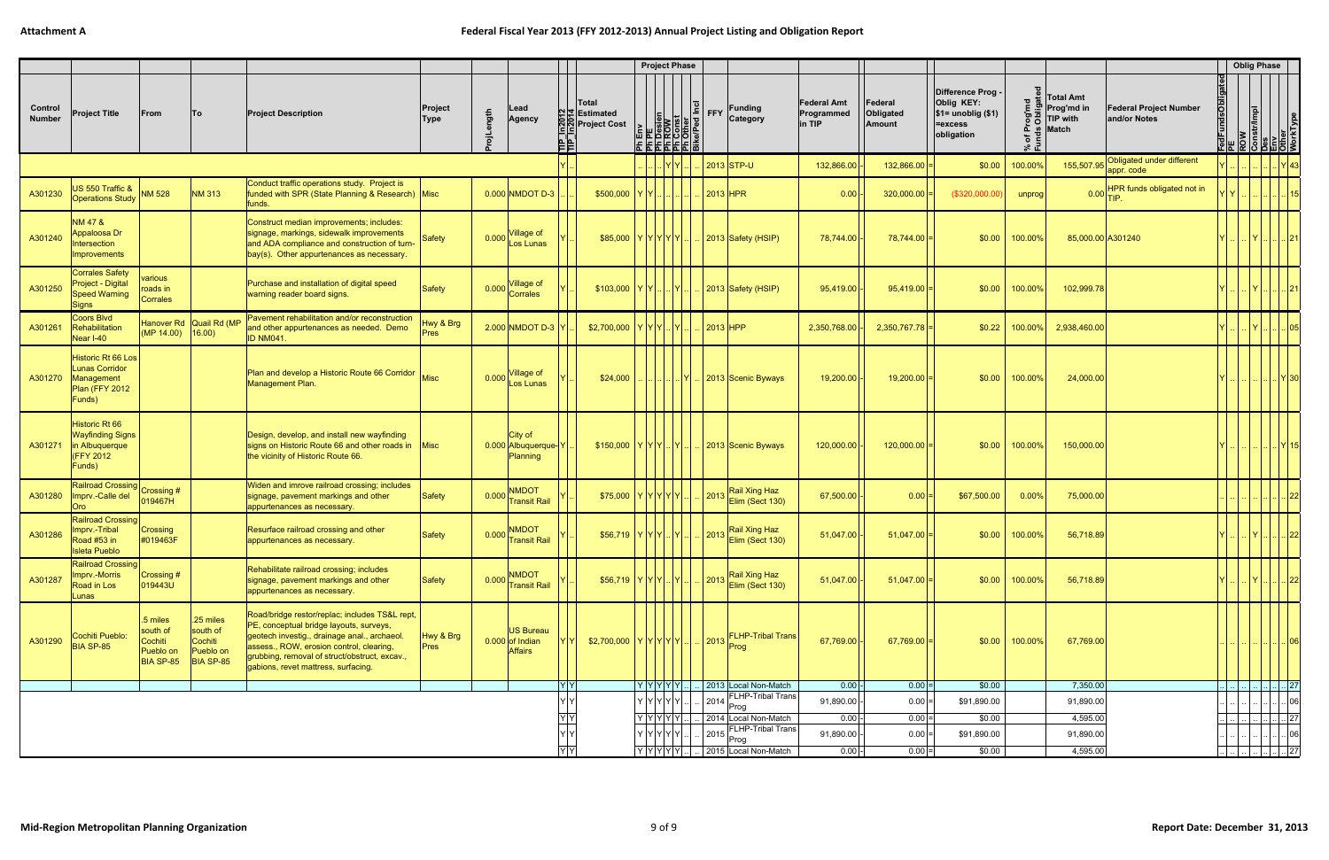Attachment A

# Federal Fiscal Year 2013 (FFY 2012-2013) Annual Project Listing and Obligation Report

| Control Number | Project Title | From | To | Project Description | Project Type | ProjLength | Lead Agency | TIP_In2012 | TIP_In2014 | Total Estimated Project Cost | Ph Env | Ph PE | Ph Design | Ph ROW | Ph Const | Ph Other | Bike/Ped Incl | FFY | Funding Category | Federal Amt Programmed in TIP | | Federal Obligated Amount | | Difference Prog - Oblig KEY: $1= unoblig ($1) =excess obligation | % of Prog'md Funds Obligated | Total Amt Prog'md in TIP with Match | Federal Project Number and/or Notes | FedFundsObligated | PE | ROW | Constr/Impl | Des | Env | Other | WorkType |
|---|---|---|---|---|---|---|---|---|---|---|---|---|---|---|---|---|---|---|---|---|---|---|---|---|---|---|---|---|---|---|---|---|---|---|---|
| | | | | | | | | Y | .. | | .. | .. | .. | Y | Y | .. | .. | 2013 | STP-U | 132,866.00 | - | 132,866.00 | = | $0.00 | 100.00% | 155,507.95 | Obligated under different appr. code | Y | .. | .. | .. | .. | .. | Y | 43 |
| A301230 | US 550 Traffic & Operations Study | NM 528 | NM 313 | Conduct traffic operations study. Project is funded with SPR (State Planning & Research) funds. | Misc | 0.000 | NMDOT D-3 | .. | .. | $500,000 | Y | Y | .. | .. | .. | .. | .. | 2013 | HPR | 0.00 | - | 320,000.00 | = | ($320,000.00) | unprog | 0.00 | HPR funds obligated not in TIP. | Y | Y | .. | .. | .. | .. | .. | 15 |
| A301240 | NM 47 & Appaloosa Dr Intersection Improvements | | | Construct median improvements; includes: signage, markings, sidewalk improvements and ADA compliance and construction of turn-bay(s). Other appurtenances as necessary. | Safety | 0.000 | Village of Los Lunas | Y | .. | $85,000 | Y | Y | Y | Y | Y | .. | .. | 2013 | Safety (HSIP) | 78,744.00 | - | 78,744.00 | = | $0.00 | 100.00% | 85,000.00 | A301240 | Y | .. | .. | Y | .. | .. | .. | 21 |
| A301250 | Corrales Safety Project - Digital Speed Warning Signs | various roads in Corrales | | Purchase and installation of digital speed warning reader board signs. | Safety | 0.000 | Village of Corrales | Y | .. | $103,000 | Y | Y | .. | .. | Y | .. | .. | 2013 | Safety (HSIP) | 95,419.00 | - | 95,419.00 | = | $0.00 | 100.00% | 102,999.78 | | Y | .. | .. | Y | .. | .. | .. | 21 |
| A301261 | Coors Blvd Rehabilitation Near I-40 | Hanover Rd (MP 14.00) | Quail Rd (MP 16.00) | Pavement rehabilitation and/or reconstruction and other appurtenances as needed. Demo ID NM041. | Hwy & Brg Pres | 2.000 | NMDOT D-3 | Y | .. | $2,700,000 | Y | Y | Y | .. | Y | .. | .. | 2013 | HPP | 2,350,768.00 | - | 2,350,767.78 | = | $0.22 | 100.00% | 2,938,460.00 | | Y | .. | .. | Y | .. | .. | .. | 05 |
| A301270 | Historic Rt 66 Los Lunas Corridor Management Plan (FFY 2012 Funds) | | | Plan and develop a Historic Route 66 Corridor Management Plan. | Misc | 0.000 | Village of Los Lunas | Y | .. | $24,000 | .. | .. | .. | .. | .. | Y | .. | 2013 | Scenic Byways | 19,200.00 | - | 19,200.00 | = | $0.00 | 100.00% | 24,000.00 | | Y | .. | .. | .. | .. | .. | Y | 30 |
| A301271 | Historic Rt 66 Wayfinding Signs in Albuquerque (FFY 2012 Funds) | | | Design, develop, and install new wayfinding signs on Historic Route 66 and other roads in the vicinity of Historic Route 66. | Misc | 0.000 | City of Albuquerque-Planning | Y | .. | $150,000 | Y | Y | Y | .. | Y | .. | .. | 2013 | Scenic Byways | 120,000.00 | - | 120,000.00 | = | $0.00 | 100.00% | 150,000.00 | | Y | .. | .. | .. | .. | .. | Y | 15 |
| A301280 | Railroad Crossing Imprv.-Calle del Oro | Crossing # 019467H | | Widen and imrove railroad crossing; includes signage, pavement markings and other appurtenances as necessary. | Safety | 0.000 | NMDOT Transit Rail | Y | .. | $75,000 | Y | Y | Y | Y | Y | .. | .. | 2013 | Rail Xing Haz Elim (Sect 130) | 67,500.00 | - | 0.00 | = | $67,500.00 | 0.00% | 75,000.00 | | .. | .. | .. | .. | .. | .. | .. | 22 |
| A301286 | Railroad Crossing Imprv.-Tribal Road #53 in Isleta Pueblo | Crossing #019463F | | Resurface railroad crossing and other appurtenances as necessary. | Safety | 0.000 | NMDOT Transit Rail | Y | .. | $56,719 | Y | Y | Y | .. | Y | .. | .. | 2013 | Rail Xing Haz Elim (Sect 130) | 51,047.00 | - | 51,047.00 | = | $0.00 | 100.00% | 56,718.89 | | Y | .. | .. | Y | .. | .. | .. | 22 |
| A301287 | Railroad Crossing Imprv.-Morris Road in Los Lunas | Crossing # 019443U | | Rehabilitate railroad crossing; includes signage, pavement markings and other appurtenances as necessary. | Safety | 0.000 | NMDOT Transit Rail | Y | .. | $56,719 | Y | Y | Y | .. | Y | .. | .. | 2013 | Rail Xing Haz Elim (Sect 130) | 51,047.00 | - | 51,047.00 | = | $0.00 | 100.00% | 56,718.89 | | Y | .. | .. | Y | .. | .. | .. | 22 |
| A301290 | Cochiti Pueblo: BIA SP-85 | .5 miles south of Cochiti Pueblo on BIA SP-85 | .25 miles south of Cochiti Pueblo on BIA SP-85 | Road/bridge restor/replac; includes TS&L rept, PE, conceptual bridge layouts, surveys, geotech investig., drainage anal., archaeol. assess., ROW, erosion control, clearing, grubbing, removal of struct/obstruct, excav., gabions, revet mattress, surfacing. | Hwy & Brg Pres | 0.000 | US Bureau of Indian Affairs | Y | Y | $2,700,000 | Y | Y | Y | Y | Y | .. | .. | 2013 | FLHP-Tribal Trans Prog | 67,769.00 | - | 67,769.00 | = | $0.00 | 100.00% | 67,769.00 | | .. | .. | .. | .. | .. | .. | .. | 06 |
| | | | | | | | | Y | Y | | Y | Y | Y | Y | Y | .. | .. | 2013 | Local Non-Match | 0.00 | - | 0.00 | = | $0.00 | | 7,350.00 | | .. | .. | .. | .. | .. | .. | .. | 27 |
| | | | | | | | | Y | Y | | Y | Y | Y | Y | Y | .. | .. | 2014 | FLHP-Tribal Trans Prog | 91,890.00 | - | 0.00 | = | $91,890.00 | | 91,890.00 | | .. | .. | .. | .. | .. | .. | .. | 06 |
| | | | | | | | | Y | Y | | Y | Y | Y | Y | Y | .. | .. | 2014 | Local Non-Match | 0.00 | - | 0.00 | = | $0.00 | | 4,595.00 | | .. | .. | .. | .. | .. | .. | .. | 27 |
| | | | | | | | | Y | Y | | Y | Y | Y | Y | Y | .. | .. | 2015 | FLHP-Tribal Trans Prog | 91,890.00 | - | 0.00 | = | $91,890.00 | | 91,890.00 | | .. | .. | .. | .. | .. | .. | .. | 06 |
| | | | | | | | | Y | Y | | Y | Y | Y | Y | Y | .. | .. | 2015 | Local Non-Match | 0.00 | - | 0.00 | = | $0.00 | | 4,595.00 | | .. | .. | .. | .. | .. | .. | .. | 27 |

Mid-Region Metropolitan Planning Organization

Report Date: December 31, 2013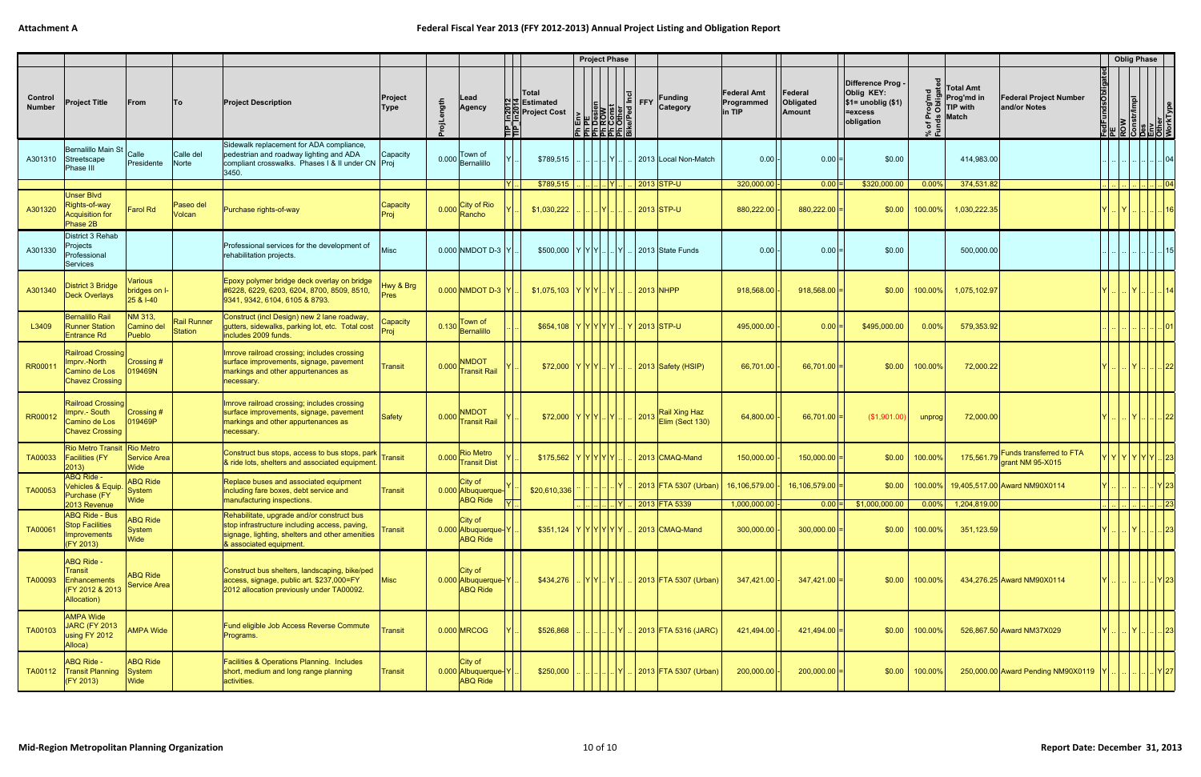**Attachment A**

# Federal Fiscal Year 2013 (FFY 2012-2013) Annual Project Listing and Obligation Report

| Control Number | Project Title | From | To | Project Description | Project Type | ProjLength | Lead Agency | TIP In2012 | TIP In2014 | Total Estimated Project Cost | Ph Env | Ph PE | Ph Design | Ph ROW | Ph Const | Ph Other | Bike/Ped Incl | FFY | Funding Category | Federal Amt Programmed in TIP | | Federal Obligated Amount | | Difference Prog - Oblig KEY: $1= unoblig ($1) =excess obligation | % of Prog'md Funds Obligated | Total Amt Prog'md in TIP with Match | Federal Project Number and/or Notes | FedFundsObligated | PE | ROW | Constr/Impl | Des | Env | Other | WorkType |
|---|---|---|---|---|---|---|---|---|---|---|---|---|---|---|---|---|---|---|---|---|---|---|---|---|---|---|---|---|---|---|---|---|---|---|---|
| A301310 | Bernalillo Main St Streetscape Phase III | Calle Presidente | Calle del Norte | Sidewalk replacement for ADA compliance, pedestrian and roadway lighting and ADA compliant crosswalks. Phases I & II under CN 3450. | Capacity Proj | 0.000 | Town of Bernalillo | Y | .. | $789,515 | .. | .. | .. | .. | Y | .. | .. | 2013 | Local Non-Match | 0.00 | - | 0.00 | = | $0.00 | | 414,983.00 | | .. | .. | .. | .. | .. | .. | .. | 04 |
| | | | | | | | | Y | .. | $789,515 | .. | .. | .. | .. | Y | .. | .. | 2013 | STP-U | 320,000.00 | - | 0.00 | = | $320,000.00 | 0.00% | 374,531.82 | | .. | .. | .. | .. | .. | .. | .. | 04 |
| A301320 | Unser Blvd Rights-of-way Acquisition for Phase 2B | Farol Rd | Paseo del Volcan | Purchase rights-of-way | Capacity Proj | 0.000 | City of Rio Rancho | Y | .. | $1,030,222 | .. | .. | .. | Y | .. | .. | .. | 2013 | STP-U | 880,222.00 | - | 880,222.00 | = | $0.00 | 100.00% | 1,030,222.35 | | Y | .. | Y | .. | .. | .. | .. | 16 |
| A301330 | District 3 Rehab Projects Professional Services | | | Professional services for the development of rehabilitation projects. | Misc | 0.000 | NMDOT D-3 | Y | .. | $500,000 | Y | Y | Y | .. | .. | Y | .. | 2013 | State Funds | 0.00 | - | 0.00 | = | $0.00 | | 500,000.00 | | .. | .. | .. | .. | .. | .. | .. | 15 |
| A301340 | District 3 Bridge Deck Overlays | Various bridges on I-25 & I-40 | | Epoxy polymer bridge deck overlay on bridge #6228, 6229, 6203, 6204, 8700, 8509, 8510, 9341, 9342, 6104, 6105 & 8793. | Hwy & Brg Pres | 0.000 | NMDOT D-3 | Y | .. | $1,075,103 | Y | Y | Y | .. | Y | .. | .. | 2013 | NHPP | 918,568.00 | - | 918,568.00 | = | $0.00 | 100.00% | 1,075,102.97 | | Y | .. | .. | Y | .. | .. | .. | 14 |
| L3409 | Bernalillo Rail Runner Station Entrance Rd | NM 313, Camino del Pueblo | Rail Runner Station | Construct (incl Design) new 2 lane roadway, gutters, sidewalks, parking lot, etc. Total cost includes 2009 funds. | Capacity Proj | 0.130 | Town of Bernalillo | Y | .. | $654,108 | Y | Y | Y | Y | Y | .. | Y | 2013 | STP-U | 495,000.00 | - | 0.00 | = | $495,000.00 | 0.00% | 579,353.92 | | .. | .. | .. | .. | .. | .. | .. | 01 |
| RR00011 | Railroad Crossing Imprv.-North Camino de Los Chavez Crossing | Crossing # 019469N | | Imrove railroad crossing; includes crossing surface improvements, signage, pavement markings and other appurtenances as necessary. | Transit | 0.000 | NMDOT Transit Rail | Y | .. | $72,000 | Y | Y | Y | .. | Y | .. | .. | 2013 | Safety (HSIP) | 66,701.00 | - | 66,701.00 | = | $0.00 | 100.00% | 72,000.22 | | Y | .. | .. | Y | .. | .. | .. | 22 |
| RR00012 | Railroad Crossing Imprv.- South Camino de Los Chavez Crossing | Crossing # 019469P | | Imrove railroad crossing; includes crossing surface improvements, signage, pavement markings and other appurtenances as necessary. | Safety | 0.000 | NMDOT Transit Rail | Y | .. | $72,000 | Y | Y | Y | .. | Y | .. | .. | 2013 | Rail Xing Haz Elim (Sect 130) | 64,800.00 | - | 66,701.00 | = | ($1,901.00) | unprog | 72,000.00 | | Y | .. | .. | Y | .. | .. | .. | 22 |
| TA00033 | Rio Metro Transit Facilities (FY 2013) | Rio Metro Service Area Wide | | Construct bus stops, access to bus stops, park & ride lots, shelters and associated equipment. | Transit | 0.000 | Rio Metro Transit Dist | Y | .. | $175,562 | Y | Y | Y | Y | Y | .. | .. | 2013 | CMAQ-Mand | 150,000.00 | - | 150,000.00 | = | $0.00 | 100.00% | 175,561.79 | Funds transferred to FTA grant NM 95-X015 | Y | Y | Y | Y | Y | Y | .. | 23 |
| TA00053 | ABQ Ride - Vehicles & Equip. Purchase (FY 2013 Revenue | ABQ Ride System Wide | | Replace buses and associated equipment including fare boxes, debt service and manufacturing inspections. | Transit | 0.000 | City of Albuquerque-ABQ Ride | Y | .. | $20,610,336 | .. | .. | .. | .. | .. | Y | .. | 2013 | FTA 5307 (Urban) | 16,106,579.00 | - | 16,106,579.00 | = | $0.00 | 100.00% | 19,405,517.00 | Award NM90X0114 | Y | .. | .. | .. | .. | .. | Y | 23 |
| | | | | | | | | Y | .. | | .. | .. | .. | .. | .. | Y | .. | 2013 | FTA 5339 | 1,000,000.00 | - | 0.00 | = | $1,000,000.00 | 0.00% | 1,204,819.00 | | .. | .. | .. | .. | .. | .. | .. | 23 |
| TA00061 | ABQ Ride - Bus Stop Facilities Improvements (FY 2013) | ABQ Ride System Wide | | Rehabilitate, upgrade and/or construct bus stop infrastructure including access, paving, signage, lighting, shelters and other amenities & associated equipment. | Transit | 0.000 | City of Albuquerque-ABQ Ride | Y | .. | $351,124 | Y | Y | Y | Y | Y | Y | .. | 2013 | CMAQ-Mand | 300,000.00 | - | 300,000.00 | = | $0.00 | 100.00% | 351,123.59 | | Y | .. | .. | Y | .. | .. | .. | 23 |
| TA00093 | ABQ Ride - Transit Enhancements (FY 2012 & 2013 Allocation) | ABQ Ride Service Area | | Construct bus shelters, landscaping, bike/ped access, signage, public art. $237,000=FY 2012 allocation previously under TA00092. | Misc | 0.000 | City of Albuquerque-ABQ Ride | Y | .. | $434,276 | .. | Y | Y | .. | Y | .. | .. | 2013 | FTA 5307 (Urban) | 347,421.00 | - | 347,421.00 | = | $0.00 | 100.00% | 434,276.25 | Award NM90X0114 | Y | .. | .. | .. | .. | .. | Y | 23 |
| TA00103 | AMPA Wide JARC (FY 2013 using FY 2012 Alloca) | AMPA Wide | | Fund eligible Job Access Reverse Commute Programs. | Transit | 0.000 | MRCOG | Y | .. | $526,868 | .. | .. | .. | .. | .. | Y | .. | 2013 | FTA 5316 (JARC) | 421,494.00 | - | 421,494.00 | = | $0.00 | 100.00% | 526,867.50 | Award NM37X029 | Y | .. | .. | Y | .. | .. | .. | 23 |
| TA00112 | ABQ Ride - Transit Planning (FY 2013) | ABQ Ride System Wide | | Facilities & Operations Planning. Includes short, medium and long range planning activities. | Transit | 0.000 | City of Albuquerque-ABQ Ride | Y | .. | $250,000 | .. | .. | .. | .. | .. | Y | .. | 2013 | FTA 5307 (Urban) | 200,000.00 | - | 200,000.00 | = | $0.00 | 100.00% | 250,000.00 | Award Pending NM90X0119 | Y | .. | .. | .. | .. | .. | Y | 27 |

Mid-Region Metropolitan Planning Organization

Report Date: December 31, 2013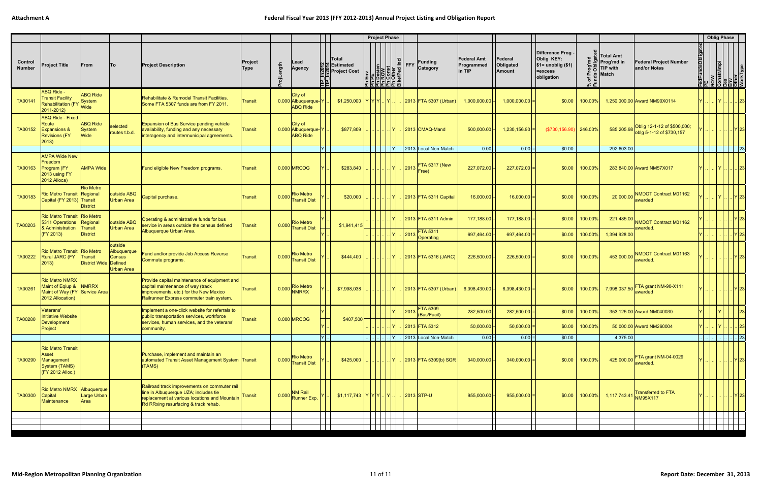## Federal Fiscal Year 2013 (FFY 2012-2013) Annual Project Listing and Obligation Report

Attachment A

| Control Number | Project Title | From | To | Project Description | Project Type | ProjLength | Lead Agency | TIP In2012 | TIP In2014 | Total Estimated Project Cost | Ph Env | Ph PE | Ph Design | Ph ROW | Ph Const | Ph Other | Bike/Ped Incl | FFY | Funding Category | Federal Amt Programmed in TIP | | Federal Obligated Amount | | Difference Prog - Oblig KEY: $1= unoblig ($1) =excess obligation | % of Prog'md Funds Obligated | Total Amt Prog'md in TIP with Match | Federal Project Number and/or Notes | FedFundsObligated | PE | ROW | Constr/Impl | Des | Env | Other | WorkType |
|---|---|---|---|---|---|---|---|---|---|---|---|---|---|---|---|---|---|---|---|---|---|---|---|---|---|---|---|---|---|---|---|---|---|---|---|
| TA00141 | ABQ Ride - Transit Facility Rehabilitation (FY 2011-2012) | ABQ Ride System Wide | | Rehabilitate & Remodel Transit Facilities. Some FTA 5307 funds are from FY 2011. | Transit | 0.000 | City of Albuquerque-ABQ Ride | Y | .. | $1,250,000 | Y | Y | Y | .. | Y | .. | .. | 2013 | FTA 5307 (Urban) | 1,000,000.00 | - | 1,000,000.00 | = | $0.00 | 100.00% | 1,250,000.00 | Award NM90X0114 | Y | .. | .. | Y | .. | .. | .. | 23 |
| TA00152 | ABQ Ride - Fixed Route Expansions & Revisions (FY 2013) | ABQ Ride System Wide | selected routes t.b.d. | Expansion of Bus Service pending vehicle availability, funding and any necessary interagency and intermunicipal agreements. | Transit | 0.000 | City of Albuquerque-ABQ Ride | Y | .. | $877,809 | .. | .. | .. | .. | .. | Y | .. | 2013 | CMAQ-Mand | 500,000.00 | - | 1,230,156.90 | = | ($730,156.90) | 246.03% | 585,205.98 | Oblig 12-1-12 of $500,000; oblg 5-1-12 of $730,157 | Y | .. | .. | .. | .. | .. | Y | 23 |
| | | | | | | | | Y | .. | | .. | .. | .. | .. | .. | Y | .. | 2013 | Local Non-Match | 0.00 | - | 0.00 | = | $0.00 | | 292,603.00 | | .. | .. | .. | .. | .. | .. | .. | 23 |
| TA00163 | AMPA Wide New Freedom Program (FY 2013 using FY 2012 Alloca) | AMPA Wide | | Fund eligible New Freedom programs. | Transit | 0.000 | MRCOG | Y | .. | $283,840 | .. | .. | .. | .. | .. | Y | .. | 2013 | FTA 5317 (New Free) | 227,072.00 | - | 227,072.00 | = | $0.00 | 100.00% | 283,840.00 | Award NM57X017 | Y | .. | .. | Y | .. | .. | .. | 23 |
| TA00183 | Rio Metro Transit Capital (FY 2013) | Rio Metro Regional Transit District | outside ABQ Urban Area | Capital purchase. | Transit | 0.000 | Rio Metro Transit Dist | Y | .. | $20,000 | .. | .. | .. | .. | .. | Y | .. | 2013 | FTA 5311 Capital | 16,000.00 | - | 16,000.00 | = | $0.00 | 100.00% | 20,000.00 | NMDOT Contract M01162 awarded | Y | .. | .. | Y | .. | .. | Y | 23 |
| TA00203 | Rio Metro Transit 5311 Operations & Administration (FY 2013) | Rio Metro Regional Transit District | outside ABQ Urban Area | Operating & administrative funds for bus service in areas outside the census defined Albuquerque Urban Area. | Transit | 0.000 | Rio Metro Transit Dist | Y | .. | $1,941,415 | .. | .. | .. | .. | .. | Y | .. | 2013 | FTA 5311 Admin | 177,188.00 | - | 177,188.00 | = | $0.00 | 100.00% | 221,485.00 | NMDOT Contract M01162 awarded. | Y | .. | .. | .. | .. | .. | Y | 23 |
| | | | | | | | | Y | .. | | .. | .. | .. | .. | .. | Y | .. | 2013 | FTA 5311 Operating | 697,464.00 | - | 697,464.00 | = | $0.00 | 100.00% | 1,394,928.00 | | Y | .. | .. | .. | .. | .. | Y | 23 |
| TA00222 | Rio Metro Transit Rural JARC (FY 2013) | Rio Metro Transit District Wide | outside Albuquerque Census Defined Urban Area | Fund and/or provide Job Access Reverse Commute programs. | Transit | 0.000 | Rio Metro Transit Dist | Y | .. | $444,400 | .. | .. | .. | .. | .. | Y | .. | 2013 | FTA 5316 (JARC) | 226,500.00 | - | 226,500.00 | = | $0.00 | 100.00% | 453,000.00 | NMDOT Contract M01163 awarded. | Y | .. | .. | .. | .. | .. | Y | 23 |
| TA00261 | Rio Metro NMRX Maint of Equip & Maint of Way (FY 2012 Allocation) | NMRRX Service Area | | Provide capital maintenance of equipment and capital maintenance of way (track improvements, etc.) for the New Mexico Railrunner Express commuter train system. | Transit | 0.000 | Rio Metro NMRRX | Y | .. | $7,998,038 | .. | .. | .. | .. | .. | Y | .. | 2013 | FTA 5307 (Urban) | 6,398,430.00 | - | 6,398,430.00 | = | $0.00 | 100.00% | 7,998,037.50 | FTA grant NM-90-X111 awarded | Y | .. | .. | .. | .. | .. | Y | 23 |
| TA00280 | Veterans' Initiative Website Development Project | | | Implement a one-click website for referrals to public transportation services, workforce services, human services, and the veterans' community. | Transit | 0.000 | MRCOG | Y | .. | $407,500 | .. | .. | .. | .. | .. | Y | .. | 2013 | FTA 5309 (Bus/Facil) | 282,500.00 | - | 282,500.00 | = | $0.00 | 100.00% | 353,125.00 | Award NM040030 | Y | .. | .. | Y | .. | .. | .. | 23 |
| | | | | | | | | Y | .. | | .. | .. | .. | .. | .. | Y | .. | 2013 | FTA 5312 | 50,000.00 | - | 50,000.00 | = | $0.00 | 100.00% | 50,000.00 | Award NM260004 | Y | .. | .. | Y | .. | .. | .. | 23 |
| | | | | | | | | Y | .. | | .. | .. | .. | .. | .. | Y | .. | 2013 | Local Non-Match | 0.00 | - | 0.00 | = | $0.00 | | 4,375.00 | | .. | .. | .. | .. | .. | .. | .. | 23 |
| TA00290 | Rio Metro Transit Asset Management System (TAMS) (FY 2012 Alloc.) | | | Purchase, implement and maintain an automated Transit Asset Management System (TAMS) | Transit | 0.000 | Rio Metro Transit Dist | Y | .. | $425,000 | .. | .. | .. | .. | .. | Y | .. | 2013 | FTA 5309(b) SGR | 340,000.00 | - | 340,000.00 | = | $0.00 | 100.00% | 425,000.00 | FTA grant NM-04-0029 awarded. | Y | .. | .. | .. | .. | .. | Y | 23 |
| TA00300 | Rio Metro NMRX Capital Maintenance | Albuquerque Large Urban Area | | Railroad track improvements on commuter rail line in Albuquerque UZA; includes tie replacement at various locations and Mountain Rd RRxing resurfacing & track rehab. | Transit | 0.000 | NM Rail Runner Exp. | Y | .. | $1,117,743 | Y | Y | Y | .. | Y | .. | .. | 2013 | STP-U | 955,000.00 | - | 955,000.00 | = | $0.00 | 100.00% | 1,117,743.41 | Transferred to FTA NM95X117 | Y | .. | .. | .. | .. | .. | Y | 23 |

Mid-Region Metropolitan Planning Organization

Report Date: December 31, 2013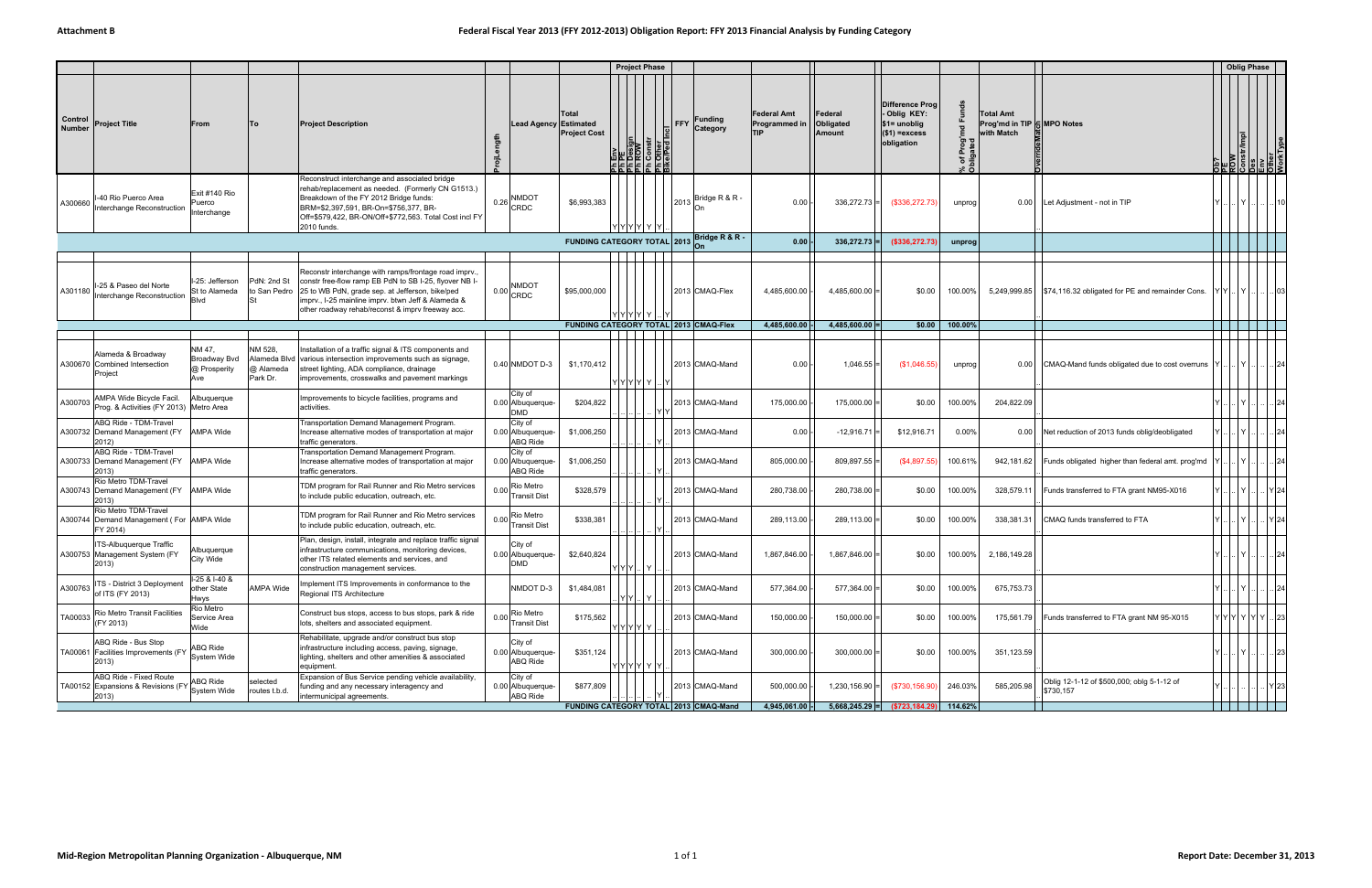**Attachment B**

# Federal Fiscal Year 2013 (FFY 2012-2013) Obligation Report: FFY 2013 Financial Analysis by Funding Category

| Control Number | Project Title | From | To | Project Description | ProjLength | Lead Agency | Total Estimated Project Cost | Project Phase (Ph Env / Ph PE / Ph Design / Ph ROW / Ph Constr / Ph Other / Bike/Ped Incl) | FFY | Funding Category | Federal Amt Programmed in TIP | Federal Obligated Amount | Difference Prog - Oblig KEY: $1= unoblig ($1) =excess obligation | % of Prog'md Funds Obligated | Total Amt Prog'md in TIP with Match | MPO Notes | Oblig Phase (Ob? / PE / ROW / Constr/Impl / Des / Env / Other / Work Type) |
|---|---|---|---|---|---|---|---|---|---|---|---|---|---|---|---|---|---|
| A300660 | I-40 Rio Puerco Area Interchange Reconstruction | Exit #140 Rio Puerco Interchange | | Reconstruct interchange and associated bridge rehab/replacement as needed. (Formerly CN G1513.) Breakdown of the FY 2012 Bridge funds: BRM=$2,397,591, BR-On=$756,377, BR-Off=$579,422, BR-ON/Off=$772,563. Total Cost incl FY 2010 funds. | 0.26 | NMDOT CRDC | $6,993,383 | Y Y Y Y Y Y | 2013 | Bridge R & R - On | 0.00 | 336,272.73 | ($336,272.73) | unprog | 0.00 | Let Adjustment - not in TIP | Y .. .. Y .. .. .. 10 |
| | | | | | | | FUNDING CATEGORY TOTAL | | 2013 | Bridge R & R - On | 0.00 | 336,272.73 | ($336,272.73) | unprog | | | |
| A301180 | I-25 & Paseo del Norte Interchange Reconstruction | I-25: Jefferson St to Alameda Blvd | PdN: 2nd St to San Pedro St | Reconstr interchange with ramps/frontage road imprv., constr free-flow ramp EB PdN to SB I-25, flyover NB I-25 to WB PdN, grade sep. at Jefferson, bike/ped imprv., I-25 mainline imprv. btwn Jeff & Alameda & other roadway rehab/reconst & imprv freeway acc. | 0.00 | NMDOT CRDC | $95,000,000 | Y Y Y Y Y .. Y | 2013 | CMAQ-Flex | 4,485,600.00 | 4,485,600.00 | $0.00 | 100.00% | 5,249,999.85 | $74,116.32 obligated for PE and remainder Cons. | Y Y .. Y .. .. .. 03 |
| | | | | | | | FUNDING CATEGORY TOTAL | | 2013 | CMAQ-Flex | 4,485,600.00 | 4,485,600.00 | $0.00 | 100.00% | | | |
| A300670 | Alameda & Broadway Combined Intersection Project | NM 47, Broadway Bvd @ Prosperity Ave | NM 528, Alameda Blvd @ Alameda Park Dr. | Installation of a traffic signal & ITS components and various intersection improvements such as signage, street lighting, ADA compliance, drainage improvements, crosswalks and pavement markings | 0.40 | NMDOT D-3 | $1,170,412 | Y Y Y Y Y .. Y | 2013 | CMAQ-Mand | 0.00 | 1,046.55 | ($1,046.55) | unprog | 0.00 | CMAQ-Mand funds obligated due to cost overruns | Y .. .. Y .. .. .. 24 |
| A300703 | AMPA Wide Bicycle Facil. Prog. & Activities (FY 2013) | Albuquerque Metro Area | | Improvements to bicycle facilities, programs and activities. | 0.00 | City of Albuquerque-DMD | $204,822 | .. .. .. .. .. Y Y | 2013 | CMAQ-Mand | 175,000.00 | 175,000.00 | $0.00 | 100.00% | 204,822.09 | | Y .. .. Y .. .. .. 24 |
| A300732 | ABQ Ride - TDM-Travel Demand Management (FY 2012) | AMPA Wide | | Transportation Demand Management Program. Increase alternative modes of transportation at major traffic generators. | 0.00 | City of Albuquerque-ABQ Ride | $1,006,250 | .. .. .. .. .. Y .. | 2013 | CMAQ-Mand | 0.00 | -12,916.71 | $12,916.71 | 0.00% | 0.00 | Net reduction of 2013 funds oblig/deobligated | Y .. .. Y .. .. .. 24 |
| A300733 | ABQ Ride - TDM-Travel Demand Management (FY 2013) | AMPA Wide | | Transportation Demand Management Program. Increase alternative modes of transportation at major traffic generators. | 0.00 | City of Albuquerque-ABQ Ride | $1,006,250 | .. .. .. .. .. Y .. | 2013 | CMAQ-Mand | 805,000.00 | 809,897.55 | ($4,897.55) | 100.61% | 942,181.62 | Funds obligated higher than federal amt. prog'md | Y .. .. Y .. .. .. 24 |
| A300743 | Rio Metro TDM-Travel Demand Management (FY 2013) | AMPA Wide | | TDM program for Rail Runner and Rio Metro services to include public education, outreach, etc. | 0.00 | Rio Metro Transit Dist | $328,579 | .. .. .. .. .. Y .. | 2013 | CMAQ-Mand | 280,738.00 | 280,738.00 | $0.00 | 100.00% | 328,579.11 | Funds transferred to FTA grant NM95-X016 | Y .. .. Y .. .. Y 24 |
| A300744 | Rio Metro TDM-Travel Demand Management ( For FY 2014) | AMPA Wide | | TDM program for Rail Runner and Rio Metro services to include public education, outreach, etc. | 0.00 | Rio Metro Transit Dist | $338,381 | .. .. .. .. .. Y .. | 2013 | CMAQ-Mand | 289,113.00 | 289,113.00 | $0.00 | 100.00% | 338,381.31 | CMAQ funds transferred to FTA | Y .. .. Y .. .. Y 24 |
| A300753 | ITS-Albuquerque Traffic Management System (FY 2013) | Albuquerque City Wide | | Plan, design, install, integrate and replace traffic signal infrastructure communications, monitoring devices, other ITS related elements and services, and construction management services. | 0.00 | City of Albuquerque-DMD | $2,640,824 | Y Y Y .. Y .. .. | 2013 | CMAQ-Mand | 1,867,846.00 | 1,867,846.00 | $0.00 | 100.00% | 2,186,149.28 | | Y .. .. Y .. .. .. 24 |
| A300763 | ITS - District 3 Deployment of ITS (FY 2013) | I-25 & I-40 & other State Hwys | AMPA Wide | Implement ITS Improvements in conformance to the Regional ITS Architecture | | NMDOT D-3 | $1,484,081 | .. Y Y .. Y .. .. | 2013 | CMAQ-Mand | 577,364.00 | 577,364.00 | $0.00 | 100.00% | 675,753.73 | | Y .. .. Y .. .. .. 24 |
| TA00033 | Rio Metro Transit Facilities (FY 2013) | Rio Metro Service Area Wide | | Construct bus stops, access to bus stops, park & ride lots, shelters and associated equipment. | 0.00 | Rio Metro Transit Dist | $175,562 | Y Y Y Y Y .. .. | 2013 | CMAQ-Mand | 150,000.00 | 150,000.00 | $0.00 | 100.00% | 175,561.79 | Funds transferred to FTA grant NM 95-X015 | Y Y Y Y Y Y .. 23 |
| TA00061 | ABQ Ride - Bus Stop Facilities Improvements (FY 2013) | ABQ Ride System Wide | | Rehabilitate, upgrade and/or construct bus stop infrastructure including access, paving, signage, lighting, shelters and other amenities & associated equipment. | 0.00 | City of Albuquerque-ABQ Ride | $351,124 | Y Y Y Y Y Y .. | 2013 | CMAQ-Mand | 300,000.00 | 300,000.00 | $0.00 | 100.00% | 351,123.59 | | Y .. .. Y .. .. .. 23 |
| TA00152 | ABQ Ride - Fixed Route Expansions & Revisions (FY 2013) | ABQ Ride System Wide | selected routes t.b.d. | Expansion of Bus Service pending vehicle availability, funding and any necessary interagency and intermunicipal agreements. | 0.00 | City of Albuquerque-ABQ Ride | $877,809 | .. .. .. .. .. Y .. | 2013 | CMAQ-Mand | 500,000.00 | 1,230,156.90 | ($730,156.90) | 246.03% | 585,205.98 | Oblig 12-1-12 of $500,000; oblg 5-1-12 of $730,157 | Y .. .. .. .. .. Y 23 |
| | | | | | | | FUNDING CATEGORY TOTAL | | 2013 | CMAQ-Mand | 4,945,061.00 | 5,668,245.29 | ($723,184.29) | 114.62% | | | |

Mid-Region Metropolitan Planning Organization - Albuquerque, NM

Report Date: December 31, 2013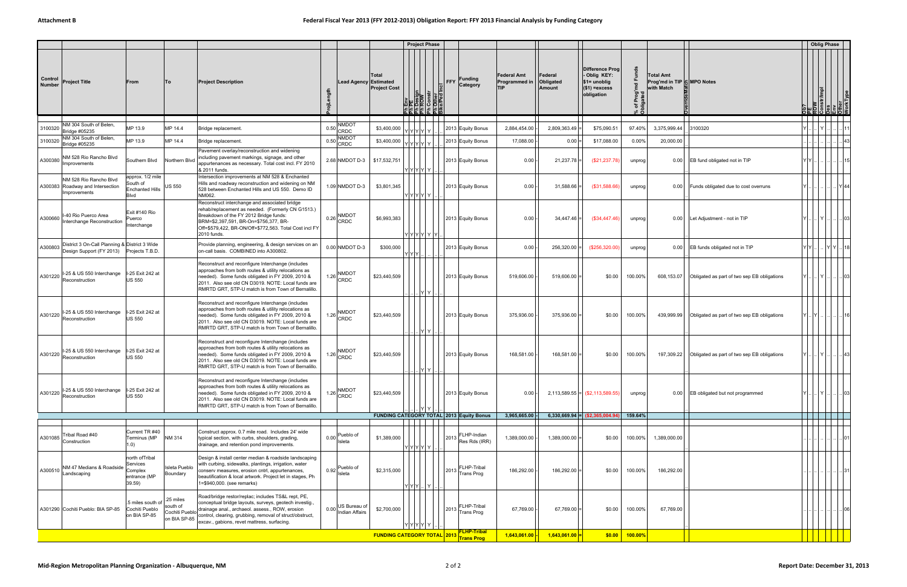# Attachment B

## Federal Fiscal Year 2013 (FFY 2012-2013) Obligation Report: FFY 2013 Financial Analysis by Funding Category

| Control Number | Project Title | From | To | Project Description | ProjLength | Lead Agency | Total Estimated Project Cost | Project Phase (Ph Env / Ph PE / Ph Design / Ph ROW / Ph Constr / Ph Other / Bike/Ped Incl) | FFY | Funding Category | Federal Amt Programmed in TIP | Federal Obligated Amount | Difference Prog - Oblig KEY: $1= unoblig ($1) =excess obligation | % of Prog'md Funds Obligated | Total Amt Prog'md in TIP with Match | Override Match | MPO Notes | Oblig Phase (Ob? / PE / ROW / Constr/Impl / Des / Env / Other / Work Type) |
|---|---|---|---|---|---|---|---|---|---|---|---|---|---|---|---|---|---|---|
| 3100320 | NM 304 South of Belen, Bridge #05235 | MP 13.9 | MP 14.4 | Bridge replacement. | 0.50 | NMDOT CRDC | $3,400,000 | Y Y Y Y Y | 2013 | Equity Bonus | 2,884,454.00 | 2,809,363.49 | $75,090.51 | 97.40% | 3,375,999.44 | | 3100320 | Y .. .. Y .. .. .. 11 |
| 3100320 | NM 304 South of Belen, Bridge #05235 | MP 13.9 | MP 14.4 | Bridge replacement. | 0.50 | NMDOT CRDC | $3,400,000 | Y Y Y Y Y | 2013 | Equity Bonus | 17,088.00 | 0.00 | $17,088.00 | 0.00% | 20,000.00 | | | .. .. .. .. .. .. .. 43 |
| A300380 | NM 528 Rio Rancho Blvd Improvements | Southern Blvd | Northern Blvd | Pavement overlay/reconstruction and widening including pavement markings, signage, and other appurtenances as necessary. Total cost incl. FY 2010 & 2011 funds. | 2.68 | NMDOT D-3 | $17,532,751 | Y Y Y Y Y | 2013 | Equity Bonus | 0.00 | 21,237.78 | ($21,237.78) | unprog | 0.00 | | EB fund obligated not in TIP | Y Y .. .. .. .. .. 15 |
| A300383 | NM 528 Rio Rancho Blvd Roadway and Intersection Improvements | approx. 1/2 mile South of Enchanted Hills Blvd | US 550 | Intersection improvements at NM 528 & Enchanted Hills and roadway reconstruction and widening on NM 528 between Enchanted Hills and US 550. Demo ID NM062. | 1.09 | NMDOT D-3 | $3,801,345 | Y Y Y Y Y | 2013 | Equity Bonus | 0.00 | 31,588.66 | ($31,588.66) | unprog | 0.00 | | Funds obligated due to cost overruns | Y .. .. .. .. .. Y 44 |
| A300660 | I-40 Rio Puerco Area Interchange Reconstruction | Exit #140 Rio Puerco Interchange | | Reconstruct interchange and associated bridge rehab/replacement as needed. (Formerly CN G1513.) Breakdown of the FY 2012 Bridge funds: BRM=$2,397,591, BR-On=$756,377, BR-Off=$579,422, BR-ON/Off=$772,563. Total Cost incl FY 2010 funds. | 0.26 | NMDOT CRDC | $6,993,383 | Y Y Y Y Y Y | 2013 | Equity Bonus | 0.00 | 34,447.46 | ($34,447.46) | unprog | 0.00 | | Let Adjustment - not in TIP | Y .. .. Y .. .. .. 03 |
| A300803 | District 3 On-Call Planning & Design Support (FY 2013) | District 3 Wide Projects T.B.D. | | Provide planning, engineering, & design services on an on-call basis. COMBINED into A300802. | 0.00 | NMDOT D-3 | $300,000 | Y Y Y | 2013 | Equity Bonus | 0.00 | 256,320.00 | ($256,320.00) | unprog | 0.00 | | EB funds obligated not in TIP | Y Y .. .. Y Y .. 18 |
| A301220 | I-25 & US 550 Interchange Reconstruction | I-25 Exit 242 at US 550 | | Reconstruct and reconfigure Interchange (includes approaches from both routes & utility relocations as needed). Some funds obligated in FY 2009, 2010 & 2011. Also see old CN D3019. NOTE: Local funds are RMRTD GRT, STP-U match is from Town of Bernalillo. | 1.26 | NMDOT CRDC | $23,440,509 | Y Y | 2013 | Equity Bonus | 519,606.00 | 519,606.00 | $0.00 | 100.00% | 608,153.07 | | Obligated as part of two sep EB obligations | Y .. .. Y .. .. .. 03 |
| A301220 | I-25 & US 550 Interchange Reconstruction | I-25 Exit 242 at US 550 | | Reconstruct and reconfigure Interchange (includes approaches from both routes & utility relocations as needed). Some funds obligated in FY 2009, 2010 & 2011. Also see old CN D3019. NOTE: Local funds are RMRTD GRT, STP-U match is from Town of Bernalillo. | 1.26 | NMDOT CRDC | $23,440,509 | Y Y | 2013 | Equity Bonus | 375,936.00 | 375,936.00 | $0.00 | 100.00% | 439,999.99 | | Obligated as part of two sep EB obligations | Y .. Y .. .. .. .. 16 |
| A301220 | I-25 & US 550 Interchange Reconstruction | I-25 Exit 242 at US 550 | | Reconstruct and reconfigure Interchange (includes approaches from both routes & utility relocations as needed). Some funds obligated in FY 2009, 2010 & 2011. Also see old CN D3019. NOTE: Local funds are RMRTD GRT, STP-U match is from Town of Bernalillo. | 1.26 | NMDOT CRDC | $23,440,509 | Y Y | 2013 | Equity Bonus | 168,581.00 | 168,581.00 | $0.00 | 100.00% | 197,309.22 | | Obligated as part of two sep EB obligations | Y .. .. Y .. .. .. 43 |
| A301220 | I-25 & US 550 Interchange Reconstruction | I-25 Exit 242 at US 550 | | Reconstruct and reconfigure Interchange (includes approaches from both routes & utility relocations as needed). Some funds obligated in FY 2009, 2010 & 2011. Also see old CN D3019. NOTE: Local funds are RMRTD GRT, STP-U match is from Town of Bernalillo. | 1.26 | NMDOT CRDC | $23,440,509 | Y Y | 2013 | Equity Bonus | 0.00 | 2,113,589.55 | ($2,113,589.55) | unprog | 0.00 | | EB obligated but not programmed | Y .. .. Y .. .. .. 03 |
| | | | | | | | **FUNDING CATEGORY TOTAL** | | **2013** | **Equity Bonus** | **3,965,665.00** | **6,330,669.94** | **($2,365,004.94)** | **159.64%** | | | | |
| A301085 | Tribal Road #40 Construction | Current TR #40 Terminus (MP 1.0) | NM 314 | Construct approx. 0.7 mile road. Includes 24' wide typical section, with curbs, shoulders, grading, drainage, and retention pond improvements. | 0.00 | Pueblo of Isleta | $1,389,000 | Y Y Y Y Y | 2013 | FLHP-Indian Res Rds (IRR) | 1,389,000.00 | 1,389,000.00 | $0.00 | 100.00% | 1,389,000.00 | | | .. .. .. .. .. .. .. 01 |
| A300510 | NM 47 Medians & Roadside Landscaping | north ofTribal Services Complex entrance (MP 39.59) | Isleta Pueblo Boundary | Design & install center median & roadside landscaping with curbing, sidewalks, plantings, irrigation, water conserv measures, erosion cntrl, appurtenances, beautification & local artwork. Project let in stages, Ph 1=$940,000. (see remarks) | 0.92 | Pueblo of Isleta | $2,315,000 | Y Y Y .. Y | 2013 | FLHP-Tribal Trans Prog | 186,292.00 | 186,292.00 | $0.00 | 100.00% | 186,292.00 | | | .. .. .. .. .. .. .. 31 |
| A301290 | Cochiti Pueblo: BIA SP-85 | .5 miles south of Cochiti Pueblo on BIA SP-85 | .25 miles south of Cochiti Pueblo on BIA SP-85 | Road/bridge restor/replac; includes TS&L rept, PE, conceptual bridge layouts, surveys, geotech investig., drainage anal., archaeol. assess., ROW, erosion control, clearing, grubbing, removal of struct/obstruct, excav., gabions, revet mattress, surfacing. | 0.00 | US Bureau of Indian Affairs | $2,700,000 | Y Y Y Y Y | 2013 | FLHP-Tribal Trans Prog | 67,769.00 | 67,769.00 | $0.00 | 100.00% | 67,769.00 | | | .. .. .. .. .. .. .. 06 |
| | | | | | | | **FUNDING CATEGORY TOTAL** | | **2013** | **FLHP-Tribal Trans Prog** | **1,643,061.00** | **1,643,061.00** | **$0.00** | **100.00%** | | | | |

Mid-Region Metropolitan Planning Organization - Albuquerque, NM

Report Date: December 31, 2013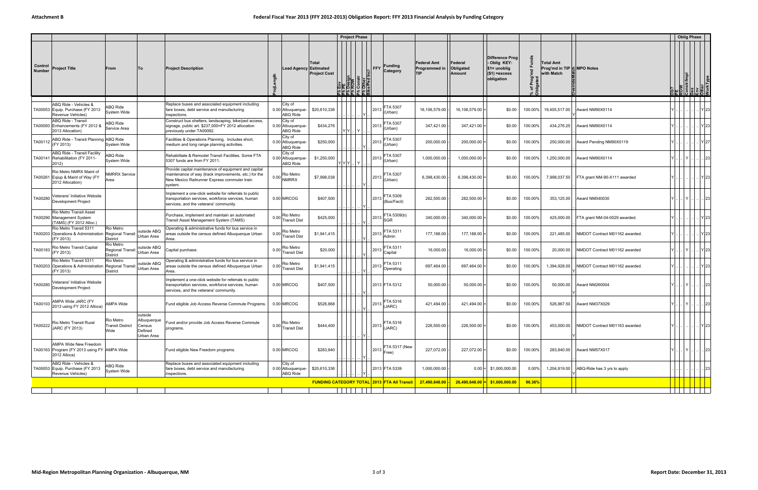Attachment B

# Federal Fiscal Year 2013 (FFY 2012-2013) Obligation Report: FFY 2013 Financial Analysis by Funding Category

| Control Number | Project Title | From | To | Project Description | ProjLength | Lead Agency | Total Estimated Project Cost | Ph Env | Ph PE | Ph Design | Ph ROW | Ph Constr | Ph Other | Bike/Ped Incl | FFY | Funding Category | Federal Amt Programmed in TIP | | Federal Obligated Amount | | Difference Prog - Oblig KEY: $1= unoblig ($1) =excess obligation | % of Prog'md Funds Obligated | Total Amt Prog'md in TIP with Match | Override Match | MPO Notes | Ob? | PE | ROW | Constr/Impl | Des | Env | Other | Work Type |
|---|---|---|---|---|---|---|---|---|---|---|---|---|---|---|---|---|---|---|---|---|---|---|---|---|---|---|---|---|---|---|---|---|---|
| TA00053 | ABQ Ride - Vehicles & Equip. Purchase (FY 2013 Revenue Vehicles) | ABQ Ride System Wide | | Replace buses and associated equipment including fare boxes, debt service and manufacturing inspections. | 0.00 | City of Albuquerque-ABQ Ride | $20,610,336 | | | | | | Y | | 2013 | FTA 5307 (Urban) | 16,106,579.00 | - | 16,106,579.00 | = | $0.00 | 100.00% | 19,405,517.00 | Y | Award NM90X0114 | Y | .. | .. | .. | .. | .. | Y | 23 |
| TA00093 | ABQ Ride - Transit Enhancements (FY 2012 & 2013 Allocation) | ABQ Ride Service Area | | Construct bus shelters, landscaping, bike/ped access, signage, public art. $237,000=FY 2012 allocation previously under TA00092. | 0.00 | City of Albuquerque-ABQ Ride | $434,276 | | Y | Y | | Y | | | 2013 | FTA 5307 (Urban) | 347,421.00 | - | 347,421.00 | = | $0.00 | 100.00% | 434,276.25 | | Award NM90X0114 | Y | .. | .. | .. | .. | .. | Y | 23 |
| TA00112 | ABQ Ride - Transit Planning (FY 2013) | ABQ Ride System Wide | | Facilities & Operations Planning. Includes short, medium and long range planning activities. | 0.00 | City of Albuquerque-ABQ Ride | $250,000 | | | | | | Y | | 2013 | FTA 5307 (Urban) | 200,000.00 | - | 200,000.00 | = | $0.00 | 100.00% | 250,000.00 | | Award Pending NM90X0119 | Y | .. | .. | .. | .. | .. | Y | 27 |
| TA00141 | ABQ Ride - Transit Facility Rehabilitation (FY 2011-2012) | ABQ Ride System Wide | | Rehabilitate & Remodel Transit Facilities. Some FTA 5307 funds are from FY 2011. | 0.00 | City of Albuquerque-ABQ Ride | $1,250,000 | Y | Y | Y | | Y | | | 2013 | FTA 5307 (Urban) | 1,000,000.00 | - | 1,000,000.00 | = | $0.00 | 100.00% | 1,250,000.00 | | Award NM90X0114 | Y | .. | .. | Y | .. | .. | .. | 23 |
| TA00261 | Rio Metro NMRX Maint of Eqiup & Maint of Way (FY 2012 Allocation) | NMRRX Service Area | | Provide capital maintenance of equipment and capital maintenance of way (track improvements, etc.) for the New Mexico Railrunner Express commuter train system. | 0.00 | Rio Metro NMRRX | $7,998,038 | | | | | | Y | | 2013 | FTA 5307 (Urban) | 6,398,430.00 | - | 6,398,430.00 | = | $0.00 | 100.00% | 7,998,037.50 | | FTA grant NM-90-X111 awarded | Y | .. | .. | .. | .. | .. | Y | 23 |
| TA00280 | Veterans' Initiative Website Development Project | | | Implement a one-click website for referrals to public transportation services, workforce services, human services, and the veterans' community. | 0.00 | MRCOG | $407,500 | | | | | | Y | | 2013 | FTA 5309 (Bus/Facil) | 282,500.00 | - | 282,500.00 | = | $0.00 | 100.00% | 353,125.00 | | Award NM040030 | Y | .. | .. | Y | .. | .. | .. | 23 |
| TA00290 | Rio Metro Transit Asset Management System (TAMS) (FY 2012 Alloc.) | | | Purchase, implement and maintain an automated Transit Asset Management System (TAMS) | 0.00 | Rio Metro Transit Dist | $425,000 | | | | | | Y | | 2013 | FTA 5309(b) SGR | 340,000.00 | - | 340,000.00 | = | $0.00 | 100.00% | 425,000.00 | | FTA grant NM-04-0029 awarded. | Y | .. | .. | .. | .. | .. | Y | 23 |
| TA00203 | Rio Metro Transit 5311 Operations & Administration (FY 2013) | Rio Metro Regional Transit District | outside ABQ Urban Area | Operating & administrative funds for bus service in areas outside the census defined Albuquerque Urban Area. | 0.00 | Rio Metro Transit Dist | $1,941,415 | | | | | | Y | | 2013 | FTA 5311 Admin | 177,188.00 | - | 177,188.00 | = | $0.00 | 100.00% | 221,485.00 | | NMDOT Contract M01162 awarded. | Y | .. | .. | .. | .. | .. | Y | 23 |
| TA00183 | Rio Metro Transit Capital (FY 2013) | Rio Metro Regional Transit District | outside ABQ Urban Area | Capital purchase. | 0.00 | Rio Metro Transit Dist | $20,000 | | | | | | Y | | 2013 | FTA 5311 Capital | 16,000.00 | - | 16,000.00 | = | $0.00 | 100.00% | 20,000.00 | | NMDOT Contract M01162 awarded | Y | .. | .. | Y | .. | .. | Y | 23 |
| TA00203 | Rio Metro Transit 5311 Operations & Administration (FY 2013) | Rio Metro Regional Transit District | outside ABQ Urban Area | Operating & administrative funds for bus service in areas outside the census defined Albuquerque Urban Area. | 0.00 | Rio Metro Transit Dist | $1,941,415 | | | | | | Y | | 2013 | FTA 5311 Operating | 697,464.00 | - | 697,464.00 | = | $0.00 | 100.00% | 1,394,928.00 | Y | NMDOT Contract M01162 awarded. | Y | .. | .. | .. | .. | .. | Y | 23 |
| TA00280 | Veterans' Initiative Website Development Project | | | Implement a one-click website for referrals to public transportation services, workforce services, human services, and the veterans' community. | 0.00 | MRCOG | $407,500 | | | | | | Y | | 2013 | FTA 5312 | 50,000.00 | - | 50,000.00 | = | $0.00 | 100.00% | 50,000.00 | Y | Award NM260004 | Y | .. | .. | Y | .. | .. | .. | 23 |
| TA00103 | AMPA Wide JARC (FY 2013 using FY 2012 Alloca) | AMPA Wide | | Fund eligible Job Access Reverse Commute Programs. | 0.00 | MRCOG | $526,868 | | | | | | Y | | 2013 | FTA 5316 (JARC) | 421,494.00 | - | 421,494.00 | = | $0.00 | 100.00% | 526,867.50 | | Award NM37X029 | Y | .. | .. | Y | .. | .. | .. | 23 |
| TA00222 | Rio Metro Transit Rural JARC (FY 2013) | Rio Metro Transit District Wide | outside Albuquerque Census Defined Urban Area | Fund and/or provide Job Access Reverse Commute programs. | 0.00 | Rio Metro Transit Dist | $444,400 | | | | | | Y | | 2013 | FTA 5316 (JARC) | 226,500.00 | - | 226,500.00 | = | $0.00 | 100.00% | 453,000.00 | Y | NMDOT Contract M01163 awarded. | Y | .. | .. | .. | .. | .. | Y | 23 |
| TA00163 | AMPA Wide New Freedom Program (FY 2013 using FY 2012 Alloca) | AMPA Wide | | Fund eligible New Freedom programs. | 0.00 | MRCOG | $283,840 | | | | | | Y | | 2013 | FTA 5317 (New Free) | 227,072.00 | - | 227,072.00 | = | $0.00 | 100.00% | 283,840.00 | | Award NM57X017 | Y | .. | .. | Y | .. | .. | .. | 23 |
| TA00053 | ABQ Ride - Vehicles & Equip. Purchase (FY 2013 Revenue Vehicles) | ABQ Ride System Wide | | Replace buses and associated equipment including fare boxes, debt service and manufacturing inspections. | 0.00 | City of Albuquerque-ABQ Ride | $20,610,336 | | | | | | Y | | 2013 | FTA 5339 | 1,000,000.00 | - | 0.00 | = | $1,000,000.00 | 0.00% | 1,204,819.00 | | ABQ-Ride has 3 yrs to apply | .. | .. | .. | .. | .. | .. | .. | 23 |
| | | | | | | | **FUNDING CATEGORY TOTAL** | | | | | | | | **2013** | **FTA All Transit** | **27,490,648.00** | - | **26,490,648.00** | = | **$1,000,000.00** | **96.36%** | | | | | | | | | | | |

Mid-Region Metropolitan Planning Organization - Albuquerque, NM

Report Date: December 31, 2013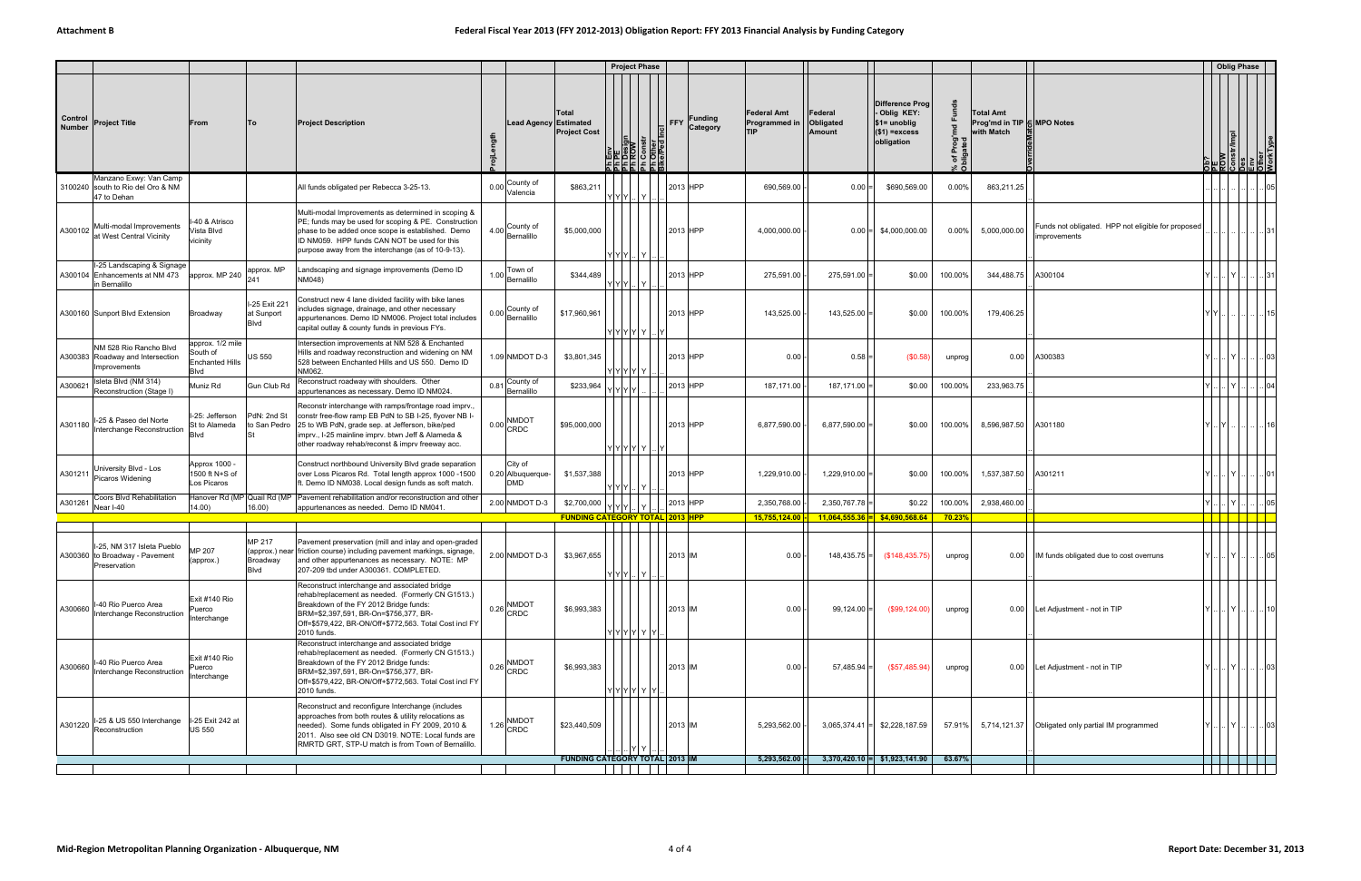# Attachment B

# Federal Fiscal Year 2013 (FFY 2012-2013) Obligation Report: FFY 2013 Financial Analysis by Funding Category

| Control Number | Project Title | From | To | Project Description | ProjLength | Lead Agency | Total Estimated Project Cost | Project Phase | FFY | Funding Category | Federal Amt Programmed in TIP | Federal Obligated Amount | Difference Prog - Oblig KEY: $1= unoblig ($1) =excess obligation | % of Prog'md Funds Obligated | Total Amt Prog'md in TIP with Match | Override Match | MPO Notes | Oblig Phase | Work Type |
|---|---|---|---|---|---|---|---|---|---|---|---|---|---|---|---|---|---|---|---|
| 3100240 | Manzano Exwy: Van Camp south to Rio del Oro & NM 47 to Dehan | | | All funds obligated per Rebecca 3-25-13. | 0.00 | County of Valencia | $863,211 | Y Y Y .. Y .. | 2013 | HPP | 690,569.00 | 0.00 | $690,569.00 | 0.00% | 863,211.25 | | | .. .. .. .. .. .. | 05 |
| A300102 | Multi-modal Improvements at West Central Vicinity | I-40 & Atrisco Vista Blvd vicinity | | Multi-modal Improvements as determined in scoping & PE; funds may be used for scoping & PE. Construction phase to be added once scope is established. Demo ID NM059. HPP funds CAN NOT be used for this purpose away from the interchange (as of 10-9-13). | 4.00 | County of Bernalillo | $5,000,000 | Y Y Y .. Y .. | 2013 | HPP | 4,000,000.00 | 0.00 | $4,000,000.00 | 0.00% | 5,000,000.00 | | Funds not obligated. HPP not eligible for proposed improvements | .. .. .. .. .. .. | 31 |
| A300104 | I-25 Landscaping & Signage Enhancements at NM 473 in Bernalillo | approx. MP 240 | approx. MP 241 | Landscaping and signage improvements (Demo ID NM048) | 1.00 | Town of Bernalillo | $344,489 | Y Y Y .. Y .. | 2013 | HPP | 275,591.00 | 275,591.00 | $0.00 | 100.00% | 344,488.75 | | A300104 | Y .. .. Y .. .. | 31 |
| A300160 | Sunport Blvd Extension | Broadway | I-25 Exit 221 at Sunport Blvd | Construct new 4 lane divided facility with bike lanes includes signage, drainage, and other necessary appurtenances. Demo ID NM006. Project total includes capital outlay & county funds in previous FYs. | 0.00 | County of Bernalillo | $17,960,961 | Y Y Y Y Y .. Y | 2013 | HPP | 143,525.00 | 143,525.00 | $0.00 | 100.00% | 179,406.25 | | | Y Y .. .. .. .. | 15 |
| A300383 | NM 528 Rio Rancho Blvd Roadway and Intersection Improvements | approx. 1/2 mile South of Enchanted Hills Blvd | US 550 | Intersection improvements at NM 528 & Enchanted Hills and roadway reconstruction and widening on NM 528 between Enchanted Hills and US 550. Demo ID NM062. | 1.09 | NMDOT D-3 | $3,801,345 | Y Y Y Y Y | 2013 | HPP | 0.00 | 0.58 | ($0.58) | unprog | 0.00 | | A300383 | Y .. .. Y .. .. | 03 |
| A300621 | Isleta Blvd (NM 314) Reconstruction (Stage I) | Muniz Rd | Gun Club Rd | Reconstruct roadway with shoulders. Other appurtenances as necessary. Demo ID NM024. | 0.81 | County of Bernalillo | $233,964 | Y Y Y Y | 2013 | HPP | 187,171.00 | 187,171.00 | $0.00 | 100.00% | 233,963.75 | | | Y .. .. Y .. .. | 04 |
| A301180 | I-25 & Paseo del Norte Interchange Reconstruction | I-25: Jefferson St to Alameda Blvd | PdN: 2nd St to San Pedro St | Reconstr interchange with ramps/frontage road imprv., constr free-flow ramp EB PdN to SB I-25, flyover NB I-25 to WB PdN, grade sep. at Jefferson, bike/ped imprv., I-25 mainline imprv. btwn Jeff & Alameda & other roadway rehab/reconst & imprv freeway acc. | 0.00 | NMDOT CRDC | $95,000,000 | Y Y Y Y Y .. Y | 2013 | HPP | 6,877,590.00 | 6,877,590.00 | $0.00 | 100.00% | 8,596,987.50 | | A301180 | Y .. Y .. .. .. | 16 |
| A301211 | University Blvd - Los Picaros Widening | Approx 1000 - 1500 ft N+S of Los Picaros | | Construct northbound University Blvd grade separation over Loss Picaros Rd. Total length approx 1000 -1500 ft. Demo ID NM038. Local design funds as soft match. | 0.20 | City of Albuquerque-DMD | $1,537,388 | Y Y Y .. Y .. | 2013 | HPP | 1,229,910.00 | 1,229,910.00 | $0.00 | 100.00% | 1,537,387.50 | | A301211 | Y .. .. Y .. .. | 01 |
| A301261 | Coors Blvd Rehabilitation Near I-40 | Hanover Rd (MP 14.00) | Quail Rd (MP 16.00) | Pavement rehabilitation and/or reconstruction and other appurtenances as needed. Demo ID NM041. | 2.00 | NMDOT D-3 | $2,700,000 | Y Y Y .. Y .. | 2013 | HPP | 2,350,768.00 | 2,350,767.78 | $0.22 | 100.00% | 2,938,460.00 | | | Y .. .. Y .. .. | 05 |
| | | | | | | | **FUNDING CATEGORY TOTAL** | | **2013** | **HPP** | **15,755,124.00** | **11,064,555.36** | **$4,690,568.64** | **70.23%** | | | | | |
| A300360 | I-25, NM 317 Isleta Pueblo to Broadway - Pavement Preservation | MP 207 (approx.) | MP 217 (approx.) near Broadway Blvd | Pavement preservation (mill and inlay and open-graded friction course) including pavement markings, signage, and other appurtenances as necessary. NOTE: MP 207-209 tbd under A300361. COMPLETED. | 2.00 | NMDOT D-3 | $3,967,655 | Y Y Y .. Y .. | 2013 | IM | 0.00 | 148,435.75 | ($148,435.75) | unprog | 0.00 | | IM funds obligated due to cost overruns | Y .. .. Y .. .. | 05 |
| A300660 | I-40 Rio Puerco Area Interchange Reconstruction | Exit #140 Rio Puerco Interchange | | Reconstruct interchange and associated bridge rehab/replacement as needed. (Formerly CN G1513.) Breakdown of the FY 2012 Bridge funds: BRM=$2,397,591, BR-On=$756,377, BR-Off=$579,422, BR-ON/Off=$772,563. Total Cost incl FY 2010 funds. | 0.26 | NMDOT CRDC | $6,993,383 | Y Y Y Y Y Y | 2013 | IM | 0.00 | 99,124.00 | ($99,124.00) | unprog | 0.00 | | Let Adjustment - not in TIP | Y .. .. Y .. .. | 10 |
| A300660 | I-40 Rio Puerco Area Interchange Reconstruction | Exit #140 Rio Puerco Interchange | | Reconstruct interchange and associated bridge rehab/replacement as needed. (Formerly CN G1513.) Breakdown of the FY 2012 Bridge funds: BRM=$2,397,591, BR-On=$756,377, BR-Off=$579,422, BR-ON/Off=$772,563. Total Cost incl FY 2010 funds. | 0.26 | NMDOT CRDC | $6,993,383 | Y Y Y Y Y Y | 2013 | IM | 0.00 | 57,485.94 | ($57,485.94) | unprog | 0.00 | | Let Adjustment - not in TIP | Y .. .. Y .. .. | 03 |
| A301220 | I-25 & US 550 Interchange Reconstruction | I-25 Exit 242 at US 550 | | Reconstruct and reconfigure Interchange (includes approaches from both routes & utility relocations as needed). Some funds obligated in FY 2009, 2010 & 2011. Also see old CN D3019. NOTE: Local funds are RMRTD GRT, STP-U match is from Town of Bernalillo. | 1.26 | NMDOT CRDC | $23,440,509 | .. .. .. Y Y .. | 2013 | IM | 5,293,562.00 | 3,065,374.41 | $2,228,187.59 | 57.91% | 5,714,121.37 | | Obligated only partial IM programmed | Y .. .. Y .. .. | 03 |
| | | | | | | | **FUNDING CATEGORY TOTAL** | | **2013** | **IM** | **5,293,562.00** | **3,370,420.10** | **$1,923,141.90** | **63.67%** | | | | | |

Mid-Region Metropolitan Planning Organization - Albuquerque, NM

Report Date: December 31, 2013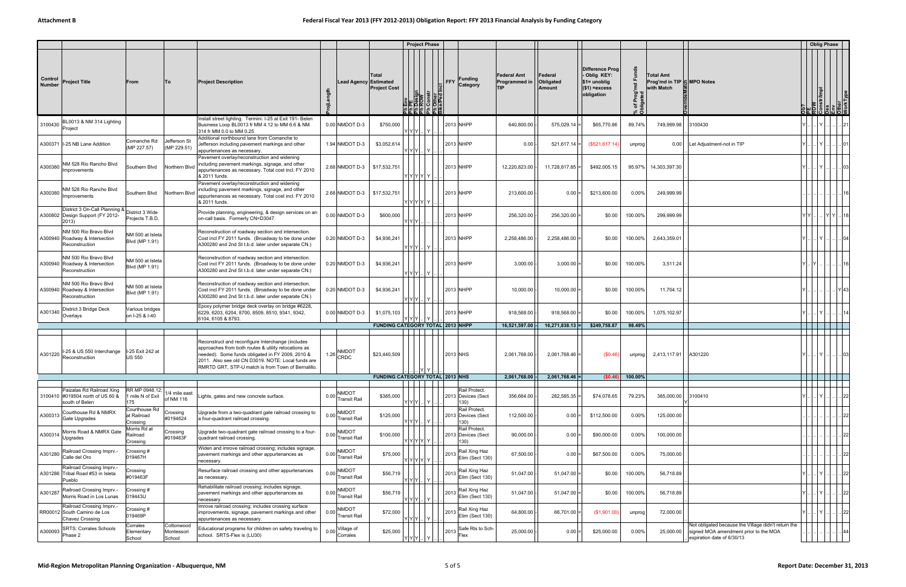# Attachment B

# Federal Fiscal Year 2013 (FFY 2012-2013) Obligation Report: FFY 2013 Financial Analysis by Funding Category

| Control Number | Project Title | From | To | Project Description | ProjLength | Lead Agency | Total Estimated Project Cost | Ph Env | Ph PE | Ph Design | Ph ROW | Ph Constr | Ph Other | Bike/Ped Incl | FFY | Funding Category | Federal Amt Programmed in TIP | | Federal Obligated Amount | | Difference Prog - Oblig KEY: $1= unoblig ($1) =excess obligation | % of Prog'md Funds Obligated | Total Amt Prog'md in TIP with Match | Override Match | MPO Notes | Ob? | PE | ROW | Constr/Impl | Des | Env | Other | WorkType |
|---|---|---|---|---|---|---|---|---|---|---|---|---|---|---|---|---|---|---|---|---|---|---|---|---|---|---|---|---|---|---|---|---|---|
| 3100430 | BL0013 & NM 314 Lighting Project | | | Install street lighting. Termini: I-25 at Exit 191- Belen Business Loop BL0013 fr MM 4.12 to MM 6.6 & NM 314 fr MM 0.0 to MM 0.25 | 0.00 | NMDOT D-3 | $750,000 | Y | Y | Y | .. | Y | .. | .. | 2013 | NHPP | 640,800.00 | - | 575,029.14 | = | $65,770.86 | 89.74% | 749,999.98 | | 3100430 | Y | .. | .. | Y | .. | .. | .. | 21 |
| A300371 | I-25 NB Lane Addition | Comanche Rd (MP 227.57) | Jefferson St (MP 229.51) | Additional northbound lane from Comanche to Jefferson including pavement markings and other appurtenances as necessary. | 1.94 | NMDOT D-3 | $3,052,614 | Y | Y | Y | .. | Y | .. | .. | 2013 | NHPP | 0.00 | - | 521,617.14 | = | ($521,617.14) | unprog | 0.00 | | Let Adjustment-not in TIP | Y | .. | .. | Y | .. | .. | .. | 01 |
| A300380 | NM 528 Rio Rancho Blvd Improvements | Southern Blvd | Northern Blvd | Pavement overlay/reconstruction and widening including pavement markings, signage, and other appurtenances as necessary. Total cost incl. FY 2010 & 2011 funds. | 2.68 | NMDOT D-3 | $17,532,751 | Y | Y | Y | Y | Y | .. | .. | 2013 | NHPP | 12,220,823.00 | - | 11,728,817.85 | = | $492,005.15 | 95.97% | 14,303,397.30 | | | Y | .. | .. | Y | .. | .. | .. | 03 |
| A300380 | NM 528 Rio Rancho Blvd Improvements | Southern Blvd | Northern Blvd | Pavement overlay/reconstruction and widening including pavement markings, signage, and other appurtenances as necessary. Total cost incl. FY 2010 & 2011 funds. | 2.68 | NMDOT D-3 | $17,532,751 | Y | Y | Y | Y | Y | .. | .. | 2013 | NHPP | 213,600.00 | - | 0.00 | = | $213,600.00 | 0.00% | 249,999.99 | | | .. | .. | .. | .. | .. | .. | .. | 16 |
| A300802 | District 3 On-Call Planning & Design Support (FY 2012-2013) | District 3 Wide Projects T.B.D. | | Provide planning, engineering, & design services on an on-call basis. Formerly CN=D3047. | 0.00 | NMDOT D-3 | $600,000 | Y | Y | Y | .. | .. | .. | .. | 2013 | NHPP | 256,320.00 | - | 256,320.00 | = | $0.00 | 100.00% | 299,999.99 | | | Y | Y | .. | .. | Y | Y | .. | 18 |
| A300940 | NM 500 Rio Bravo Blvd Roadway & Intersection Reconstruction | NM 500 at Isleta Blvd (MP 1.91) | | Reconstruction of roadway section and intersection. Cost incl FY 2011 funds. (Broadway to be done under A300280 and 2nd St t.b.d. later under separate CN.) | 0.20 | NMDOT D-3 | $4,936,241 | Y | Y | Y | .. | Y | .. | .. | 2013 | NHPP | 2,258,486.00 | - | 2,258,486.00 | = | $0.00 | 100.00% | 2,643,359.01 | | | Y | .. | .. | Y | .. | .. | .. | 04 |
| A300940 | NM 500 Rio Bravo Blvd Roadway & Intersection Reconstruction | NM 500 at Isleta Blvd (MP 1.91) | | Reconstruction of roadway section and intersection. Cost incl FY 2011 funds. (Broadway to be done under A300280 and 2nd St t.b.d. later under separate CN.) | 0.20 | NMDOT D-3 | $4,936,241 | Y | Y | Y | .. | Y | .. | .. | 2013 | NHPP | 3,000.00 | - | 3,000.00 | = | $0.00 | 100.00% | 3,511.24 | | | Y | .. | Y | .. | .. | .. | .. | 16 |
| A300940 | NM 500 Rio Bravo Blvd Roadway & Intersection Reconstruction | NM 500 at Isleta Blvd (MP 1.91) | | Reconstruction of roadway section and intersection. Cost incl FY 2011 funds. (Broadway to be done under A300280 and 2nd St t.b.d. later under separate CN.) | 0.20 | NMDOT D-3 | $4,936,241 | Y | Y | Y | .. | Y | .. | .. | 2013 | NHPP | 10,000.00 | - | 10,000.00 | = | $0.00 | 100.00% | 11,704.12 | | | Y | .. | .. | .. | .. | .. | Y | 43 |
| A301340 | District 3 Bridge Deck Overlays | Various bridges on I-25 & I-40 | | Epoxy polymer bridge deck overlay on bridge #6228, 6229, 6203, 6204, 8700, 8509, 8510, 9341, 9342, 6104, 6105 & 8793. | 0.00 | NMDOT D-3 | $1,075,103 | Y | Y | Y | .. | Y | .. | .. | 2013 | NHPP | 918,568.00 | - | 918,568.00 | = | $0.00 | 100.00% | 1,075,102.97 | | | Y | .. | .. | Y | .. | .. | .. | 14 |
| | | | | | | FUNDING CATEGORY TOTAL | | | | | | | | | 2013 | NHPP | 16,521,597.00 | - | 16,271,838.13 | = | $249,758.87 | 98.49% | | | | | | | | | | | |
| A301220 | I-25 & US 550 Interchange Reconstruction | I-25 Exit 242 at US 550 | | Reconstruct and reconfigure Interchange (includes approaches from both routes & utility relocations as needed). Some funds obligated in FY 2009, 2010 & 2011. Also see old CN D3019. NOTE: Local funds are RMRTD CRT, STP-U match is from Town of Bernalillo. | 1.26 | NMDOT CRDC | $23,440,509 | .. | .. | .. | Y | Y | .. | .. | 2013 | NHS | 2,061,768.00 | - | 2,061,768.46 | = | ($0.46) | unprog | 2,413,117.91 | | A301220 | Y | .. | .. | Y | .. | .. | .. | 03 |
| | | | | | | FUNDING CATEGORY TOTAL | | | | | | | | | 2013 | NHS | 2,061,768.00 | - | 2,061,768.46 | = | ($0.46) | 100.00% | | | | | | | | | | | |
| 3100410 | Paizalas Rd Railroad Xing #019504 north of US 60 & south of Belen | RR MP 0948.12: 1 mile N of Exit 175 | 1/4 mile east of NM 116 | Lights, gates and new concrete surface. | 0.00 | NMDOT Transit Rail | $385,000 | Y | Y | Y | .. | Y | .. | .. | 2013 | Rail Protect. Devices (Sect 130) | 356,664.00 | - | 282,585.35 | = | $74,078.65 | 79.23% | 385,000.00 | | 3100410 | Y | .. | .. | Y | .. | .. | .. | 22 |
| A300313 | Courthouse Rd & NMRX Gate Upgrades | Courthouse Rd at Railroad Crossing | Crossing #0194624 | Upgrade from a two-quadrant gate railroad crossing to a four-quadrant railroad crossing. | 0.00 | NMDOT Transit Rail | $125,000 | Y | Y | Y | .. | Y | .. | .. | 2013 | Rail Protect. Devices (Sect 130) | 112,500.00 | - | 0.00 | = | $112,500.00 | 0.00% | 125,000.00 | | | .. | .. | .. | .. | .. | .. | .. | 22 |
| A300314 | Morris Road & NMRX Gate Upgrades | Morris Rd at Railroad Crossing | Crossing #019463F | Upgrade two-quadrant gate railroad crossing to a four-quadrant railroad crossing. | 0.00 | NMDOT Transit Rail | $100,000 | Y | Y | Y | Y | Y | .. | .. | 2013 | Rail Protect. Devices (Sect 130) | 90,000.00 | - | 0.00 | = | $90,000.00 | 0.00% | 100,000.00 | | | .. | .. | .. | .. | .. | .. | .. | 22 |
| A301280 | Railroad Crossing Imprv.- Calle del Oro | Crossing # 019467H | | Widen and improve railroad crossing; includes signage, pavement markings and other appurtenances as necessary. | 0.00 | NMDOT Transit Rail | $75,000 | Y | Y | Y | Y | Y | .. | .. | 2013 | Rail Xing Haz Elim (Sect 130) | 67,500.00 | - | 0.00 | = | $67,500.00 | 0.00% | 75,000.00 | | | .. | .. | .. | .. | .. | .. | .. | 22 |
| A301286 | Railroad Crossing Imprv.- Tribal Road #53 in Isleta Pueblo | Crossing #019463F | | Resurface railroad crossing and other appurtenances as necessary. | 0.00 | NMDOT Transit Rail | $56,719 | Y | Y | Y | .. | Y | .. | .. | 2013 | Rail Xing Haz Elim (Sect 130) | 51,047.00 | - | 51,047.00 | = | $0.00 | 100.00% | 56,718.89 | | | Y | .. | .. | Y | .. | .. | .. | 22 |
| A301287 | Railroad Crossing Imprv.- Morris Road in Los Lunas | Crossing # 019443U | | Rehabilitate railroad crossing; includes signage, pavement markings and other appurtenances as necessary. | 0.00 | NMDOT Transit Rail | $56,719 | Y | Y | Y | .. | Y | .. | .. | 2013 | Rail Xing Haz Elim (Sect 130) | 51,047.00 | - | 51,047.00 | = | $0.00 | 100.00% | 56,718.89 | | | Y | .. | .. | Y | .. | .. | .. | 22 |
| RR00012 | Railroad Crossing Imprv.- South Camino de Los Chavez Crossing | Crossing # 019469P | | Imrove railroad crossing; includes crossing surface improvements, signage, pavement markings and other appurtenances as necessary. | 0.00 | NMDOT Transit Rail | $72,000 | Y | Y | Y | .. | Y | .. | .. | 2013 | Rail Xing Haz Elim (Sect 130) | 64,800.00 | - | 66,701.00 | = | ($1,901.00) | unprog | 72,000.00 | | | Y | .. | .. | Y | .. | .. | .. | 22 |
| A300093 | SRTS: Corrales Schools Phase 2 | Corrales Elementary School | Cottonwood Montessori School | Educational programs for children on safety traveling to school. SRTS-Flex is (LU30) | 0.00 | Village of Corrales | $25,000 | Y | Y | Y | .. | Y | .. | .. | 2013 | Safe Rts to Sch-Flex | 25,000.00 | - | 0.00 | = | $25,000.00 | 0.00% | 25,000.00 | | Not obligated because the Village didn't return the signed MOA amendment prior to the MOA expiration date of 6/30/13 | .. | .. | .. | .. | .. | .. | .. | 44 |

Mid-Region Metropolitan Planning Organization - Albuquerque, NM

Report Date: December 31, 2013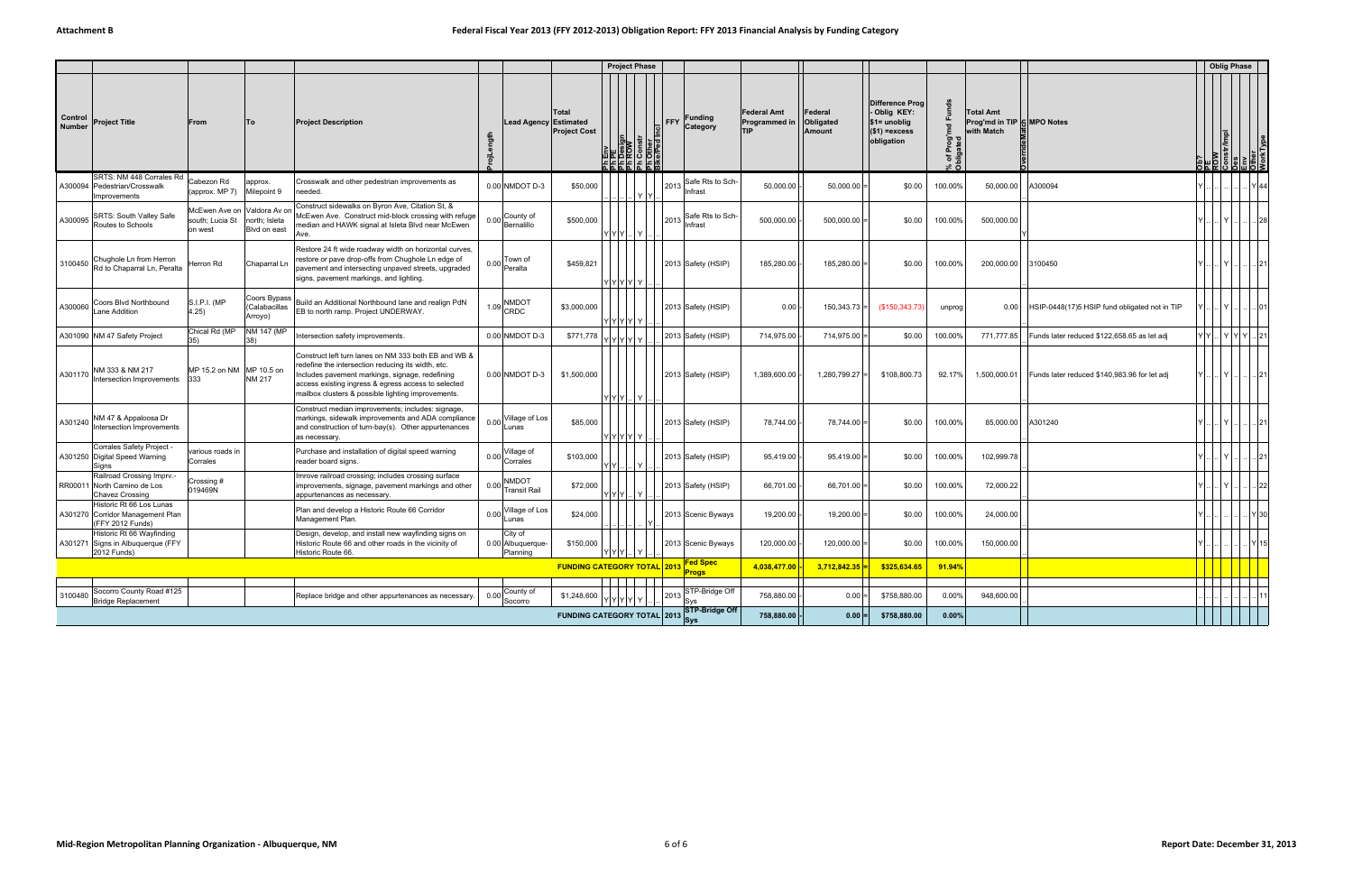## Attachment B

## Federal Fiscal Year 2013 (FFY 2012-2013) Obligation Report: FFY 2013 Financial Analysis by Funding Category

| Control Number | Project Title | From | To | Project Description | ProjLength | Lead Agency | Total Estimated Project Cost | Ph Env | Ph PE | Ph Design | Ph ROW | Ph Constr | Ph Other | Bike/Ped Incl | FFY | Funding Category | Federal Amt Programmed in TIP | Federal Obligated Amount | Difference Prog - Oblig KEY: $1= unoblig ($1) =excess obligation | % of Prog'md Funds Obligated | Total Amt Prog'md in TIP with Match | Override Match | MPO Notes | Ob? | PE | ROW | Constr/Impl | Des | Env | Other | Work Type |
|---|---|---|---|---|---|---|---|---|---|---|---|---|---|---|---|---|---|---|---|---|---|---|---|---|---|---|---|---|---|---|---|
| A300094 | SRTS: NM 448 Corrales Rd Pedestrian/Crosswalk Improvements | Cabezon Rd (approx. MP 7) | approx. Milepoint 9 | Crosswalk and other pedestrian improvements as needed. | 0.00 | NMDOT D-3 | $50,000 | .. | .. | .. | .. | Y | Y | | 2013 | Safe Rts to Sch-Infrast | 50,000.00 | 50,000.00 | $0.00 | 100.00% | 50,000.00 | | A300094 | Y | .. | .. | .. | .. | .. | Y | 44 |
| A300095 | SRTS: South Valley Safe Routes to Schools | McEwen Ave on south; Lucia St on west | Valdora Av on north; Isleta Blvd on east | Construct sidewalks on Byron Ave, Citation St, & McEwen Ave. Construct mid-block crossing with refuge median and HAWK signal at Isleta Blvd near McEwen Ave. | 0.00 | County of Bernalillo | $500,000 | Y | Y | Y | .. | Y | .. | .. | 2013 | Safe Rts to Sch-Infrast | 500,000.00 | 500,000.00 | $0.00 | 100.00% | 500,000.00 | Y | | Y | .. | .. | Y | .. | .. | .. | 28 |
| 3100450 | Chughole Ln from Herron Rd to Chaparral Ln, Peralta | Herron Rd | Chaparral Ln | Restore 24 ft wide roadway width on horizontal curves, restore or pave drop-offs from Chughole Ln edge of pavement and intersecting unpaved streets, upgraded signs, pavement markings, and lighting. | 0.00 | Town of Peralta | $459,821 | Y | Y | Y | Y | Y | | | 2013 | Safety (HSIP) | 185,280.00 | 185,280.00 | $0.00 | 100.00% | 200,000.00 | | 3100450 | Y | .. | .. | Y | .. | .. | .. | 21 |
| A300060 | Coors Blvd Northbound Lane Addition | S.I.P.I. (MP 4.25) | Coors Bypass (Calabacillas Arroyo) | Build an Additional Northbound lane and realign PdN EB to north ramp. Project UNDERWAY. | 1.09 | NMDOT CRDC | $3,000,000 | Y | Y | Y | Y | Y | | | 2013 | Safety (HSIP) | 0.00 | 150,343.73 | ($150,343.73) | unprog | 0.00 | | HSIP-0448(17)5 HSIP fund obligated not in TIP | Y | .. | .. | Y | .. | .. | .. | 01 |
| A301090 | NM 47 Safety Project | Chical Rd (MP 35) | NM 147 (MP 38) | Intersection safety improvements. | 0.00 | NMDOT D-3 | $771,778 | Y | Y | Y | Y | Y | | | 2013 | Safety (HSIP) | 714,975.00 | 714,975.00 | $0.00 | 100.00% | 771,777.85 | | Funds later reduced $122,658.65 as let adj | Y | Y | .. | Y | Y | Y | .. | 21 |
| A301170 | NM 333 & NM 217 Intersection Improvements | MP 15.2 on NM 333 | MP 10.5 on NM 217 | Construct left turn lanes on NM 333 both EB and WB & redefine the intersection reducing its width, etc. Includes pavement markings, signage, redefining access existing ingress & egress access to selected mailbox clusters & possible lighting improvements. | 0.00 | NMDOT D-3 | $1,500,000 | Y | Y | Y | .. | Y | .. | .. | | Safety (HSIP) | 1,389,600.00 | 1,280,799.27 | $108,800.73 | 92.17% | 1,500,000.01 | | Funds later reduced $140,983.96 for let adj | Y | .. | .. | Y | .. | .. | .. | 21 |
| A301240 | NM 47 & Appaloosa Dr Intersection Improvements | | | Construct median improvements; includes: signage, markings, sidewalk improvements and ADA compliance and construction of turn-bay(s). Other appurtenances as necessary. | 0.00 | Village of Los Lunas | $85,000 | Y | Y | Y | Y | Y | | | 2013 | Safety (HSIP) | 78,744.00 | 78,744.00 | $0.00 | 100.00% | 85,000.00 | | A301240 | Y | .. | .. | Y | .. | .. | .. | 21 |
| A301250 | Corrales Safety Project - Digital Speed Warning Signs | various roads in Corrales | | Purchase and installation of digital speed warning reader board signs. | 0.00 | Village of Corrales | $103,000 | Y | Y | .. | .. | Y | .. | .. | 2013 | Safety (HSIP) | 95,419.00 | 95,419.00 | $0.00 | 100.00% | 102,999.78 | | | Y | .. | .. | Y | .. | .. | .. | 21 |
| RR00011 | Railroad Crossing Imprv.- North Camino de Los Chavez Crossing | Crossing # 019469N | | Imrove railroad crossing; includes crossing surface improvements, signage, pavement markings and other appurtenances as necessary. | 0.00 | NMDOT Transit Rail | $72,000 | Y | Y | Y | .. | Y | .. | .. | 2013 | Safety (HSIP) | 66,701.00 | 66,701.00 | $0.00 | 100.00% | 72,000.22 | | | Y | .. | .. | Y | .. | .. | .. | 22 |
| A301270 | Historic Rt 66 Los Lunas Corridor Management Plan (FFY 2012 Funds) | | | Plan and develop a Historic Route 66 Corridor Management Plan. | 0.00 | Village of Los Lunas | $24,000 | .. | .. | .. | .. | .. | Y | .. | 2013 | Scenic Byways | 19,200.00 | 19,200.00 | $0.00 | 100.00% | 24,000.00 | | | Y | .. | .. | .. | .. | .. | Y | 30 |
| A301271 | Historic Rt 66 Wayfinding Signs in Albuquerque (FFY 2012 Funds) | | | Design, develop, and install new wayfinding signs on Historic Route 66 and other roads in the vicinity of Historic Route 66. | 0.00 | City of Albuquerque-Planning | $150,000 | Y | Y | Y | .. | Y | .. | .. | 2013 | Scenic Byways | 120,000.00 | 120,000.00 | $0.00 | 100.00% | 150,000.00 | | | Y | .. | .. | .. | .. | .. | Y | 15 |
| | | | | | | | **FUNDING CATEGORY TOTAL** | | | | | | | | **2013** | **Fed Spec Progs** | **4,038,477.00** | **3,712,842.35** | **$325,634.65** | **91.94%** | | | | | | | | | | | |
| 3100480 | Socorro County Road #125 Bridge Replacement | | | Replace bridge and other appurtenances as necessary. | 0.00 | County of Socorro | $1,248,600 | Y | Y | Y | Y | Y | | | 2013 | STP-Bridge Off Sys | 758,880.00 | 0.00 | $758,880.00 | 0.00% | 948,600.00 | | | .. | .. | .. | .. | .. | .. | .. | 11 |
| | | | | | | | **FUNDING CATEGORY TOTAL** | | | | | | | | **2013** | **STP-Bridge Off Sys** | **758,880.00** | **0.00** | **$758,880.00** | **0.00%** | | | | | | | | | | | |

Mid-Region Metropolitan Planning Organization - Albuquerque, NM

Report Date: December 31, 2013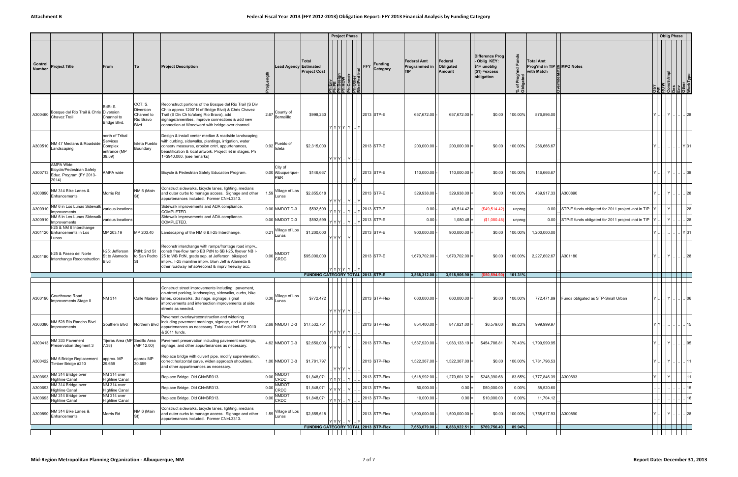**Attachment B** — **Federal Fiscal Year 2013 (FFY 2012-2013) Obligation Report: FFY 2013 Financial Analysis by Funding Category**

| Control Number | Project Title | From | To | Project Description | ProjLength | Lead Agency | Total Estimated Project Cost | Ph Env | Ph PE | Ph Design | Ph ROW | Ph Constr | Ph Other | Bike/Ped Incl | FFY | Funding Category | Federal Amt Programmed in TIP | Federal Obligated Amount | Difference Prog - Oblig KEY: $1= unoblig ($1) =excess obligation | % of Prog'md Funds Obligated | Total Amt Prog'md in TIP with Match | Override Match | MPO Notes | Oblig? | PE | ROW | Constr/Impl | Ops | Env | Other | Work Type |
|---|---|---|---|---|---|---|---|---|---|---|---|---|---|---|---|---|---|---|---|---|---|---|---|---|---|---|---|---|---|---|---|
| A300460 | Bosque del Rio Trail & Chris Chavez Trail | BdR: S. Diversion Channel to Bridge Blvd. | CCT: S. Diversion Channel to Rio Bravo Blvd. | Reconstruct portions of the Bosque del Rio Trail (S Div Ch to approx 1200' N of Bridge Blvd) & Chris Chavez Trail (S Div Ch to/along Rio Bravo), add signage/amenities, improve connections & add new connection at Woodward with bridge over channel. | 2.67 | County of Bernalillo | $998,230 | Y | Y | Y | Y | Y | .. | Y | 2013 | STP-E | 657,672.00 | 657,672.00 | $0.00 | 100.00% | 876,896.00 | | | Y | .. | .. | Y | .. | .. | .. | 28 |
| A300510 | NM 47 Medians & Roadside Landscaping | north of Tribal Services Complex entrance (MP 39.59) | Isleta Pueblo Boundary | Design & install center median & roadside landscaping with curbing, sidewalks, plantings, irrigation, water conserv measures, erosion cntrl, appurtenances, beautification & local artwork. Project let in stages, Ph 1=$940,000. (see remarks) | 0.92 | Pueblo of Isleta | $2,315,000 | Y | Y | Y | .. | Y | .. | .. | 2013 | STP-E | 200,000.00 | 200,000.00 | $0.00 | 100.00% | 266,666.67 | | | Y | .. | .. | .. | .. | .. | Y | 31 |
| A300713 | AMPA Wide Bicycle/Pedestrian Safety Educ. Program (FY 2013-2014) | AMPA wide | | Bicycle & Pedestrian Safety Education Program. | 0.00 | City of Albuquerque-P&R | $146,667 | .. | .. | .. | .. | .. | Y | .. | 2013 | STP-E | 110,000.00 | 110,000.00 | $0.00 | 100.00% | 146,666.67 | | | Y | .. | .. | Y | .. | .. | .. | 38 |
| A300890 | NM 314 Bike Lanes & Enhancements | Morris Rd | NM 6 (Main St) | Construct sidewalks, bicycle lanes, lighting, medians and outer curbs to manage access. Signage and other appurtenances included. Former CN=L3313. | 1.59 | Village of Los Lunas | $2,855,618 | Y | Y | Y | .. | Y | .. | Y | 2013 | STP-E | 329,938.00 | 329,938.00 | $0.00 | 100.00% | 439,917.33 | | A300890 | Y | .. | .. | Y | .. | .. | .. | 28 |
| A300910 | NM 6 in Los Lunas Sidewalk Improvements | various locations | | Sidewalk improvements and ADA compliance. COMPLETED. | 0.00 | NMDOT D-3 | $592,599 | Y | Y | Y | .. | Y | .. | Y | 2013 | STP-E | 0.00 | 49,514.42 | ($49,514.42) | unprog | 0.00 | | STP-E funds obligated for 2011 project -not in TIP | Y | .. | .. | Y | .. | .. | .. | 28 |
| A300910 | NM 6 in Los Lunas Sidewalk Improvements | various locations | | Sidewalk improvements and ADA compliance. COMPLETED. | 0.00 | NMDOT D-3 | $592,599 | Y | Y | Y | .. | Y | .. | Y | 2013 | STP-E | 0.00 | 1,080.48 | ($1,080.48) | unprog | 0.00 | | STP-E funds obligated for 2011 project -not in TIP | Y | .. | .. | Y | .. | .. | .. | 28 |
| A301120 | I-25 & NM 6 Interchange Enhancements in Los Lunas | MP 203.19 | MP 203.40 | Landscaping of the NM 6 & I-25 Interchange. | 0.21 | Village of Los Lunas | $1,200,000 | Y | Y | Y | .. | Y | .. | .. | 2013 | STP-E | 900,000.00 | 900,000.00 | $0.00 | 100.00% | 1,200,000.00 | | | Y | .. | .. | .. | .. | .. | Y | 31 |
| A301180 | I-25 & Paseo del Norte Interchange Reconstruction | I-25: Jefferson St to Alameda Blvd | PdN: 2nd St to San Pedro St | Reconstr interchange with ramps/frontage road imprv., constr free-flow ramp EB PdN to SB I-25, flyover NB I-25 to WB PdN, grade sep. at Jefferson, bike/ped imprv., I-25 mainline imprv. btwn Jeff & Alameda & other roadway rehab/reconst & imprv freeway acc. | 0.00 | NMDOT CRDC | $95,000,000 | Y | Y | Y | Y | Y | .. | Y | 2013 | STP-E | 1,670,702.00 | 1,670,702.00 | $0.00 | 100.00% | 2,227,602.67 | | A301180 | Y | .. | .. | Y | .. | .. | .. | 28 |
| | | | | | | | **FUNDING CATEGORY TOTAL** | | | | | | | | **2013** | **STP-E** | **3,868,312.00** | **3,918,906.90** | **($50,594.90)** | **101.31%** | | | | | | | | | | | |
| A300190 | Courthouse Road Improvements Stage II | NM 314 | Calle Madero | Construct street improvements including: pavement, on-street parking, landscaping, sidewalks, curbs, bike lanes, crosswalks, drainage, signage, signal improvements and intersection improvements at side streets as needed. | 0.30 | Village of Los Lunas | $772,472 | Y | Y | Y | Y | Y | .. | .. | 2013 | STP-Flex | 660,000.00 | 660,000.00 | $0.00 | 100.00% | 772,471.89 | | Funds obligated as STP-Small Urban | Y | .. | .. | Y | .. | .. | .. | 06 |
| A300380 | NM 528 Rio Rancho Blvd Improvements | Southern Blvd | Northern Blvd | Pavement overlay/reconstruction and widening including pavement markings, signage, and other appurtenances as necessary. Total cost incl. FY 2010 & 2011 funds. | 2.68 | NMDOT D-3 | $17,532,751 | Y | Y | Y | Y | Y | .. | .. | 2013 | STP-Flex | 854,400.00 | 847,821.00 | $6,579.00 | 99.23% | 999,999.97 | | | Y | Y | .. | .. | .. | .. | .. | 15 |
| A300413 | NM 333 Pavement Preservation Segment 3 | Tijeras Area (MP 7.38) | Sedillo Area (MP 12.00) | Pavement preservation including pavement markings, signage, and other appurtenances as necessary. | 4.62 | NMDOT D-3 | $2,650,000 | Y | Y | Y | .. | Y | .. | .. | 2013 | STP-Flex | 1,537,920.00 | 1,083,133.19 | $454,786.81 | 70.43% | 1,799,999.95 | | | Y | .. | .. | Y | .. | .. | .. | 05 |
| A300422 | NM 6 Bridge Replacement Timber Bridge #210 | approx. MP 29.659 | approx MP 30.659 | Replace bridge with culvert pipe, modify superelevation, correct horizontal curve, widen approach shoulders, and other appurtenances as necessary. | 1.00 | NMDOT D-3 | $1,781,797 | .. | Y | Y | Y | Y | .. | .. | 2013 | STP-Flex | 1,522,367.00 | 1,522,367.00 | $0.00 | 100.00% | 1,781,796.53 | | | Y | .. | .. | Y | .. | .. | .. | 11 |
| A300693 | NM 314 Bridge over Highline Canal | NM 314 over Highline Canal | | Replace Bridge. Old CN=BR313. | 0.00 | NMDOT CRDC | $1,848,071 | Y | Y | Y | .. | Y | .. | .. | 2013 | STP-Flex | 1,518,992.00 | 1,270,601.32 | $248,390.68 | 83.65% | 1,777,846.39 | | A300693 | Y | .. | .. | Y | .. | .. | .. | 11 |
| A300693 | NM 314 Bridge over Highline Canal | NM 314 over Highline Canal | | Replace Bridge. Old CN=BR313. | 0.00 | NMDOT CRDC | $1,848,071 | Y | Y | Y | .. | Y | .. | .. | 2013 | STP-Flex | 50,000.00 | 0.00 | $50,000.00 | 0.00% | 58,520.60 | | | .. | .. | .. | .. | .. | .. | .. | 15 |
| A300693 | NM 314 Bridge over Highline Canal | NM 314 over Highline Canal | | Replace Bridge. Old CN=BR313. | 0.00 | NMDOT CRDC | $1,848,071 | Y | Y | Y | .. | Y | .. | .. | 2013 | STP-Flex | 10,000.00 | 0.00 | $10,000.00 | 0.00% | 11,704.12 | | | .. | .. | .. | .. | .. | .. | .. | 16 |
| A300890 | NM 314 Bike Lanes & Enhancements | Morris Rd | NM 6 (Main St) | Construct sidewalks, bicycle lanes, lighting, medians and outer curbs to manage access. Signage and other appurtenances included. Former CN=L3313. | 1.59 | Village of Los Lunas | $2,855,618 | Y | Y | Y | .. | Y | .. | Y | 2013 | STP-Flex | 1,500,000.00 | 1,500,000.00 | $0.00 | 100.00% | 1,755,617.93 | | A300890 | Y | .. | .. | Y | .. | .. | .. | 28 |
| | | | | | | | **FUNDING CATEGORY TOTAL** | | | | | | | | **2013** | **STP-Flex** | **7,653,679.00** | **6,883,922.51** | **$769,756.49** | **89.94%** | | | | | | | | | | | |

Mid-Region Metropolitan Planning Organization - Albuquerque, NM — Report Date: December 31, 2013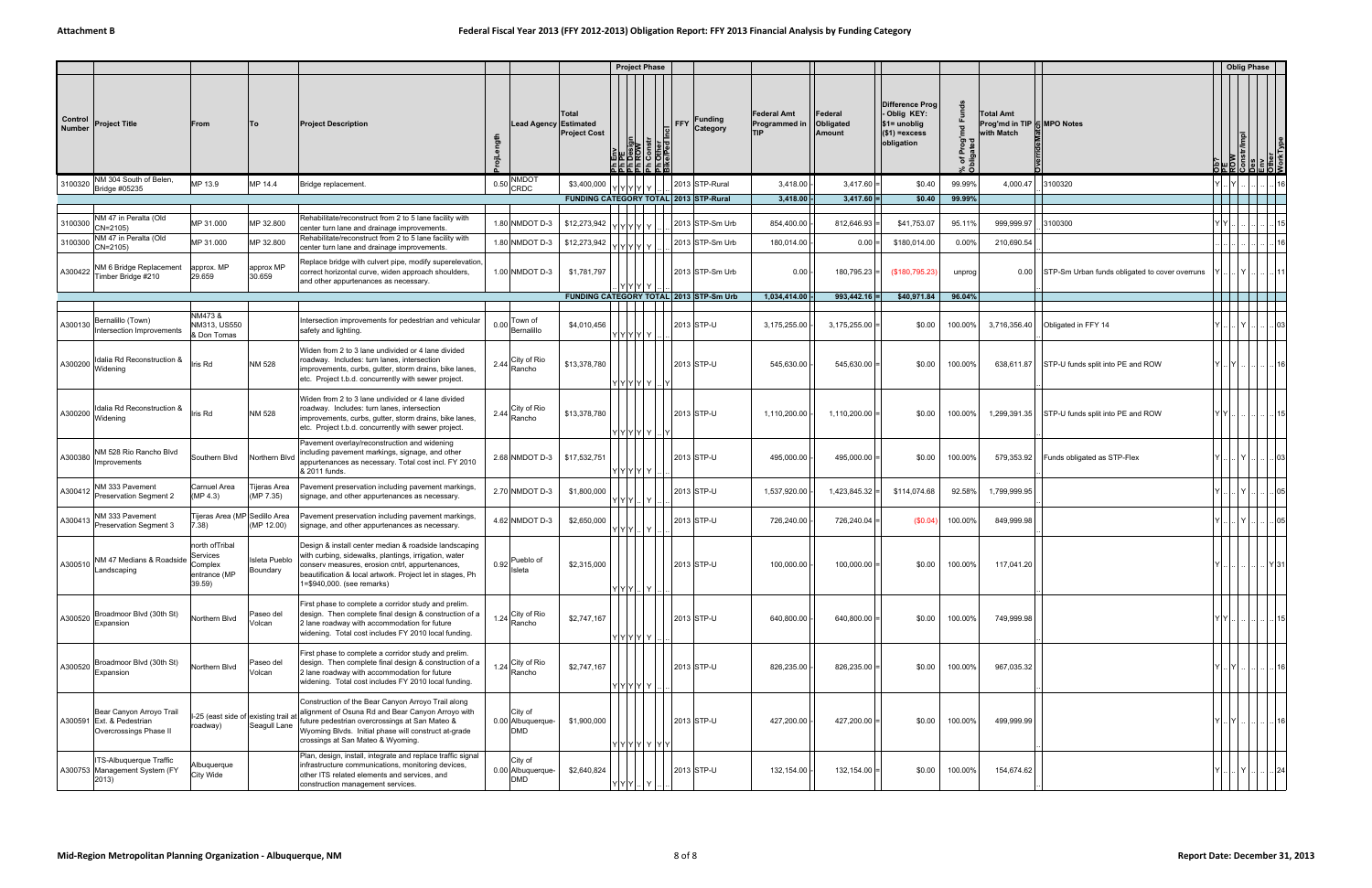# Attachment B

## Federal Fiscal Year 2013 (FFY 2012-2013) Obligation Report: FFY 2013 Financial Analysis by Funding Category

| Control Number | Project Title | From | To | Project Description | ProjLength | Lead Agency | Total Estimated Project Cost | Project Phase (Ph Env / Ph PE / Ph Design / Ph ROW / Ph Constr / Ph Other / Bike/Ped Incl) | FFY | Funding Category | Federal Amt Programmed in TIP | Federal Obligated Amount | Difference Prog - Oblig KEY: $1= unoblig ($1) =excess obligation | % of Prog'md Funds Obligated | Total Amt Prog'md in TIP with Match | OverrideMatch | MPO Notes | Oblig Phase (Ob? / PE / ROW / Constr/Impl / Des / Env / Other / Work Type) |
|---|---|---|---|---|---|---|---|---|---|---|---|---|---|---|---|---|---|---|
| 3100320 | NM 304 South of Belen, Bridge #05235 | MP 13.9 | MP 14.4 | Bridge replacement. | 0.50 | NMDOT CRDC | $3,400,000 | Y Y Y Y Y | 2013 | STP-Rural | 3,418.00 | 3,417.60 | $0.40 | 99.99% | 4,000.47 | | 3100320 | Y .. Y .. .. .. .. 16 |
| | | | | | | | FUNDING CATEGORY TOTAL | | 2013 | STP-Rural | 3,418.00 | 3,417.60 | $0.40 | 99.99% | | | | |
| 3100300 | NM 47 in Peralta (Old CN=2105) | MP 31.000 | MP 32.800 | Rehabilitate/reconstruct from 2 to 5 lane facility with center turn lane and drainage improvements. | 1.80 | NMDOT D-3 | $12,273,942 | Y Y Y Y Y | 2013 | STP-Sm Urb | 854,400.00 | 812,646.93 | $41,753.07 | 95.11% | 999,999.97 | | 3100300 | Y Y .. .. .. .. .. 15 |
| 3100300 | NM 47 in Peralta (Old CN=2105) | MP 31.000 | MP 32.800 | Rehabilitate/reconstruct from 2 to 5 lane facility with center turn lane and drainage improvements. | 1.80 | NMDOT D-3 | $12,273,942 | Y Y Y Y Y | 2013 | STP-Sm Urb | 180,014.00 | 0.00 | $180,014.00 | 0.00% | 210,690.54 | | | .. .. .. .. .. .. .. 16 |
| A300422 | NM 6 Bridge Replacement Timber Bridge #210 | approx. MP 29.659 | approx MP 30.659 | Replace bridge with culvert pipe, modify superelevation, correct horizontal curve, widen approach shoulders, and other appurtenances as necessary. | 1.00 | NMDOT D-3 | $1,781,797 | Y Y Y Y | 2013 | STP-Sm Urb | 0.00 | 180,795.23 | ($180,795.23) | unprog | 0.00 | | STP-Sm Urban funds obligated to cover overruns | Y .. .. Y .. .. .. 11 |
| | | | | | | | FUNDING CATEGORY TOTAL | | 2013 | STP-Sm Urb | 1,034,414.00 | 993,442.16 | $40,971.84 | 96.04% | | | | |
| A300130 | Bernalillo (Town) Intersection Improvements | NM473 & NM313, US550 & Don Tomas | | Intersection improvements for pedestrian and vehicular safety and lighting. | 0.00 | Town of Bernalillo | $4,010,456 | Y Y Y Y Y | 2013 | STP-U | 3,175,255.00 | 3,175,255.00 | $0.00 | 100.00% | 3,716,356.40 | | Obligated in FFY 14 | Y .. .. Y .. .. .. 03 |
| A300200 | Idalia Rd Reconstruction & Widening | Iris Rd | NM 528 | Widen from 2 to 3 lane undivided or 4 lane divided roadway. Includes: turn lanes, intersection improvements, curbs, gutter, storm drains, bike lanes, etc. Project t.b.d. concurrently with sewer project. | 2.44 | City of Rio Rancho | $13,378,780 | Y Y Y Y Y .. Y | 2013 | STP-U | 545,630.00 | 545,630.00 | $0.00 | 100.00% | 638,611.87 | | STP-U funds split into PE and ROW | Y .. Y .. .. .. .. 16 |
| A300200 | Idalia Rd Reconstruction & Widening | Iris Rd | NM 528 | Widen from 2 to 3 lane undivided or 4 lane divided roadway. Includes: turn lanes, intersection improvements, curbs, gutter, storm drains, bike lanes, etc. Project t.b.d. concurrently with sewer project. | 2.44 | City of Rio Rancho | $13,378,780 | Y Y Y Y Y .. Y | 2013 | STP-U | 1,110,200.00 | 1,110,200.00 | $0.00 | 100.00% | 1,299,391.35 | | STP-U funds split into PE and ROW | Y Y .. .. .. .. .. 15 |
| A300380 | NM 528 Rio Rancho Blvd Improvements | Southern Blvd | Northern Blvd | Pavement overlay/reconstruction and widening including pavement markings, signage, and other appurtenances as necessary. Total cost incl. FY 2010 & 2011 funds. | 2.68 | NMDOT D-3 | $17,532,751 | Y Y Y Y Y | 2013 | STP-U | 495,000.00 | 495,000.00 | $0.00 | 100.00% | 579,353.92 | | Funds obligated as STP-Flex | Y .. .. Y .. .. .. 03 |
| A300412 | NM 333 Pavement Preservation Segment 2 | Carnuel Area (MP 4.3) | Tijeras Area (MP 7.35) | Pavement preservation including pavement markings, signage, and other appurtenances as necessary. | 2.70 | NMDOT D-3 | $1,800,000 | Y Y Y .. Y | 2013 | STP-U | 1,537,920.00 | 1,423,845.32 | $114,074.68 | 92.58% | 1,799,999.95 | | | Y .. .. Y .. .. .. 05 |
| A300413 | NM 333 Pavement Preservation Segment 3 | Tijeras Area (MP 7.38) | Sedillo Area (MP 12.00) | Pavement preservation including pavement markings, signage, and other appurtenances as necessary. | 4.62 | NMDOT D-3 | $2,650,000 | Y Y Y .. Y | 2013 | STP-U | 726,240.00 | 726,240.04 | ($0.04) | 100.00% | 849,999.98 | | | Y .. .. Y .. .. .. 05 |
| A300510 | NM 47 Medians & Roadside Landscaping | north ofTribal Services Complex entrance (MP 39.59) | Isleta Pueblo Boundary | Design & install center median & roadside landscaping with curbing, sidewalks, plantings, irrigation, water conserv measures, erosion cntrl, appurtenances, beautification & local artwork. Project let in stages, Ph 1=$940,000. (see remarks) | 0.92 | Pueblo of Isleta | $2,315,000 | Y Y Y .. Y | 2013 | STP-U | 100,000.00 | 100,000.00 | $0.00 | 100.00% | 117,041.20 | | | Y .. .. .. .. .. Y 31 |
| A300520 | Broadmoor Blvd (30th St) Expansion | Northern Blvd | Paseo del Volcan | First phase to complete a corridor study and prelim. design. Then complete final design & construction of a 2 lane roadway with accommodation for future widening. Total cost includes FY 2010 local funding. | 1.24 | City of Rio Rancho | $2,747,167 | Y Y Y Y Y | 2013 | STP-U | 640,800.00 | 640,800.00 | $0.00 | 100.00% | 749,999.98 | | | Y Y .. .. .. .. .. 15 |
| A300520 | Broadmoor Blvd (30th St) Expansion | Northern Blvd | Paseo del Volcan | First phase to complete a corridor study and prelim. design. Then complete final design & construction of a 2 lane roadway with accommodation for future widening. Total cost includes FY 2010 local funding. | 1.24 | City of Rio Rancho | $2,747,167 | Y Y Y Y Y | 2013 | STP-U | 826,235.00 | 826,235.00 | $0.00 | 100.00% | 967,035.32 | | | Y .. Y .. .. .. .. 16 |
| A300591 | Bear Canyon Arroyo Trail Ext. & Pedestrian Overcrossings Phase II | I-25 (east side of roadway) | existing trail at Seagull Lane | Construction of the Bear Canyon Arroyo Trail along alignment of Osuna Rd and Bear Canyon Arroyo with future pedestrian overcrossings at San Mateo & Wyoming Blvds. Initial phase will construct at-grade crossings at San Mateo & Wyoming. | 0.00 | City of Albuquerque-DMD | $1,900,000 | Y Y Y Y Y Y Y | 2013 | STP-U | 427,200.00 | 427,200.00 | $0.00 | 100.00% | 499,999.99 | | | Y .. Y .. .. .. .. 16 |
| A300753 | ITS-Albuquerque Traffic Management System (FY 2013) | Albuquerque City Wide | | Plan, design, install, integrate and replace traffic signal infrastructure communications, monitoring devices, other ITS related elements and services, and construction management services. | 0.00 | City of Albuquerque-DMD | $2,640,824 | Y Y Y .. Y | 2013 | STP-U | 132,154.00 | 132,154.00 | $0.00 | 100.00% | 154,674.62 | | | Y .. .. Y .. .. .. 24 |

Mid-Region Metropolitan Planning Organization - Albuquerque, NM

Report Date: December 31, 2013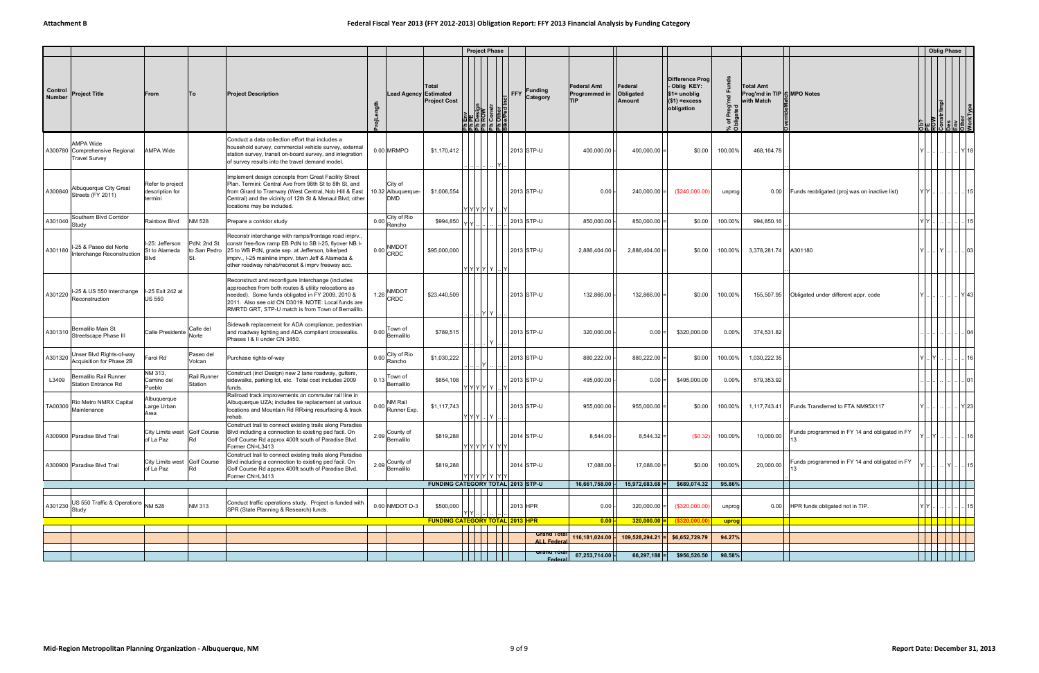**Attachment B**

**Federal Fiscal Year 2013 (FFY 2012-2013) Obligation Report: FFY 2013 Financial Analysis by Funding Category**

| Control Number | Project Title | From | To | Project Description | ProjLength | Lead Agency | Total Estimated Project Cost | Project Phase: Ph Env | Ph PE | Ph Design | Ph ROW | Ph Constr | Ph Other | Bike/Ped Incl | FFY | Funding Category | Federal Amt Programmed in TIP | | Federal Obligated Amount | | Difference Prog - Oblig KEY: $1= unoblig ($1) =excess obligation | % of Prog'md Funds Obligated | Total Amt Prog'md in TIP with Match | Override Match | MPO Notes | Oblig Phase: Ob? | PE | ROW | Constr/Impl | Des | Env | Other | Work Type |
|---|---|---|---|---|---|---|---|---|---|---|---|---|---|---|---|---|---|---|---|---|---|---|---|---|---|---|---|---|---|---|---|---|---|
| A300780 | AMPA Wide Comprehensive Regional Travel Survey | AMPA Wide | | Conduct a data collection effort that includes a household survey, commercial vehicle survey, external station survey, transit on-board survey, and integration of survey results into the travel demand model. | 0.00 | MRMPO | $1,170,412 | | | | | | Y | | 2013 | STP-U | 400,000.00 | - | 400,000.00 | = | $0.00 | 100.00% | 468,164.78 | | | Y | | | | | | Y | 18 |
| A300840 | Albuquerque City Great Streets (FY 2011) | Refer to project description for termini | | Implement design concepts from Great Facility Street Plan. Termini: Central Ave from 98th St to 8th St, and from Girard to Tramway (West Central, Nob Hill & East Central) and the vicinity of 12th St & Menaul Blvd; other locations may be included. | 10.32 | City of Albuquerque-DMD | $1,006,554 | Y | Y | Y | Y | Y | | Y | 2013 | STP-U | 0.00 | - | 240,000.00 | = | ($240,000.00) | unprog | 0.00 | | Funds reobligated (proj was on inactive list) | Y | Y | | | | | | 15 |
| A301040 | Southern Blvd Corridor Study | Rainbow Blvd | NM 528 | Prepare a corridor study | 0.00 | City of Rio Rancho | $994,850 | Y | Y | | | | | | 2013 | STP-U | 850,000.00 | - | 850,000.00 | = | $0.00 | 100.00% | 994,850.16 | | | Y | Y | | | | | | 15 |
| A301180 | I-25 & Paseo del Norte Interchange Reconstruction | I-25: Jefferson St to Alameda Blvd | PdN: 2nd St to San Pedro St. | Reconstr interchange with ramps/frontage road imprv., constr free-flow ramp EB PdN to SB I-25, flyover NB I-25 to WB PdN, grade sep. at Jefferson, bike/ped imprv., I-25 mainline imprv. btwn Jeff & Alameda & other roadway rehab/reconst & imprv freeway acc. | 0.00 | NMDOT CRDC | $95,000,000 | Y | Y | Y | Y | Y | | Y | 2013 | STP-U | 2,886,404.00 | - | 2,886,404.00 | = | $0.00 | 100.00% | 3,378,281.74 | | A301180 | Y | | | Y | | | | 03 |
| A301220 | I-25 & US 550 Interchange Reconstruction | I-25 Exit 242 at US 550 | | Reconstruct and reconfigure Interchange (includes approaches from both routes & utility relocations as needed). Some funds obligated in FY 2009, 2010 & 2011. Also see old CN D3019. NOTE: Local funds are RMRTD GRT, STP-U match is from Town of Bernalillo. | 1.26 | NMDOT CRDC | $23,440,509 | | | | Y | Y | | | 2013 | STP-U | 132,866.00 | - | 132,866.00 | = | $0.00 | 100.00% | 155,507.95 | | Obligated under different appr. code | Y | | | | | | Y | 43 |
| A301310 | Bernalillo Main St Streetscape Phase III | Calle Presidente | Calle del Norte | Sidewalk replacement for ADA compliance, pedestrian and roadway lighting and ADA compliant crosswalks. Phases I & II under CN 3450. | 0.00 | Town of Bernalillo | $789,515 | | | | | Y | | | 2013 | STP-U | 320,000.00 | - | 0.00 | = | $320,000.00 | 0.00% | 374,531.82 | | | | | | | | | | 04 |
| A301320 | Unser Blvd Rights-of-way Acquisition for Phase 2B | Farol Rd | Paseo del Volcan | Purchase rights-of-way | 0.00 | City of Rio Rancho | $1,030,222 | | | | Y | | | | 2013 | STP-U | 880,222.00 | - | 880,222.00 | = | $0.00 | 100.00% | 1,030,222.35 | | | Y | | Y | | | | | 16 |
| L3409 | Bernalillo Rail Runner Station Entrance Rd | NM 313, Camino del Pueblo | Rail Runner Station | Construct (incl Design) new 2 lane roadway, gutters, sidewalks, parking lot, etc. Total cost includes 2009 funds. | 0.13 | Town of Bernalillo | $654,108 | Y | Y | Y | Y | Y | | Y | 2013 | STP-U | 495,000.00 | - | 0.00 | = | $495,000.00 | 0.00% | 579,353.92 | | | | | | | | | | 01 |
| TA00300 | Rio Metro NMRX Capital Maintenance | Albuquerque Large Urban Area | | Railroad track improvements on commuter rail line in Albuquerque UZA; includes tie replacement at various locations and Mountain Rd RRxing resurfacing & track rehab. | 0.00 | NM Rail Runner Exp. | $1,117,743 | Y | Y | Y | | Y | | | 2013 | STP-U | 955,000.00 | - | 955,000.00 | = | $0.00 | 100.00% | 1,117,743.41 | | Funds Transferred to FTA NM95X117 | Y | | | | | | Y | 23 |
| A300900 | Paradise Blvd Trail | City Limits west of La Paz | Golf Course Rd | Construct trail to connect existing trails along Paradise Blvd including a connection to existing ped facil. On Golf Course Rd approx 400ft south of Paradise Blvd. Former CN=L3413 | 2.09 | County of Bernalillo | $819,288 | Y | Y | Y | Y | Y | Y | Y | 2014 | STP-U | 8,544.00 | - | 8,544.32 | = | ($0.32) | 100.00% | 10,000.00 | | Funds programmed in FY 14 and obligated in FY 13 | Y | | Y | | | | | 16 |
| A300900 | Paradise Blvd Trail | City Limits west of La Paz | Golf Course Rd | Construct trail to connect existing trails along Paradise Blvd including a connection to existing ped facil. On Golf Course Rd approx 400ft south of Paradise Blvd. Former CN=L3413 | 2.09 | County of Bernalillo | $819,288 | Y | Y | Y | Y | Y | Y | Y | 2014 | STP-U | 17,088.00 | - | 17,088.00 | = | $0.00 | 100.00% | 20,000.00 | | Funds programmed in FY 14 and obligated in FY 13 | Y | | | | Y | | | 15 |
| | | | | | | | **FUNDING CATEGORY TOTAL** | | | | | | | | **2013** | **STP-U** | **16,661,758.00** | - | **15,972,683.68** | = | **$689,074.32** | **95.86%** | | | | | | | | | | | |
| A301230 | US 550 Traffic & Operations Study | NM 528 | NM 313 | Conduct traffic operations study. Project is funded with SPR (State Planning & Research) funds. | 0.00 | NMDOT D-3 | $500,000 | Y | Y | | | | | | 2013 | HPR | 0.00 | - | 320,000.00 | = | ($320,000.00) | unprog | 0.00 | | HPR funds obligated not in TIP. | Y | Y | | | | | | 15 |
| | | | | | | | **FUNDING CATEGORY TOTAL** | | | | | | | | **2013** | **HPR** | **0.00** | - | **320,000.00** | = | **($320,000.00)** | **uprog** | | | | | | | | | | | |
| | | | | | | | | | | | | | | | | **Grand Total ALL Federal** | **116,181,024.00** | - | **109,528,294.21** | = | **$6,652,729.79** | **94.27%** | | | | | | | | | | | |
| | | | | | | | | | | | | | | | | **Grand Total Federal** | **67,253,714.00** | - | **66,297,188** | = | **$956,526.50** | **98.58%** | | | | | | | | | | | |

Mid-Region Metropolitan Planning Organization - Albuquerque, NM

Report Date: December 31, 2013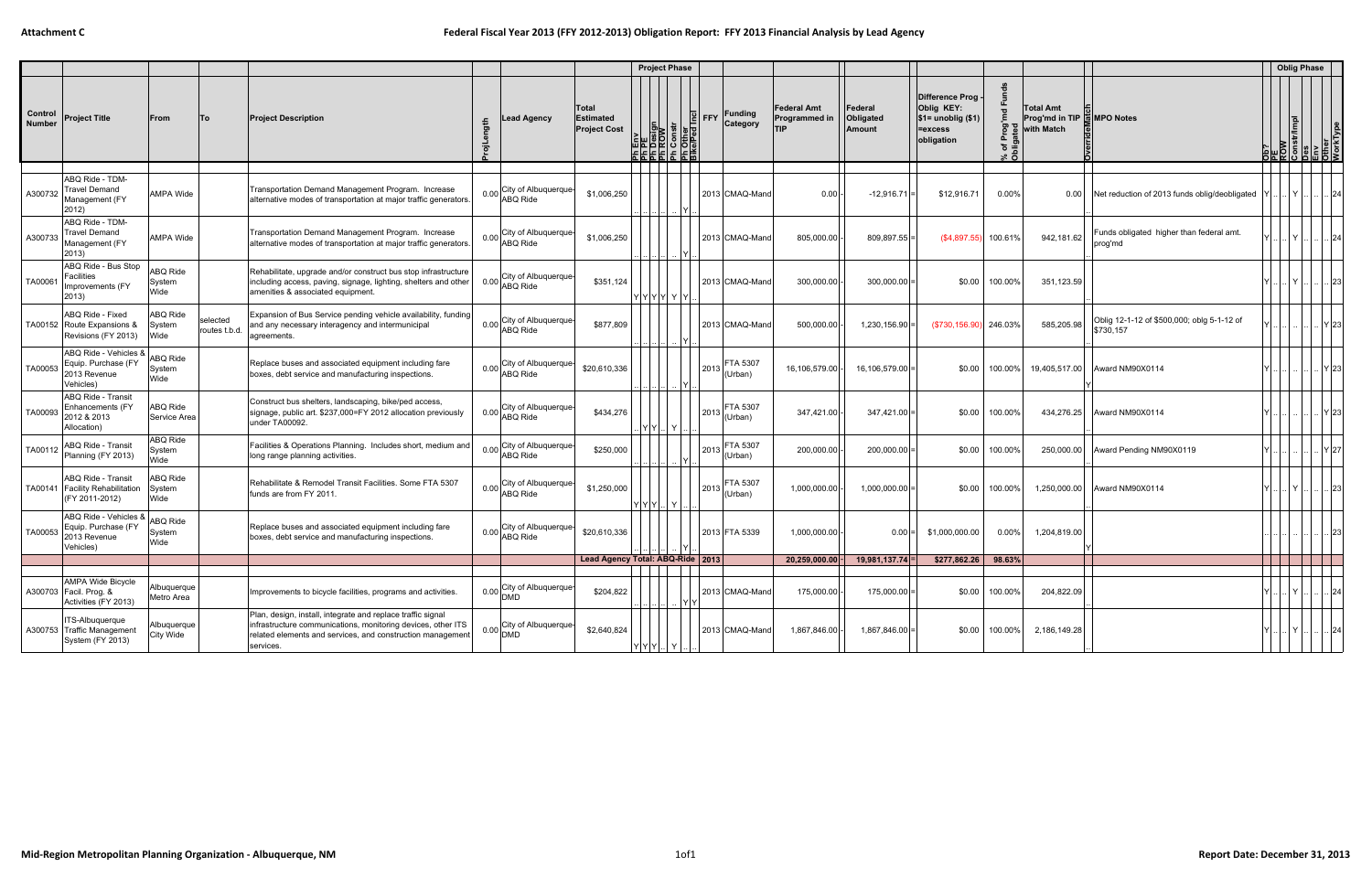**Attachment C**

## Federal Fiscal Year 2013 (FFY 2012-2013) Obligation Report: FFY 2013 Financial Analysis by Lead Agency

| Control Number | Project Title | From | To | Project Description | ProjLength | Lead Agency | Total Estimated Project Cost | Ph Env | Ph PE | Ph Design | Ph ROW | Ph Constr | Ph Other | Bike/Ped Incl | FFY | Funding Category | Federal Amt Programmed in TIP | Federal Obligated Amount | Difference Prog - Oblig KEY: $1= unoblig ($1) =excess obligation | % of Prog'md Funds Obligated | Total Amt Prog'md in TIP with Match | OverrideMatch | MPO Notes | Ob? | PE | ROW | Constr/Impl | Des | Env | Other | WorkType |
|---|---|---|---|---|---|---|---|---|---|---|---|---|---|---|---|---|---|---|---|---|---|---|---|---|---|---|---|---|---|---|---|
| A300732 | ABQ Ride - TDM-Travel Demand Management (FY 2012) | AMPA Wide | | Transportation Demand Management Program. Increase alternative modes of transportation at major traffic generators. | 0.00 | City of Albuquerque-ABQ Ride | $1,006,250 | | | | | Y | | | 2013 | CMAQ-Mand | 0.00 | -12,916.71 | $12,916.71 | 0.00% | 0.00 | | Net reduction of 2013 funds oblig/deobligated | Y | | Y | | | | | 24 |
| A300733 | ABQ Ride - TDM-Travel Demand Management (FY 2013) | AMPA Wide | | Transportation Demand Management Program. Increase alternative modes of transportation at major traffic generators. | 0.00 | City of Albuquerque-ABQ Ride | $1,006,250 | | | | | Y | | | 2013 | CMAQ-Mand | 805,000.00 | 809,897.55 | ($4,897.55) | 100.61% | 942,181.62 | | Funds obligated higher than federal amt. prog'md | Y | | Y | | | | | 24 |
| TA00061 | ABQ Ride - Bus Stop Facilities Improvements (FY 2013) | ABQ Ride System Wide | | Rehabilitate, upgrade and/or construct bus stop infrastructure including access, paving, signage, lighting, shelters and other amenities & associated equipment. | 0.00 | City of Albuquerque-ABQ Ride | $351,124 | Y | Y | Y | Y | Y | Y | | 2013 | CMAQ-Mand | 300,000.00 | 300,000.00 | $0.00 | 100.00% | 351,123.59 | | | Y | | Y | | | | | 23 |
| TA00152 | ABQ Ride - Fixed Route Expansions & Revisions (FY 2013) | ABQ Ride System Wide | selected routes t.b.d. | Expansion of Bus Service pending vehicle availability, funding and any necessary interagency and intermunicipal agreements. | 0.00 | City of Albuquerque-ABQ Ride | $877,809 | | | | | Y | | | 2013 | CMAQ-Mand | 500,000.00 | 1,230,156.90 | ($730,156.90) | 246.03% | 585,205.98 | | Oblig 12-1-12 of $500,000; oblg 5-1-12 of $730,157 | Y | | | | | | Y | 23 |
| TA00053 | ABQ Ride - Vehicles & Equip. Purchase (FY 2013 Revenue Vehicles) | ABQ Ride System Wide | | Replace buses and associated equipment including fare boxes, debt service and manufacturing inspections. | 0.00 | City of Albuquerque-ABQ Ride | $20,610,336 | | | | | Y | | | 2013 | FTA 5307 (Urban) | 16,106,579.00 | 16,106,579.00 | $0.00 | 100.00% | 19,405,517.00 | Y | Award NM90X0114 | Y | | | | | | Y | 23 |
| TA00093 | ABQ Ride - Transit Enhancements (FY 2012 & 2013 Allocation) | ABQ Ride Service Area | | Construct bus shelters, landscaping, bike/ped access, signage, public art. $237,000=FY 2012 allocation previously under TA00092. | 0.00 | City of Albuquerque-ABQ Ride | $434,276 | | Y | Y | | Y | | | 2013 | FTA 5307 (Urban) | 347,421.00 | 347,421.00 | $0.00 | 100.00% | 434,276.25 | | Award NM90X0114 | Y | | | | | | Y | 23 |
| TA00112 | ABQ Ride - Transit Planning (FY 2013) | ABQ Ride System Wide | | Facilities & Operations Planning. Includes short, medium and long range planning activities. | 0.00 | City of Albuquerque-ABQ Ride | $250,000 | | | | | Y | | | 2013 | FTA 5307 (Urban) | 200,000.00 | 200,000.00 | $0.00 | 100.00% | 250,000.00 | | Award Pending NM90X0119 | Y | | | | | | Y | 27 |
| TA00141 | ABQ Ride - Transit Facility Rehabilitation (FY 2011-2012) | ABQ Ride System Wide | | Rehabilitate & Remodel Transit Facilities. Some FTA 5307 funds are from FY 2011. | 0.00 | City of Albuquerque-ABQ Ride | $1,250,000 | Y | Y | Y | | Y | | | 2013 | FTA 5307 (Urban) | 1,000,000.00 | 1,000,000.00 | $0.00 | 100.00% | 1,250,000.00 | | Award NM90X0114 | Y | | Y | | | | | 23 |
| TA00053 | ABQ Ride - Vehicles & Equip. Purchase (FY 2013 Revenue Vehicles) | ABQ Ride System Wide | | Replace buses and associated equipment including fare boxes, debt service and manufacturing inspections. | 0.00 | City of Albuquerque-ABQ Ride | $20,610,336 | | | | | Y | | | 2013 | FTA 5339 | 1,000,000.00 | 0.00 | $1,000,000.00 | 0.00% | 1,204,819.00 | Y | | | | | | | | | 23 |
| | | | | | | | Lead Agency Total: ABQ-Ride | | | | | | | | 2013 | | 20,259,000.00 | 19,981,137.74 | $277,862.26 | 98.63% | | | | | | | | | | | |
| A300703 | AMPA Wide Bicycle Facil. Prog. & Activities (FY 2013) | Albuquerque Metro Area | | Improvements to bicycle facilities, programs and activities. | 0.00 | City of Albuquerque-DMD | $204,822 | | | | | Y | Y | | 2013 | CMAQ-Mand | 175,000.00 | 175,000.00 | $0.00 | 100.00% | 204,822.09 | | | Y | | Y | | | | | 24 |
| A300753 | ITS-Albuquerque Traffic Management System (FY 2013) | Albuquerque City Wide | | Plan, design, install, integrate and replace traffic signal infrastructure communications, monitoring devices, other ITS related elements and services, and construction management services. | 0.00 | City of Albuquerque-DMD | $2,640,824 | Y | Y | Y | | Y | | | 2013 | CMAQ-Mand | 1,867,846.00 | 1,867,846.00 | $0.00 | 100.00% | 2,186,149.28 | | | Y | | Y | | | | | 24 |

Mid-Region Metropolitan Planning Organization - Albuquerque, NM

Report Date: December 31, 2013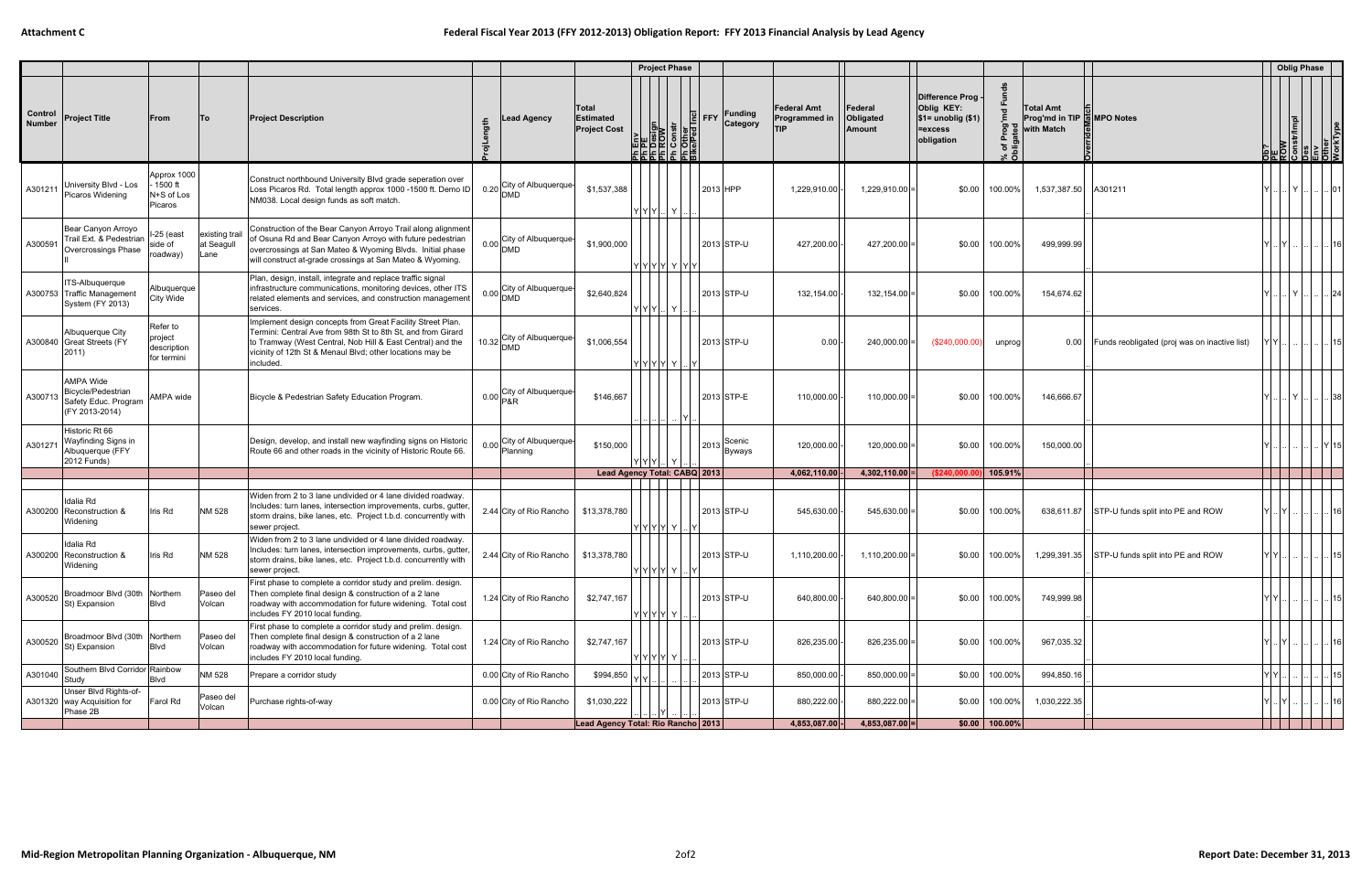**Attachment C**

# Federal Fiscal Year 2013 (FFY 2012-2013) Obligation Report: FFY 2013 Financial Analysis by Lead Agency

| Control Number | Project Title | From | To | Project Description | ProjLength | Lead Agency | Total Estimated Project Cost | Project Phase (Ph Env / Ph PE / Ph Design / Ph ROW / Ph Constr / Ph Other / Bike/Ped Incl) | FFY | Funding Category | Federal Amt Programmed in TIP | Federal Obligated Amount | Difference Prog - Oblig KEY: $1= unoblig ($1) =excess obligation | % of Prog'md Funds Obligated | Total Amt Prog'md in TIP with Match | OverrideMatch | MPO Notes | Oblig Phase (Ob? / PE / ROW / Constr/Impl / Des / Env / Other / WorkType) |
|---|---|---|---|---|---|---|---|---|---|---|---|---|---|---|---|---|---|---|
| A301211 | University Blvd - Los Picaros Widening | Approx 1000 - 1500 ft N+S of Los Picaros | | Construct northbound University Blvd grade seperation over Loss Picaros Rd. Total length approx 1000 -1500 ft. Demo ID NM038. Local design funds as soft match. | 0.20 | City of Albuquerque-DMD | $1,537,388 | Y Y Y .. Y .. .. | 2013 | HPP | 1,229,910.00 | 1,229,910.00 | $0.00 | 100.00% | 1,537,387.50 | | A301211 | Y .. .. Y .. .. .. 01 |
| A300591 | Bear Canyon Arroyo Trail Ext. & Pedestrian Overcrossings Phase II | I-25 (east side of roadway) | existing trail at Seagull Lane | Construction of the Bear Canyon Arroyo Trail along alignment of Osuna Rd and Bear Canyon Arroyo with future pedestrian overcrossings at San Mateo & Wyoming Blvds. Initial phase will construct at-grade crossings at San Mateo & Wyoming. | 0.00 | City of Albuquerque-DMD | $1,900,000 | Y Y Y Y Y Y Y | 2013 | STP-U | 427,200.00 | 427,200.00 | $0.00 | 100.00% | 499,999.99 | | | Y .. Y .. .. .. .. 16 |
| A300753 | ITS-Albuquerque Traffic Management System (FY 2013) | Albuquerque City Wide | | Plan, design, install, integrate and replace traffic signal infrastructure communications, monitoring devices, other ITS related elements and services, and construction management services. | 0.00 | City of Albuquerque-DMD | $2,640,824 | Y Y Y .. Y .. .. | 2013 | STP-U | 132,154.00 | 132,154.00 | $0.00 | 100.00% | 154,674.62 | | | Y .. .. Y .. .. .. 24 |
| A300840 | Albuquerque City Great Streets (FY 2011) | Refer to project description for termini | | Implement design concepts from Great Facility Street Plan. Termini: Central Ave from 98th St to 8th St, and from Girard to Tramway (West Central, Nob Hill & East Central) and the vicinity of 12th St & Menaul Blvd; other locations may be included. | 10.32 | City of Albuquerque-DMD | $1,006,554 | Y Y Y Y Y .. Y | 2013 | STP-U | 0.00 | 240,000.00 | ($240,000.00) | unprog | 0.00 | | Funds reobligated (proj was on inactive list) | Y Y .. .. .. .. .. 15 |
| A300713 | AMPA Wide Bicycle/Pedestrian Safety Educ. Program (FY 2013-2014) | AMPA wide | | Bicycle & Pedestrian Safety Education Program. | 0.00 | City of Albuquerque-P&R | $146,667 | .. .. .. .. .. Y .. | 2013 | STP-E | 110,000.00 | 110,000.00 | $0.00 | 100.00% | 146,666.67 | | | Y .. .. Y .. .. .. 38 |
| A301271 | Historic Rt 66 Wayfinding Signs in Albuquerque (FFY 2012 Funds) | | | Design, develop, and install new wayfinding signs on Historic Route 66 and other roads in the vicinity of Historic Route 66. | 0.00 | City of Albuquerque-Planning | $150,000 | Y Y Y .. Y .. .. | 2013 | Scenic Byways | 120,000.00 | 120,000.00 | $0.00 | 100.00% | 150,000.00 | | | Y .. .. .. .. .. Y 15 |
| | | | | | | | **Lead Agency Total: CABQ** | | **2013** | | **4,062,110.00** | **4,302,110.00** | **($240,000.00)** | **105.91%** | | | | |
| A300200 | Idalia Rd Reconstruction & Widening | Iris Rd | NM 528 | Widen from 2 to 3 lane undivided or 4 lane divided roadway. Includes: turn lanes, intersection improvements, curbs, gutter, storm drains, bike lanes, etc. Project t.b.d. concurrently with sewer project. | 2.44 | City of Rio Rancho | $13,378,780 | Y Y Y Y Y .. Y | 2013 | STP-U | 545,630.00 | 545,630.00 | $0.00 | 100.00% | 638,611.87 | | STP-U funds split into PE and ROW | Y .. Y .. .. .. .. 16 |
| A300200 | Idalia Rd Reconstruction & Widening | Iris Rd | NM 528 | Widen from 2 to 3 lane undivided or 4 lane divided roadway. Includes: turn lanes, intersection improvements, curbs, gutter, storm drains, bike lanes, etc. Project t.b.d. concurrently with sewer project. | 2.44 | City of Rio Rancho | $13,378,780 | Y Y Y Y Y .. Y | 2013 | STP-U | 1,110,200.00 | 1,110,200.00 | $0.00 | 100.00% | 1,299,391.35 | | STP-U funds split into PE and ROW | Y Y .. .. .. .. .. 15 |
| A300520 | Broadmoor Blvd (30th St) Expansion | Northern Blvd | Paseo del Volcan | First phase to complete a corridor study and prelim. design. Then complete final design & construction of a 2 lane roadway with accommodation for future widening. Total cost includes FY 2010 local funding. | 1.24 | City of Rio Rancho | $2,747,167 | Y Y Y Y Y .. .. | 2013 | STP-U | 640,800.00 | 640,800.00 | $0.00 | 100.00% | 749,999.98 | | | Y Y .. .. .. .. .. 15 |
| A300520 | Broadmoor Blvd (30th St) Expansion | Northern Blvd | Paseo del Volcan | First phase to complete a corridor study and prelim. design. Then complete final design & construction of a 2 lane roadway with accommodation for future widening. Total cost includes FY 2010 local funding. | 1.24 | City of Rio Rancho | $2,747,167 | Y Y Y Y Y .. .. | 2013 | STP-U | 826,235.00 | 826,235.00 | $0.00 | 100.00% | 967,035.32 | | | Y .. Y .. .. .. .. 16 |
| A301040 | Southern Blvd Corridor Study | Rainbow Blvd | NM 528 | Prepare a corridor study | 0.00 | City of Rio Rancho | $994,850 | Y Y .. .. .. .. .. | 2013 | STP-U | 850,000.00 | 850,000.00 | $0.00 | 100.00% | 994,850.16 | | | Y Y .. .. .. .. .. 15 |
| A301320 | Unser Blvd Rights-of-way Acquisition for Phase 2B | Farol Rd | Paseo del Volcan | Purchase rights-of-way | 0.00 | City of Rio Rancho | $1,030,222 | .. .. .. Y .. .. .. | 2013 | STP-U | 880,222.00 | 880,222.00 | $0.00 | 100.00% | 1,030,222.35 | | | Y .. Y .. .. .. .. 16 |
| | | | | | | | **Lead Agency Total: Rio Rancho** | | **2013** | | **4,853,087.00** | **4,853,087.00** | **$0.00** | **100.00%** | | | | |

Mid-Region Metropolitan Planning Organization - Albuquerque, NM

Report Date: December 31, 2013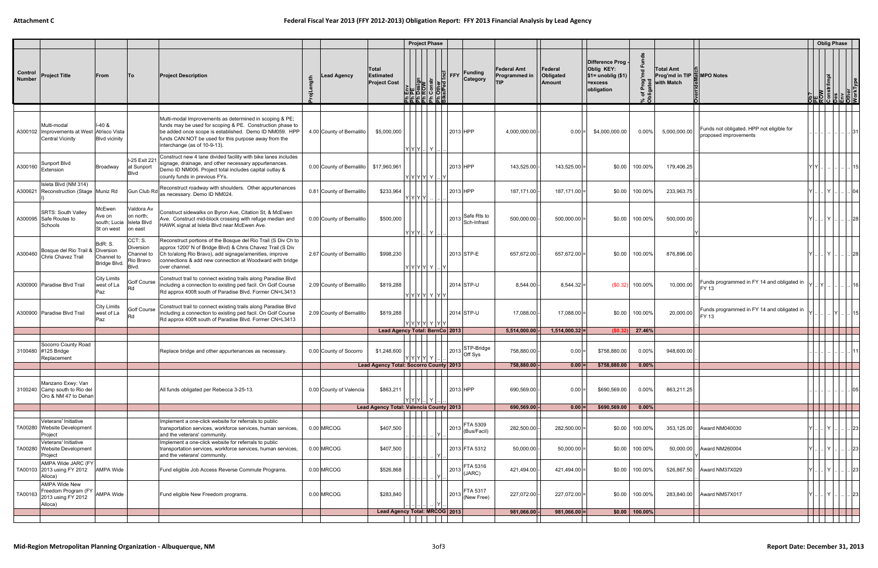**Attachment C**

# Federal Fiscal Year 2013 (FFY 2012-2013) Obligation Report: FFY 2013 Financial Analysis by Lead Agency

| Control Number | Project Title | From | To | Project Description | ProjLength | Lead Agency | Total Estimated Project Cost | Ph Env | Ph PE | Ph Design | Ph ROW | Ph Constr | Ph Other | Bike/Ped Incl | FFY | Funding Category | Federal Amt Programmed in TIP | | Federal Obligated Amount | | Difference Prog - Oblig KEY: $1= unoblig ($1) =excess obligation | % of Prog'md Funds Obligated | Total Amt Prog'md in TIP with Match | OverrideMatch | MPO Notes | Ob? | PE | ROW | Constr/Impl | Des | Env | Other | WorkType |
|---|---|---|---|---|---|---|---|---|---|---|---|---|---|---|---|---|---|---|---|---|---|---|---|---|---|---|---|---|---|---|---|---|---|
| A300102 | Multi-modal Improvements at West Central Vicinity | I-40 & Atrisco Vista Blvd vicinity | | Multi-modal Improvements as determined in scoping & PE; funds may be used for scoping & PE. Construction phase to be added once scope is established. Demo ID NM059. HPP funds CAN NOT be used for this purpose away from the interchange (as of 10-9-13). | 4.00 | County of Bernalillo | $5,000,000 | Y | Y | Y | .. | Y | .. | .. | 2013 | HPP | 4,000,000.00 | - | 0.00 | = | $4,000,000.00 | 0.00% | 5,000,000.00 | | Funds not obligated. HPP not eligible for proposed improvements | .. | .. | .. | .. | .. | .. | .. | 31 |
| A300160 | Sunport Blvd Extension | Broadway | I-25 Exit 221 at Sunport Blvd | Construct new 4 lane divided facility with bike lanes includes signage, drainage, and other necessary appurtenances. Demo ID NM006. Project total includes capital outlay & county funds in previous FYs. | 0.00 | County of Bernalillo | $17,960,961 | Y | Y | Y | Y | Y | .. | Y | 2013 | HPP | 143,525.00 | - | 143,525.00 | = | $0.00 | 100.00% | 179,406.25 | | | Y | Y | .. | .. | .. | .. | .. | 15 |
| A300621 | Isleta Blvd (NM 314) Reconstruction (Stage I) | Muniz Rd | Gun Club Rd | Reconstruct roadway with shoulders. Other appurtenances as necessary. Demo ID NM024. | 0.81 | County of Bernalillo | $233,964 | Y | Y | Y | Y | .. | .. | .. | 2013 | HPP | 187,171.00 | - | 187,171.00 | = | $0.00 | 100.00% | 233,963.75 | | | Y | .. | .. | Y | .. | .. | .. | 04 |
| A300095 | SRTS: South Valley Safe Routes to Schools | McEwen Ave on south; Lucia St on west | Valdora Av on north; Isleta Blvd on east | Construct sidewalks on Byron Ave, Citation St, & McEwen Ave. Construct mid-block crossing with refuge median and HAWK signal at Isleta Blvd near McEwen Ave. | 0.00 | County of Bernalillo | $500,000 | Y | Y | Y | .. | Y | .. | .. | 2013 | Safe Rts to Sch-Infrast | 500,000.00 | - | 500,000.00 | = | $0.00 | 100.00% | 500,000.00 | Y | | Y | .. | .. | Y | .. | .. | .. | 28 |
| A300460 | Bosque del Rio Trail & Chris Chavez Trail | BdR: S. Diversion Channel to Bridge Blvd. | CCT: S. Diversion Channel to Rio Bravo Blvd. | Reconstruct portions of the Bosque del Rio Trail (S Div Ch to approx 1200' N of Bridge Blvd) & Chris Chavez Trail (S Div Ch to/along Rio Bravo), add signage/amenities, improve connections & add new connection at Woodward with bridge over channel. | 2.67 | County of Bernalillo | $998,230 | Y | Y | Y | Y | Y | .. | Y | 2013 | STP-E | 657,672.00 | - | 657,672.00 | = | $0.00 | 100.00% | 876,896.00 | | | Y | .. | .. | Y | .. | .. | .. | 28 |
| A300900 | Paradise Blvd Trail | City Limits west of La Paz | Golf Course Rd | Construct trail to connect existing trails along Paradise Blvd including a connection to existing ped facil. On Golf Course Rd approx 400ft south of Paradise Blvd. Former CN=L3413 | 2.09 | County of Bernalillo | $819,288 | Y | Y | Y | Y | Y | Y | Y | 2014 | STP-U | 8,544.00 | - | 8,544.32 | = | ($0.32) | 100.00% | 10,000.00 | | Funds programmed in FY 14 and obligated in FY 13 | Y | .. | Y | .. | .. | .. | .. | 16 |
| A300900 | Paradise Blvd Trail | City Limits west of La Paz | Golf Course Rd | Construct trail to connect existing trails along Paradise Blvd including a connection to existing ped facil. On Golf Course Rd approx 400ft south of Paradise Blvd. Former CN=L3413 | 2.09 | County of Bernalillo | $819,288 | Y | Y | Y | Y | Y | Y | Y | 2014 | STP-U | 17,088.00 | - | 17,088.00 | = | $0.00 | 100.00% | 20,000.00 | | Funds programmed in FY 14 and obligated in FY 13 | Y | .. | .. | .. | Y | .. | .. | 15 |
| | | | | | | **Lead Agency Total: BernCo** | | | | | | | | | **2013** | | **5,514,000.00** | **-** | **1,514,000.32** | **=** | **($0.32)** | **27.46%** | | | | | | | | | | | |
| 3100480 | Socorro County Road #125 Bridge Replacement | | | Replace bridge and other appurtenances as necessary. | 0.00 | County of Socorro | $1,248,600 | Y | Y | Y | Y | Y | .. | .. | 2013 | STP-Bridge Off Sys | 758,880.00 | - | 0.00 | = | $758,880.00 | 0.00% | 948,600.00 | | | .. | .. | .. | .. | .. | .. | .. | 11 |
| | | | | | | **Lead Agency Total: Socorro County** | | | | | | | | | **2013** | | **758,880.00** | **-** | **0.00** | **=** | **$758,880.00** | **0.00%** | | | | | | | | | | | |
| 3100240 | Manzano Exwy: Van Camp south to Rio del Oro & NM 47 to Dehan | | | All funds obligated per Rebecca 3-25-13. | 0.00 | County of Valencia | $863,211 | Y | Y | Y | .. | Y | .. | .. | 2013 | HPP | 690,569.00 | - | 0.00 | = | $690,569.00 | 0.00% | 863,211.25 | | | .. | .. | .. | .. | .. | .. | .. | 05 |
| | | | | | | **Lead Agency Total: Valencia County** | | | | | | | | | **2013** | | **690,569.00** | **-** | **0.00** | **=** | **$690,569.00** | **0.00%** | | | | | | | | | | | |
| TA00280 | Veterans' Initiative Website Development Project | | | Implement a one-click website for referrals to public transportation services, workforce services, human services, and the veterans' community. | 0.00 | MRCOG | $407,500 | .. | .. | .. | .. | .. | Y | .. | 2013 | FTA 5309 (Bus/Facil) | 282,500.00 | - | 282,500.00 | = | $0.00 | 100.00% | 353,125.00 | | Award NM040030 | Y | .. | .. | Y | .. | .. | .. | 23 |
| TA00280 | Veterans' Initiative Website Development Project | | | Implement a one-click website for referrals to public transportation services, workforce services, human services, and the veterans' community. | 0.00 | MRCOG | $407,500 | .. | .. | .. | .. | .. | Y | .. | 2013 | FTA 5312 | 50,000.00 | - | 50,000.00 | = | $0.00 | 100.00% | 50,000.00 | Y | Award NM260004 | Y | .. | .. | Y | .. | .. | .. | 23 |
| TA00103 | AMPA Wide JARC (FY 2013 using FY 2012 Alloca) | AMPA Wide | | Fund eligible Job Access Reverse Commute Programs. | 0.00 | MRCOG | $526,868 | .. | .. | .. | .. | .. | Y | .. | 2013 | FTA 5316 (JARC) | 421,494.00 | - | 421,494.00 | = | $0.00 | 100.00% | 526,867.50 | | Award NM37X029 | Y | .. | .. | Y | .. | .. | .. | 23 |
| TA00163 | AMPA Wide New Freedom Program (FY 2013 using FY 2012 Alloca) | AMPA Wide | | Fund eligible New Freedom programs. | 0.00 | MRCOG | $283,840 | .. | .. | .. | .. | .. | Y | .. | 2013 | FTA 5317 (New Free) | 227,072.00 | - | 227,072.00 | = | $0.00 | 100.00% | 283,840.00 | | Award NM57X017 | Y | .. | .. | Y | .. | .. | .. | 23 |
| | | | | | | **Lead Agency Total: MRCOG** | | | | | | | | | **2013** | | **981,066.00** | **-** | **981,066.00** | **=** | **$0.00** | **100.00%** | | | | | | | | | | | |

**Mid-Region Metropolitan Planning Organization - Albuquerque, NM**

**Report Date: December 31, 2013**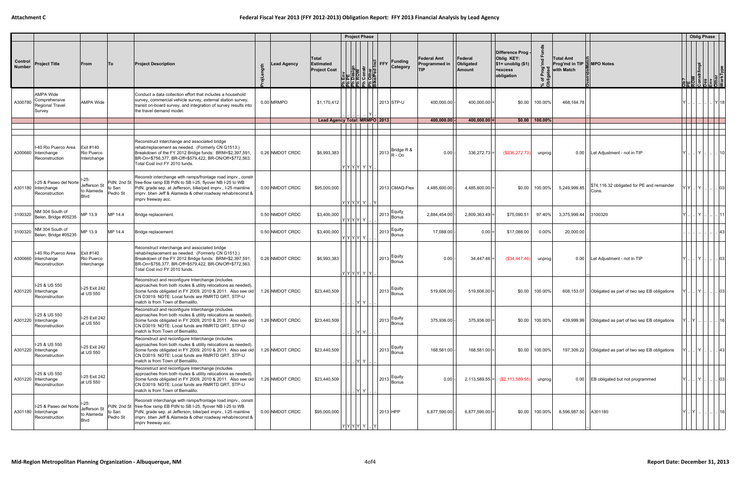| Control Number | Project Title | From | To | Project Description | ProjLength | Lead Agency | Total Estimated Project Cost | Ph Env | Ph PE | Ph Design | Ph ROW | Ph Constr | Ph Other | Bike/Ped Incl | FFY | Funding Category | Federal Amt Programmed in TIP | | Federal Obligated Amount | | Difference Prog - Oblig KEY: $1= unoblig ($1) =excess obligation | % of Prog'md Funds Obligated | Total Amt Prog'md in TIP with Match | OverrideMatch | MPO Notes | Ob? | PE | ROW | Constr/Impl | Des | Env | Other | WorkType |
|---|---|---|---|---|---|---|---|---|---|---|---|---|---|---|---|---|---|---|---|---|---|---|---|---|---|---|---|---|---|---|---|---|---|
| A300780 | AMPA Wide Comprehensive Regional Travel Survey | AMPA Wide | | Conduct a data collection effort that includes a household survey, commercial vehicle survey, external station survey, transit on-board survey, and integration of survey results into the travel demand model. | 0.00 | MRMPO | $1,170,412 | .. | .. | .. | .. | .. | Y | .. | 2013 | STP-U | 400,000.00 | - | 400,000.00 | = | $0.00 | 100.00% | 468,164.78 | | | Y | .. | .. | .. | .. | .. | Y | 18 |
| | | | | | | | Lead Agency Total: MRMPO | | | | | | | | 2013 | | 400,000.00 | - | 400,000.00 | = | $0.00 | 100.00% | | | | | | | | | | | |
| A300660 | I-40 Rio Puerco Area Interchange Reconstruction | Exit #140 Rio Puerco Interchange | | Reconstruct interchange and associated bridge rehab/replacement as needed. (Formerly CN G1513.) Breakdown of the FY 2012 Bridge funds: BRM=$2,397,591, BR-On=$756,377, BR-Off=$579,422, BR-ON/Off+$772,563. Total Cost incl FY 2010 funds. | 0.26 | NMDOT CRDC | $6,993,383 | Y | Y | Y | Y | Y | Y | .. | 2013 | Bridge R & R - On | 0.00 | - | 336,272.73 | = | ($336,272.73) | unprog | 0.00 | | Let Adjustment - not in TIP | Y | .. | .. | Y | .. | .. | .. | 10 |
| A301180 | I-25 & Paseo del Norte Interchange Reconstruction | I-25: Jefferson St to Alameda Blvd | PdN: 2nd St to San Pedro St | Reconstr interchange with ramps/frontage road imprv., constr free-flow ramp EB PdN to SB I-25, flyover NB I-25 to WB PdN, grade sep. at Jefferson, bike/ped imprv., I-25 mainline imprv. btwn Jeff & Alameda & other roadway rehab/reconst & imprv freeway acc. | 0.00 | NMDOT CRDC | $95,000,000 | Y | Y | Y | Y | Y | .. | Y | 2013 | CMAQ-Flex | 4,485,600.00 | - | 4,485,600.00 | = | $0.00 | 100.00% | 5,249,999.85 | | $74,116.32 obligated for PE and remainder Cons. | Y | Y | .. | Y | .. | .. | .. | 03 |
| 3100320 | NM 304 South of Belen, Bridge #05235 | MP 13.9 | MP 14.4 | Bridge replacement. | 0.50 | NMDOT CRDC | $3,400,000 | Y | Y | Y | Y | Y | .. | .. | 2013 | Equity Bonus | 2,884,454.00 | - | 2,809,363.49 | = | $75,090.51 | 97.40% | 3,375,999.44 | | 3100320 | Y | .. | .. | Y | .. | .. | .. | 11 |
| 3100320 | NM 304 South of Belen, Bridge #05235 | MP 13.9 | MP 14.4 | Bridge replacement. | 0.50 | NMDOT CRDC | $3,400,000 | Y | Y | Y | Y | Y | .. | .. | 2013 | Equity Bonus | 17,088.00 | - | 0.00 | = | $17,088.00 | 0.00% | 20,000.00 | | | .. | .. | .. | .. | .. | .. | .. | 43 |
| A300660 | I-40 Rio Puerco Area Interchange Reconstruction | Exit #140 Rio Puerco Interchange | | Reconstruct interchange and associated bridge rehab/replacement as needed. (Formerly CN G1513.) Breakdown of the FY 2012 Bridge funds: BRM=$2,397,591, BR-On=$756,377, BR-Off=$579,422, BR-ON/Off+$772,563. Total Cost incl FY 2010 funds. | 0.26 | NMDOT CRDC | $6,993,383 | Y | Y | Y | Y | Y | Y | .. | 2013 | Equity Bonus | 0.00 | - | 34,447.46 | = | ($34,447.46) | unprog | 0.00 | | Let Adjustment - not in TIP | Y | .. | .. | Y | .. | .. | .. | 03 |
| A301220 | I-25 & US 550 Interchange Reconstruction | I-25 Exit 242 at US 550 | | Reconstruct and reconfigure Interchange (includes approaches from both routes & utility relocations as needed). Some funds obligated in FY 2009, 2010 & 2011. Also see old CN D3019. NOTE: Local funds are RMRTD GRT, STP-U match is from Town of Bernalillo. | 1.26 | NMDOT CRDC | $23,440,509 | .. | .. | .. | Y | Y | .. | .. | 2013 | Equity Bonus | 519,606.00 | - | 519,606.00 | = | $0.00 | 100.00% | 608,153.07 | | Obligated as part of two sep EB obligations | Y | .. | .. | Y | .. | .. | .. | 03 |
| A301220 | I-25 & US 550 Interchange Reconstruction | I-25 Exit 242 at US 550 | | Reconstruct and reconfigure Interchange (includes approaches from both routes & utility relocations as needed). Some funds obligated in FY 2009, 2010 & 2011. Also see old CN D3019. NOTE: Local funds are RMRTD GRT, STP-U match is from Town of Bernalillo. | 1.26 | NMDOT CRDC | $23,440,509 | .. | .. | .. | Y | Y | .. | .. | 2013 | Equity Bonus | 375,936.00 | - | 375,936.00 | = | $0.00 | 100.00% | 439,999.99 | | Obligated as part of two sep EB obligations | Y | .. | Y | .. | .. | .. | .. | 16 |
| A301220 | I-25 & US 550 Interchange Reconstruction | I-25 Exit 242 at US 550 | | Reconstruct and reconfigure Interchange (includes approaches from both routes & utility relocations as needed). Some funds obligated in FY 2009, 2010 & 2011. Also see old CN D3019. NOTE: Local funds are RMRTD GRT, STP-U match is from Town of Bernalillo. | 1.26 | NMDOT CRDC | $23,440,509 | .. | .. | .. | Y | Y | .. | .. | 2013 | Equity Bonus | 168,581.00 | - | 168,581.00 | = | $0.00 | 100.00% | 197,309.22 | | Obligated as part of two sep EB obligations | Y | .. | .. | Y | .. | .. | .. | 43 |
| A301220 | I-25 & US 550 Interchange Reconstruction | I-25 Exit 242 at US 550 | | Reconstruct and reconfigure Interchange (includes approaches from both routes & utility relocations as needed). Some funds obligated in FY 2009, 2010 & 2011. Also see old CN D3019. NOTE: Local funds are RMRTD GRT, STP-U match is from Town of Bernalillo. | 1.26 | NMDOT CRDC | $23,440,509 | .. | .. | .. | Y | Y | .. | .. | 2013 | Equity Bonus | 0.00 | - | 2,113,589.55 | = | ($2,113,589.55) | unprog | 0.00 | | EB obligated but not programmed | Y | .. | .. | Y | .. | .. | .. | 03 |
| A301180 | I-25 & Paseo del Norte Interchange Reconstruction | I-25: Jefferson St to Alameda Blvd | PdN: 2nd St to San Pedro St | Reconstr interchange with ramps/frontage road imprv., constr free-flow ramp EB PdN to SB I-25, flyover NB I-25 to WB PdN, grade sep. at Jefferson, bike/ped imprv., I-25 mainline imprv. btwn Jeff & Alameda & other roadway rehab/reconst & imprv freeway acc. | 0.00 | NMDOT CRDC | $95,000,000 | Y | Y | Y | Y | Y | .. | Y | 2013 | HPP | 6,877,590.00 | - | 6,877,590.00 | = | $0.00 | 100.00% | 8,596,987.50 | | A301180 | Y | .. | Y | .. | .. | .. | .. | 16 |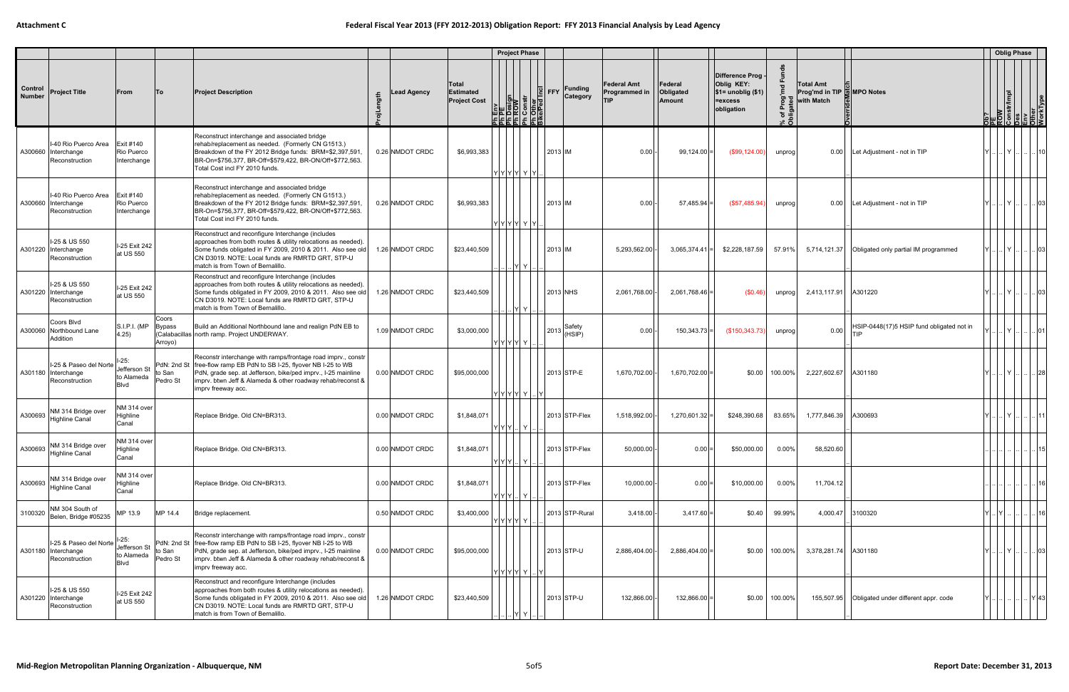# Attachment C

## Federal Fiscal Year 2013 (FFY 2012-2013) Obligation Report: FFY 2013 Financial Analysis by Lead Agency

| Control Number | Project Title | From | To | Project Description | ProjLength | Lead Agency | Total Estimated Project Cost | Ph Env | Ph PE | Ph Design | Ph ROW | Ph Constr | Ph Other | Bike/Ped Incl | FFY | Funding Category | Federal Amt Programmed in TIP | | Federal Obligated Amount | | Difference Prog - Oblig KEY: $1= unoblig ($1) =excess obligation | % of Prog'md Funds Obligated | Total Amt Prog'md in TIP with Match | OverrideMatch | MPO Notes | Ob? | PE | ROW | Constr/Impl | Des | Env | Other | WorkType |
|---|---|---|---|---|---|---|---|---|---|---|---|---|---|---|---|---|---|---|---|---|---|---|---|---|---|---|---|---|---|---|---|---|---|
| A300660 | I-40 Rio Puerco Area Interchange Reconstruction | Exit #140 Rio Puerco Interchange | | Reconstruct interchange and associated bridge rehab/replacement as needed. (Formerly CN G1513.) Breakdown of the FY 2012 Bridge funds: BRM=$2,397,591, BR-On=$756,377, BR-Off=$579,422, BR-ON/Off+$772,563. Total Cost incl FY 2010 funds. | 0.26 | NMDOT CRDC | $6,993,383 | Y | Y | Y | Y | Y | Y | | 2013 | IM | 0.00 | - | 99,124.00 | = | ($99,124.00) | unprog | 0.00 | | Let Adjustment - not in TIP | Y | .. | .. | Y | .. | .. | .. | 10 |
| A300660 | I-40 Rio Puerco Area Interchange Reconstruction | Exit #140 Rio Puerco Interchange | | Reconstruct interchange and associated bridge rehab/replacement as needed. (Formerly CN G1513.) Breakdown of the FY 2012 Bridge funds: BRM=$2,397,591, BR-On=$756,377, BR-Off=$579,422, BR-ON/Off+$772,563. Total Cost incl FY 2010 funds. | 0.26 | NMDOT CRDC | $6,993,383 | Y | Y | Y | Y | Y | Y | | 2013 | IM | 0.00 | - | 57,485.94 | = | ($57,485.94) | unprog | 0.00 | | Let Adjustment - not in TIP | Y | .. | .. | Y | .. | .. | .. | 03 |
| A301220 | I-25 & US 550 Interchange Reconstruction | I-25 Exit 242 at US 550 | | Reconstruct and reconfigure Interchange (includes approaches from both routes & utility relocations as needed). Some funds obligated in FY 2009, 2010 & 2011. Also see old CN D3019. NOTE: Local funds are RMRTD GRT, STP-U match is from Town of Bernalillo. | 1.26 | NMDOT CRDC | $23,440,509 | .. | .. | .. | Y | Y | .. | .. | 2013 | IM | 5,293,562.00 | - | 3,065,374.41 | = | $2,228,187.59 | 57.91% | 5,714,121.37 | | Obligated only partial IM programmed | Y | .. | .. | Y | .. | .. | .. | 03 |
| A301220 | I-25 & US 550 Interchange Reconstruction | I-25 Exit 242 at US 550 | | Reconstruct and reconfigure Interchange (includes approaches from both routes & utility relocations as needed). Some funds obligated in FY 2009, 2010 & 2011. Also see old CN D3019. NOTE: Local funds are RMRTD GRT, STP-U match is from Town of Bernalillo. | 1.26 | NMDOT CRDC | $23,440,509 | .. | .. | .. | Y | Y | .. | .. | 2013 | NHS | 2,061,768.00 | - | 2,061,768.46 | = | ($0.46) | unprog | 2,413,117.91 | | A301220 | Y | .. | .. | Y | .. | .. | .. | 03 |
| A300060 | Coors Blvd Northbound Lane Addition | S.I.P.I. (MP 4.25) | Coors Bypass (Calabacillas Arroyo) | Build an Additional Northbound lane and realign PdN EB to north ramp. Project UNDERWAY. | 1.09 | NMDOT CRDC | $3,000,000 | Y | Y | Y | Y | Y | .. | .. | 2013 | Safety (HSIP) | 0.00 | - | 150,343.73 | = | ($150,343.73) | unprog | 0.00 | | HSIP-0448(17)5 HSIP fund obligated not in TIP | Y | .. | .. | Y | .. | .. | .. | 01 |
| A301180 | I-25 & Paseo del Norte Interchange Reconstruction | I-25: Jefferson St to Alameda Blvd | PdN: 2nd St to San Pedro St | Reconstr interchange with ramps/frontage road imprv., constr free-flow ramp EB PdN to SB I-25, flyover NB I-25 to WB PdN, grade sep. at Jefferson, bike/ped imprv., I-25 mainline imprv. btwn Jeff & Alameda & other roadway rehab/reconst & imprv freeway acc. | 0.00 | NMDOT CRDC | $95,000,000 | Y | Y | Y | Y | Y | .. | Y | 2013 | STP-E | 1,670,702.00 | - | 1,670,702.00 | = | $0.00 | 100.00% | 2,227,602.67 | | A301180 | Y | .. | .. | Y | .. | .. | .. | 28 |
| A300693 | NM 314 Bridge over Highline Canal | NM 314 over Highline Canal | | Replace Bridge. Old CN=BR313. | 0.00 | NMDOT CRDC | $1,848,071 | Y | Y | Y | .. | Y | .. | .. | 2013 | STP-Flex | 1,518,992.00 | - | 1,270,601.32 | = | $248,390.68 | 83.65% | 1,777,846.39 | | A300693 | Y | .. | .. | Y | .. | .. | .. | 11 |
| A300693 | NM 314 Bridge over Highline Canal | NM 314 over Highline Canal | | Replace Bridge. Old CN=BR313. | 0.00 | NMDOT CRDC | $1,848,071 | Y | Y | Y | .. | Y | .. | .. | 2013 | STP-Flex | 50,000.00 | - | 0.00 | = | $50,000.00 | 0.00% | 58,520.60 | | | .. | .. | .. | .. | .. | .. | .. | 15 |
| A300693 | NM 314 Bridge over Highline Canal | NM 314 over Highline Canal | | Replace Bridge. Old CN=BR313. | 0.00 | NMDOT CRDC | $1,848,071 | Y | Y | Y | .. | Y | .. | .. | 2013 | STP-Flex | 10,000.00 | - | 0.00 | = | $10,000.00 | 0.00% | 11,704.12 | | | .. | .. | .. | .. | .. | .. | .. | 16 |
| 3100320 | NM 304 South of Belen, Bridge #05235 | MP 13.9 | MP 14.4 | Bridge replacement. | 0.50 | NMDOT CRDC | $3,400,000 | Y | Y | Y | Y | Y | .. | .. | 2013 | STP-Rural | 3,418.00 | - | 3,417.60 | = | $0.40 | 99.99% | 4,000.47 | | 3100320 | Y | .. | Y | .. | .. | .. | .. | 16 |
| A301180 | I-25 & Paseo del Norte Interchange Reconstruction | I-25: Jefferson St to Alameda Blvd | PdN: 2nd St to San Pedro St | Reconstr interchange with ramps/frontage road imprv., constr free-flow ramp EB PdN to SB I-25, flyover NB I-25 to WB PdN, grade sep. at Jefferson, bike/ped imprv., I-25 mainline imprv. btwn Jeff & Alameda & other roadway rehab/reconst & imprv freeway acc. | 0.00 | NMDOT CRDC | $95,000,000 | Y | Y | Y | Y | Y | .. | Y | 2013 | STP-U | 2,886,404.00 | - | 2,886,404.00 | = | $0.00 | 100.00% | 3,378,281.74 | | A301180 | Y | .. | .. | Y | .. | .. | .. | 03 |
| A301220 | I-25 & US 550 Interchange Reconstruction | I-25 Exit 242 at US 550 | | Reconstruct and reconfigure Interchange (includes approaches from both routes & utility relocations as needed). Some funds obligated in FY 2009, 2010 & 2011. Also see old CN D3019. NOTE: Local funds are RMRTD GRT, STP-U match is from Town of Bernalillo. | 1.26 | NMDOT CRDC | $23,440,509 | .. | .. | .. | Y | Y | .. | .. | 2013 | STP-U | 132,866.00 | - | 132,866.00 | = | $0.00 | 100.00% | 155,507.95 | | Obligated under different appr. code | Y | .. | .. | .. | .. | .. | Y | 43 |

Mid-Region Metropolitan Planning Organization - Albuquerque, NM

Report Date: December 31, 2013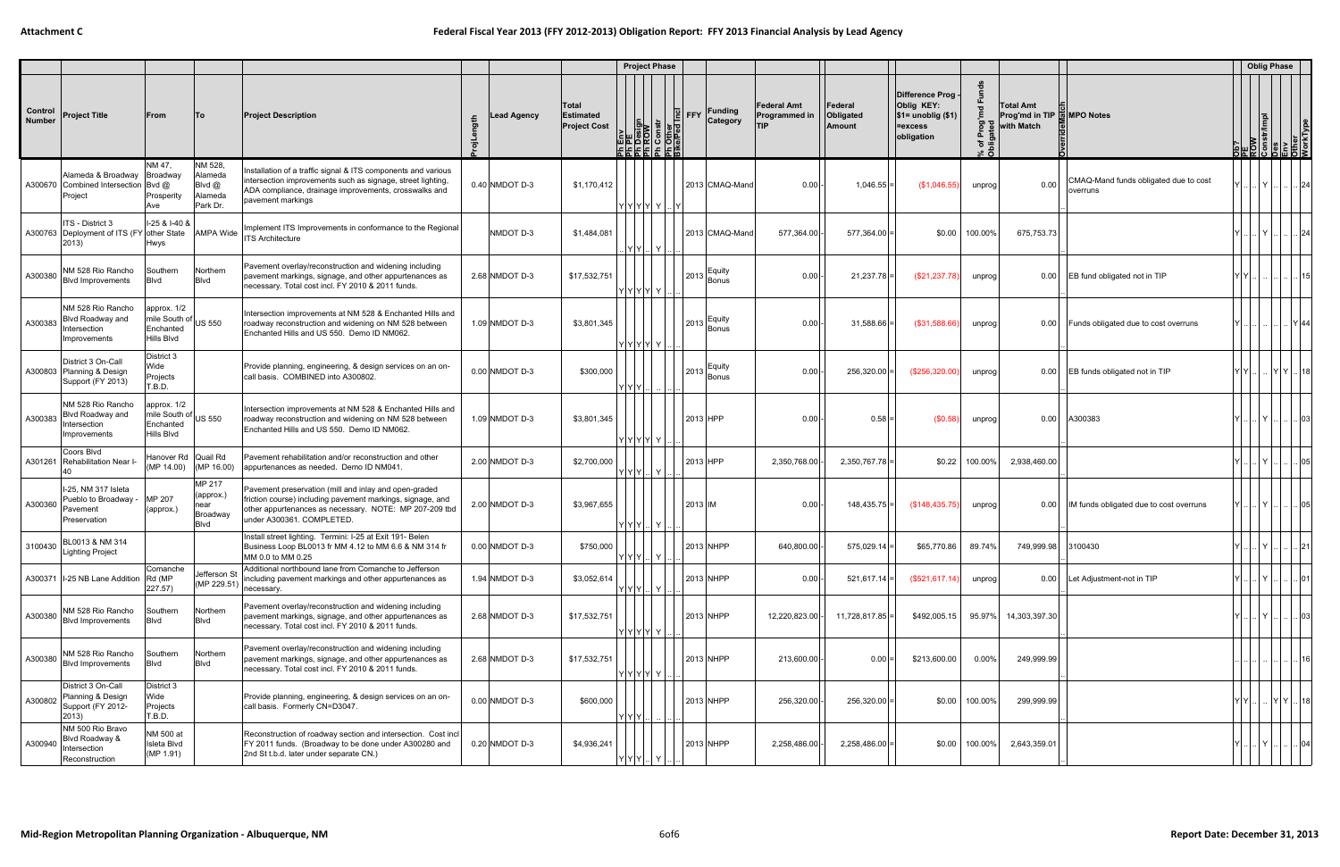# Federal Fiscal Year 2013 (FFY 2012-2013) Obligation Report: FFY 2013 Financial Analysis by Lead Agency

| Control Number | Project Title | From | To | Project Description | ProjLength | Lead Agency | Total Estimated Project Cost | Ph Env | Ph PE | Ph Design | Ph ROW | Ph Constr | Ph Other | Bike/Ped Incl | FFY | Funding Category | Federal Amt Programmed in TIP | Federal Obligated Amount | Difference Prog - Oblig KEY: $1= unoblig ($1) =excess obligation | % of Prog'md Funds Obligated | Total Amt Prog'md in TIP with Match | OverrideMatch | MPO Notes | Ob? | PE | ROW | Constr/Impl | Des | Env | Other | WorkType |
|---|---|---|---|---|---|---|---|---|---|---|---|---|---|---|---|---|---|---|---|---|---|---|---|---|---|---|---|---|---|---|---|
| A300670 | Alameda & Broadway Combined Intersection Project | NM 47, Broadway Bvd @ Prosperity Ave | NM 528, Alameda Blvd @ Alameda Park Dr. | Installation of a traffic signal & ITS components and various intersection improvements such as signage, street lighting, ADA compliance, drainage improvements, crosswalks and pavement markings | 0.40 | NMDOT D-3 | $1,170,412 | Y | Y | Y | Y | Y | .. | Y | 2013 | CMAQ-Mand | 0.00 | 1,046.55 | ($1,046.55) | unprog | 0.00 | | CMAQ-Mand funds obligated due to cost overruns | Y | .. | .. | Y | .. | .. | .. | 24 |
| A300763 | ITS - District 3 Deployment of ITS (FY 2013) | I-25 & I-40 & other State Hwys | AMPA Wide | Implement ITS Improvements in conformance to the Regional ITS Architecture | | NMDOT D-3 | $1,484,081 | .. | Y | Y | .. | Y | .. | | 2013 | CMAQ-Mand | 577,364.00 | 577,364.00 | $0.00 | 100.00% | 675,753.73 | | | Y | .. | .. | Y | .. | .. | .. | 24 |
| A300380 | NM 528 Rio Rancho Blvd Improvements | Southern Blvd | Northern Blvd | Pavement overlay/reconstruction and widening including pavement markings, signage, and other appurtenances as necessary. Total cost incl. FY 2010 & 2011 funds. | 2.68 | NMDOT D-3 | $17,532,751 | Y | Y | Y | Y | Y | .. | .. | 2013 | Equity Bonus | 0.00 | 21,237.78 | ($21,237.78) | unprog | 0.00 | | EB fund obligated not in TIP | Y | Y | .. | .. | .. | .. | .. | 15 |
| A300383 | NM 528 Rio Rancho Blvd Roadway and Intersection Improvements | approx. 1/2 mile South of Enchanted Hills Blvd | US 550 | Intersection improvements at NM 528 & Enchanted Hills and roadway reconstruction and widening on NM 528 between Enchanted Hills and US 550. Demo ID NM062. | 1.09 | NMDOT D-3 | $3,801,345 | Y | Y | Y | Y | Y | .. | .. | 2013 | Equity Bonus | 0.00 | 31,588.66 | ($31,588.66) | unprog | 0.00 | | Funds obligated due to cost overruns | Y | .. | .. | .. | .. | .. | Y | 44 |
| A300803 | District 3 On-Call Planning & Design Support (FY 2013) | District 3 Wide Projects T.B.D. | | Provide planning, engineering, & design services on an on-call basis. COMBINED into A300802. | 0.00 | NMDOT D-3 | $300,000 | Y | Y | Y | .. | .. | .. | .. | 2013 | Equity Bonus | 0.00 | 256,320.00 | ($256,320.00) | unprog | 0.00 | | EB funds obligated not in TIP | Y | Y | .. | .. | Y | Y | .. | 18 |
| A300383 | NM 528 Rio Rancho Blvd Roadway and Intersection Improvements | approx. 1/2 mile South of Enchanted Hills Blvd | US 550 | Intersection improvements at NM 528 & Enchanted Hills and roadway reconstruction and widening on NM 528 between Enchanted Hills and US 550. Demo ID NM062. | 1.09 | NMDOT D-3 | $3,801,345 | Y | Y | Y | Y | Y | .. | .. | 2013 | HPP | 0.00 | 0.58 | ($0.58) | unprog | 0.00 | | A300383 | Y | .. | .. | Y | .. | .. | .. | 03 |
| A301261 | Coors Blvd Rehabilitation Near I-40 | Hanover Rd (MP 14.00) | Quail Rd (MP 16.00) | Pavement rehabilitation and/or reconstruction and other appurtenances as needed. Demo ID NM041. | 2.00 | NMDOT D-3 | $2,700,000 | Y | Y | Y | .. | Y | .. | .. | 2013 | HPP | 2,350,768.00 | 2,350,767.78 | $0.22 | 100.00% | 2,938,460.00 | | | Y | .. | .. | Y | .. | .. | .. | 05 |
| A300360 | I-25, NM 317 Isleta Pueblo to Broadway - Pavement Preservation | MP 207 (approx.) | MP 217 (approx.) near Broadway Blvd | Pavement preservation (mill and inlay and open-graded friction course) including pavement markings, signage, and other appurtenances as necessary. NOTE: MP 207-209 tbd under A300361. COMPLETED. | 2.00 | NMDOT D-3 | $3,967,655 | Y | Y | Y | .. | Y | .. | .. | 2013 | IM | 0.00 | 148,435.75 | ($148,435.75) | unprog | 0.00 | | IM funds obligated due to cost overruns | Y | .. | .. | Y | .. | .. | .. | 05 |
| 3100430 | BL0013 & NM 314 Lighting Project | | | Install street lighting. Termini: I-25 at Exit 191- Belen Business Loop BL0013 fr MM 4.12 to MM 6.6 & NM 314 fr MM 0.0 to MM 0.25 | 0.00 | NMDOT D-3 | $750,000 | Y | Y | Y | .. | Y | .. | .. | 2013 | NHPP | 640,800.00 | 575,029.14 | $65,770.86 | 89.74% | 749,999.98 | | 3100430 | Y | .. | .. | Y | .. | .. | .. | 21 |
| A300371 | I-25 NB Lane Addition | Comanche Rd (MP 227.57) | Jefferson St (MP 229.51) | Additional northbound lane from Comanche to Jefferson including pavement markings and other appurtenances as necessary. | 1.94 | NMDOT D-3 | $3,052,614 | Y | Y | Y | .. | Y | .. | .. | 2013 | NHPP | 0.00 | 521,617.14 | ($521,617.14) | unprog | 0.00 | | Let Adjustment-not in TIP | Y | .. | .. | Y | .. | .. | .. | 01 |
| A300380 | NM 528 Rio Rancho Blvd Improvements | Southern Blvd | Northern Blvd | Pavement overlay/reconstruction and widening including pavement markings, signage, and other appurtenances as necessary. Total cost incl. FY 2010 & 2011 funds. | 2.68 | NMDOT D-3 | $17,532,751 | Y | Y | Y | Y | Y | .. | .. | 2013 | NHPP | 12,220,823.00 | 11,728,817.85 | $492,005.15 | 95.97% | 14,303,397.30 | | | Y | .. | .. | Y | .. | .. | .. | 03 |
| A300380 | NM 528 Rio Rancho Blvd Improvements | Southern Blvd | Northern Blvd | Pavement overlay/reconstruction and widening including pavement markings, signage, and other appurtenances as necessary. Total cost incl. FY 2010 & 2011 funds. | 2.68 | NMDOT D-3 | $17,532,751 | Y | Y | Y | Y | Y | .. | .. | 2013 | NHPP | 213,600.00 | 0.00 | $213,600.00 | 0.00% | 249,999.99 | | | .. | .. | .. | .. | .. | .. | .. | 16 |
| A300802 | District 3 On-Call Planning & Design Support (FY 2012-2013) | District 3 Wide Projects T.B.D. | | Provide planning, engineering, & design services on an on-call basis. Formerly CN=D3047. | 0.00 | NMDOT D-3 | $600,000 | Y | Y | Y | .. | .. | .. | .. | 2013 | NHPP | 256,320.00 | 256,320.00 | $0.00 | 100.00% | 299,999.99 | | | Y | Y | .. | .. | Y | Y | .. | 18 |
| A300940 | NM 500 Rio Bravo Blvd Roadway & Intersection Reconstruction | NM 500 at Isleta Blvd (MP 1.91) | | Reconstruction of roadway section and intersection. Cost incl FY 2011 funds. (Broadway to be done under A300280 and 2nd St t.b.d. later under separate CN.) | 0.20 | NMDOT D-3 | $4,936,241 | Y | Y | Y | .. | Y | .. | .. | 2013 | NHPP | 2,258,486.00 | 2,258,486.00 | $0.00 | 100.00% | 2,643,359.01 | | | Y | .. | .. | Y | .. | .. | .. | 04 |

Mid-Region Metropolitan Planning Organization - Albuquerque, NM — Report Date: December 31, 2013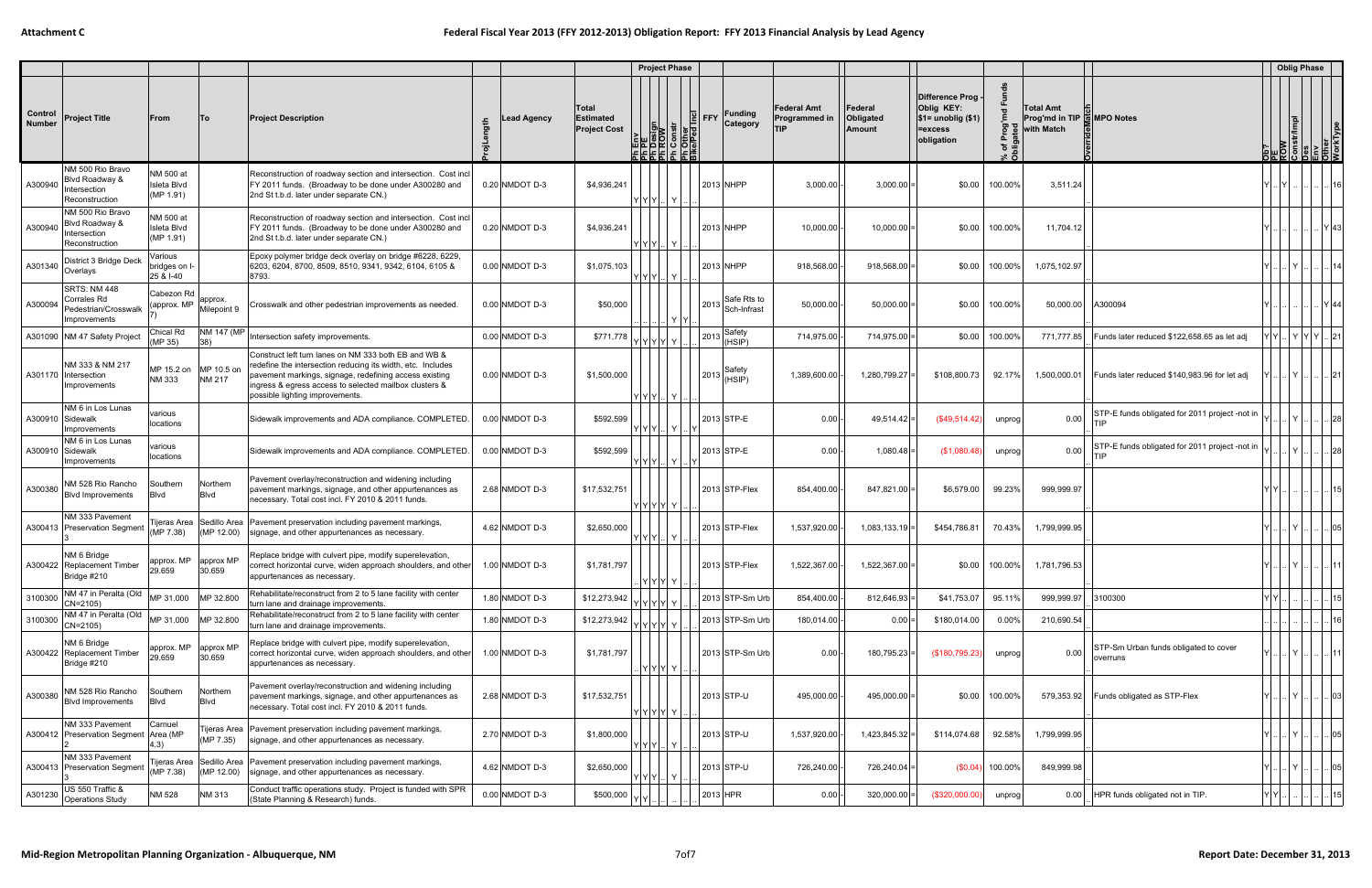Attachment C

# Federal Fiscal Year 2013 (FFY 2012-2013) Obligation Report: FFY 2013 Financial Analysis by Lead Agency

| Control Number | Project Title | From | To | Project Description | ProjLength | Lead Agency | Total Estimated Project Cost | Project Phase: Ph Env | Ph PE | Ph Design | Ph ROW | Ph Constr | Ph Other | Bike/Ped Incl | FFY | Funding Category | Federal Amt Programmed in TIP | | Federal Obligated Amount | | Difference Prog - Oblig KEY: $1= unoblig ($1) =excess obligation | % of Prog'md Funds Obligated | Total Amt Prog'md in TIP with Match | OverrideMatch | MPO Notes | Oblig Phase: Ob? | PE | ROW | Constr/Impl | Des | Env | Other | WorkType |
|---|---|---|---|---|---|---|---|---|---|---|---|---|---|---|---|---|---|---|---|---|---|---|---|---|---|---|---|---|---|---|---|---|---|
| A300940 | NM 500 Rio Bravo Blvd Roadway & Intersection Reconstruction | NM 500 at Isleta Blvd (MP 1.91) | | Reconstruction of roadway section and intersection. Cost incl FY 2011 funds. (Broadway to be done under A300280 and 2nd St t.b.d. later under separate CN.) | 0.20 | NMDOT D-3 | $4,936,241 | Y | Y | Y | .. | Y | .. | .. | 2013 | NHPP | 3,000.00 | - | 3,000.00 | = | $0.00 | 100.00% | 3,511.24 | | | Y | .. | Y | .. | .. | .. | .. | 16 |
| A300940 | NM 500 Rio Bravo Blvd Roadway & Intersection Reconstruction | NM 500 at Isleta Blvd (MP 1.91) | | Reconstruction of roadway section and intersection. Cost incl FY 2011 funds. (Broadway to be done under A300280 and 2nd St t.b.d. later under separate CN.) | 0.20 | NMDOT D-3 | $4,936,241 | Y | Y | Y | .. | Y | .. | .. | 2013 | NHPP | 10,000.00 | - | 10,000.00 | = | $0.00 | 100.00% | 11,704.12 | | | Y | .. | .. | .. | .. | .. | Y | 43 |
| A301340 | District 3 Bridge Deck Overlays | Various bridges on I-25 & I-40 | | Epoxy polymer bridge deck overlay on bridge #6228, 6229, 6203, 6204, 8700, 8509, 8510, 9341, 9342, 6104, 6105 & 8793. | 0.00 | NMDOT D-3 | $1,075,103 | Y | Y | Y | .. | Y | .. | .. | 2013 | NHPP | 918,568.00 | - | 918,568.00 | = | $0.00 | 100.00% | 1,075,102.97 | | | Y | .. | .. | Y | .. | .. | .. | 14 |
| A300094 | SRTS: NM 448 Corrales Rd Pedestrian/Crosswalk Improvements | Cabezon Rd (approx. MP 7) | approx. Milepoint 9 | Crosswalk and other pedestrian improvements as needed. | 0.00 | NMDOT D-3 | $50,000 | .. | .. | .. | .. | Y | Y | .. | 2013 | Safe Rts to Sch-Infrast | 50,000.00 | - | 50,000.00 | = | $0.00 | 100.00% | 50,000.00 | | A300094 | Y | .. | .. | .. | .. | .. | Y | 44 |
| A301090 | NM 47 Safety Project | Chical Rd (MP 35) | NM 147 (MP 38) | Intersection safety improvements. | 0.00 | NMDOT D-3 | $771,778 | Y | Y | Y | Y | Y | .. | .. | 2013 | Safety (HSIP) | 714,975.00 | - | 714,975.00 | = | $0.00 | 100.00% | 771,777.85 | | Funds later reduced $122,658.65 as let adj | Y | Y | .. | Y | Y | Y | .. | 21 |
| A301170 | NM 333 & NM 217 Intersection Improvements | MP 15.2 on NM 333 | MP 10.5 on NM 217 | Construct left turn lanes on NM 333 both EB and WB & redefine the intersection reducing its width, etc. Includes pavement markings, signage, redefining access existing ingress & egress access to selected mailbox clusters & possible lighting improvements. | 0.00 | NMDOT D-3 | $1,500,000 | Y | Y | Y | .. | Y | .. | .. | 2013 | Safety (HSIP) | 1,389,600.00 | - | 1,280,799.27 | = | $108,800.73 | 92.17% | 1,500,000.01 | | Funds later reduced $140,983.96 for let adj | Y | .. | .. | Y | .. | .. | .. | 21 |
| A300910 | NM 6 in Los Lunas Sidewalk Improvements | various locations | | Sidewalk improvements and ADA compliance. COMPLETED. | 0.00 | NMDOT D-3 | $592,599 | Y | Y | Y | .. | Y | .. | Y | 2013 | STP-E | 0.00 | - | 49,514.42 | = | ($49,514.42) | unprog | 0.00 | | STP-E funds obligated for 2011 project -not in TIP | Y | .. | .. | Y | .. | .. | .. | 28 |
| A300910 | NM 6 in Los Lunas Sidewalk Improvements | various locations | | Sidewalk improvements and ADA compliance. COMPLETED. | 0.00 | NMDOT D-3 | $592,599 | Y | Y | Y | .. | Y | .. | Y | 2013 | STP-E | 0.00 | - | 1,080.48 | = | ($1,080.48) | unprog | 0.00 | | STP-E funds obligated for 2011 project -not in TIP | Y | .. | .. | Y | .. | .. | .. | 28 |
| A300380 | NM 528 Rio Rancho Blvd Improvements | Southern Blvd | Northern Blvd | Pavement overlay/reconstruction and widening including pavement markings, signage, and other appurtenances as necessary. Total cost incl. FY 2010 & 2011 funds. | 2.68 | NMDOT D-3 | $17,532,751 | Y | Y | Y | Y | Y | .. | .. | 2013 | STP-Flex | 854,400.00 | - | 847,821.00 | = | $6,579.00 | 99.23% | 999,999.97 | | | Y | Y | .. | .. | .. | .. | .. | 15 |
| A300413 | NM 333 Pavement Preservation Segment 3 | Tijeras Area (MP 7.38) | Sedillo Area (MP 12.00) | Pavement preservation including pavement markings, signage, and other appurtenances as necessary. | 4.62 | NMDOT D-3 | $2,650,000 | Y | Y | Y | .. | Y | .. | .. | 2013 | STP-Flex | 1,537,920.00 | - | 1,083,133.19 | = | $454,786.81 | 70.43% | 1,799,999.95 | | | Y | .. | .. | Y | .. | .. | .. | 05 |
| A300422 | NM 6 Bridge Replacement Timber Bridge #210 | approx. MP 29.659 | approx MP 30.659 | Replace bridge with culvert pipe, modify superelevation, correct horizontal curve, widen approach shoulders, and other appurtenances as necessary. | 1.00 | NMDOT D-3 | $1,781,797 | .. | Y | Y | Y | Y | .. | .. | 2013 | STP-Flex | 1,522,367.00 | - | 1,522,367.00 | = | $0.00 | 100.00% | 1,781,796.53 | | | Y | .. | .. | Y | .. | .. | .. | 11 |
| 3100300 | NM 47 in Peralta (Old CN=2105) | MP 31.000 | MP 32.800 | Rehabilitate/reconstruct from 2 to 5 lane facility with center turn lane and drainage improvements. | 1.80 | NMDOT D-3 | $12,273,942 | Y | Y | Y | Y | Y | .. | .. | 2013 | STP-Sm Urb | 854,400.00 | - | 812,646.93 | = | $41,753.07 | 95.11% | 999,999.97 | | 3100300 | Y | Y | .. | .. | .. | .. | .. | 15 |
| 3100300 | NM 47 in Peralta (Old CN=2105) | MP 31.000 | MP 32.800 | Rehabilitate/reconstruct from 2 to 5 lane facility with center turn lane and drainage improvements. | 1.80 | NMDOT D-3 | $12,273,942 | Y | Y | Y | Y | Y | .. | .. | 2013 | STP-Sm Urb | 180,014.00 | - | 0.00 | = | $180,014.00 | 0.00% | 210,690.54 | | | .. | .. | .. | .. | .. | .. | .. | 16 |
| A300422 | NM 6 Bridge Replacement Timber Bridge #210 | approx. MP 29.659 | approx MP 30.659 | Replace bridge with culvert pipe, modify superelevation, correct horizontal curve, widen approach shoulders, and other appurtenances as necessary. | 1.00 | NMDOT D-3 | $1,781,797 | .. | Y | Y | Y | Y | .. | .. | 2013 | STP-Sm Urb | 0.00 | - | 180,795.23 | = | ($180,795.23) | unprog | 0.00 | | STP-Sm Urban funds obligated to cover overruns | Y | .. | .. | Y | .. | .. | .. | 11 |
| A300380 | NM 528 Rio Rancho Blvd Improvements | Southern Blvd | Northern Blvd | Pavement overlay/reconstruction and widening including pavement markings, signage, and other appurtenances as necessary. Total cost incl. FY 2010 & 2011 funds. | 2.68 | NMDOT D-3 | $17,532,751 | Y | Y | Y | Y | Y | .. | .. | 2013 | STP-U | 495,000.00 | - | 495,000.00 | = | $0.00 | 100.00% | 579,353.92 | | Funds obligated as STP-Flex | Y | .. | .. | Y | .. | .. | .. | 03 |
| A300412 | NM 333 Pavement Preservation Segment 2 | Carnuel Area (MP 4.3) | Tijeras Area (MP 7.35) | Pavement preservation including pavement markings, signage, and other appurtenances as necessary. | 2.70 | NMDOT D-3 | $1,800,000 | Y | Y | Y | .. | Y | .. | .. | 2013 | STP-U | 1,537,920.00 | - | 1,423,845.32 | = | $114,074.68 | 92.58% | 1,799,999.95 | | | Y | .. | .. | Y | .. | .. | .. | 05 |
| A300413 | NM 333 Pavement Preservation Segment 3 | Tijeras Area (MP 7.38) | Sedillo Area (MP 12.00) | Pavement preservation including pavement markings, signage, and other appurtenances as necessary. | 4.62 | NMDOT D-3 | $2,650,000 | Y | Y | Y | .. | Y | .. | .. | 2013 | STP-U | 726,240.00 | - | 726,240.04 | = | ($0.04) | 100.00% | 849,999.98 | | | Y | .. | .. | Y | .. | .. | .. | 05 |
| A301230 | US 550 Traffic & Operations Study | NM 528 | NM 313 | Conduct traffic operations study. Project is funded with SPR (State Planning & Research) funds. | 0.00 | NMDOT D-3 | $500,000 | Y | Y | .. | .. | .. | .. | .. | 2013 | HPR | 0.00 | - | 320,000.00 | = | ($320,000.00) | unprog | 0.00 | | HPR funds obligated not in TIP. | Y | Y | .. | .. | .. | .. | .. | 15 |

Mid-Region Metropolitan Planning Organization - Albuquerque, NM

Report Date: December 31, 2013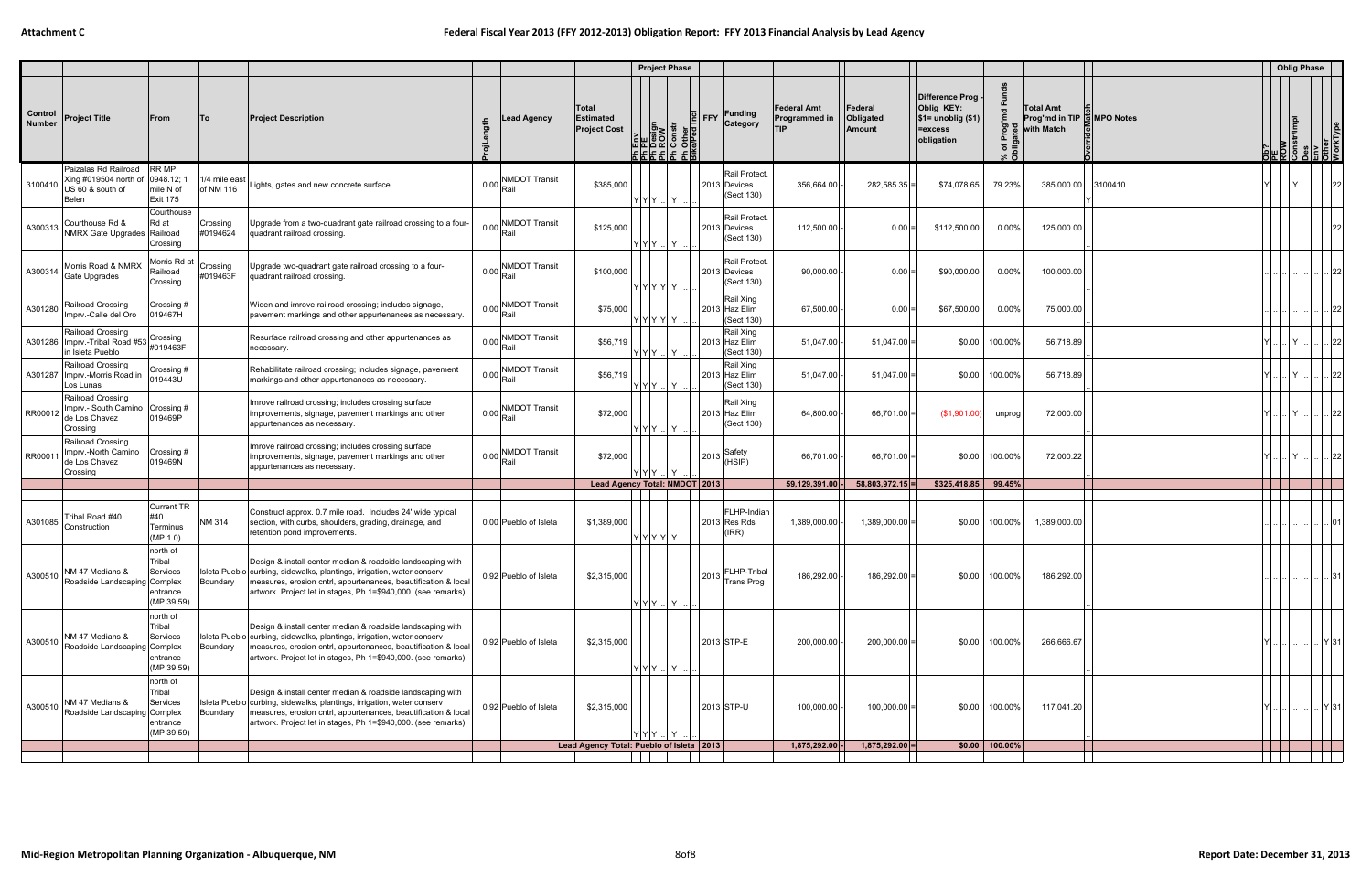Attachment C

# Federal Fiscal Year 2013 (FFY 2012-2013) Obligation Report: FFY 2013 Financial Analysis by Lead Agency

| Control Number | Project Title | From | To | Project Description | ProjLength | Lead Agency | Total Estimated Project Cost | Ph Env | Ph PE | Ph Design | Ph ROW | Ph Constr | Ph Other | Bike/Ped Incl | FFY | Funding Category | Federal Amt Programmed in TIP | | Federal Obligated Amount | | Difference Prog - Oblig KEY: $1= unoblig ($1) =excess obligation | % of Prog'md Funds Obligated | Total Amt Prog'md in TIP with Match | OverrideMatch | MPO Notes | Ob? | PE | ROW | Constr/Impl | Des | Env | Other | WorkType |
|---|---|---|---|---|---|---|---|---|---|---|---|---|---|---|---|---|---|---|---|---|---|---|---|---|---|---|---|---|---|---|---|---|---|
| 3100410 | Paizalas Rd Railroad Xing #019504 north of US 60 & south of Belen | RR MP 0948.12; 1 mile N of Exit 175 | 1/4 mile east of NM 116 | Lights, gates and new concrete surface. | 0.00 | NMDOT Transit Rail | $385,000 | Y | Y | Y | .. | Y | .. | .. | 2013 | Rail Protect. Devices (Sect 130) | 356,664.00 | - | 282,585.35 | = | $74,078.65 | 79.23% | 385,000.00 | Y | 3100410 | Y | .. | .. | Y | .. | .. | .. | 22 |
| A300313 | Courthouse Rd & NMRX Gate Upgrades | Courthouse Rd at Railroad Crossing | Crossing #0194624 | Upgrade from a two-quadrant gate railroad crossing to a four-quadrant railroad crossing. | 0.00 | NMDOT Transit Rail | $125,000 | Y | Y | Y | .. | Y | .. | .. | 2013 | Rail Protect. Devices (Sect 130) | 112,500.00 | - | 0.00 | = | $112,500.00 | 0.00% | 125,000.00 | | | .. | .. | .. | .. | .. | .. | .. | 22 |
| A300314 | Morris Road & NMRX Gate Upgrades | Morris Rd at Railroad Crossing | Crossing #019463F | Upgrade two-quadrant gate railroad crossing to a four-quadrant railroad crossing. | 0.00 | NMDOT Transit Rail | $100,000 | Y | Y | Y | Y | Y | .. | .. | 2013 | Rail Protect. Devices (Sect 130) | 90,000.00 | - | 0.00 | = | $90,000.00 | 0.00% | 100,000.00 | | | .. | .. | .. | .. | .. | .. | .. | 22 |
| A301280 | Railroad Crossing Imprv.-Calle del Oro | Crossing # 019467H | | Widen and imrove railroad crossing; includes signage, pavement markings and other appurtenances as necessary. | 0.00 | NMDOT Transit Rail | $75,000 | Y | Y | Y | Y | Y | .. | .. | 2013 | Rail Xing Haz Elim (Sect 130) | 67,500.00 | - | 0.00 | = | $67,500.00 | 0.00% | 75,000.00 | | | .. | .. | .. | .. | .. | .. | .. | 22 |
| A301286 | Railroad Crossing Imprv.-Tribal Road #53 in Isleta Pueblo | Crossing #019463F | | Resurface railroad crossing and other appurtenances as necessary. | 0.00 | NMDOT Transit Rail | $56,719 | Y | Y | Y | .. | Y | .. | .. | 2013 | Rail Xing Haz Elim (Sect 130) | 51,047.00 | - | 51,047.00 | = | $0.00 | 100.00% | 56,718.89 | | | Y | .. | .. | Y | .. | .. | .. | 22 |
| A301287 | Railroad Crossing Imprv.-Morris Road in Los Lunas | Crossing # 019443U | | Rehabilitate railroad crossing; includes signage, pavement markings and other appurtenances as necessary. | 0.00 | NMDOT Transit Rail | $56,719 | Y | Y | Y | .. | Y | .. | .. | 2013 | Rail Xing Haz Elim (Sect 130) | 51,047.00 | - | 51,047.00 | = | $0.00 | 100.00% | 56,718.89 | | | Y | .. | .. | Y | .. | .. | .. | 22 |
| RR00012 | Railroad Crossing Imprv.- South Camino de Los Chavez Crossing | Crossing # 019469P | | Imrove railroad crossing; includes crossing surface improvements, signage, pavement markings and other appurtenances as necessary. | 0.00 | NMDOT Transit Rail | $72,000 | Y | Y | Y | .. | Y | .. | .. | 2013 | Rail Xing Haz Elim (Sect 130) | 64,800.00 | - | 66,701.00 | = | ($1,901.00) | unprog | 72,000.00 | | | Y | .. | .. | Y | .. | .. | .. | 22 |
| RR00011 | Railroad Crossing Imprv.-North Camino de Los Chavez Crossing | Crossing # 019469N | | Imrove railroad crossing; includes crossing surface improvements, signage, pavement markings and other appurtenances as necessary. | 0.00 | NMDOT Transit Rail | $72,000 | Y | Y | Y | .. | Y | .. | .. | 2013 | Safety (HSIP) | 66,701.00 | - | 66,701.00 | = | $0.00 | 100.00% | 72,000.22 | | | Y | .. | .. | Y | .. | .. | .. | 22 |
| | | | | | | | Lead Agency Total: NMDOT | | | | | | | | 2013 | | 59,129,391.00 | - | 58,803,972.15 | = | $325,418.85 | 99.45% | | | | | | | | | | | |
| A301085 | Tribal Road #40 Construction | Current TR #40 Terminus (MP 1.0) | NM 314 | Construct approx. 0.7 mile road. Includes 24' wide typical section, with curbs, shoulders, grading, drainage, and retention pond improvements. | 0.00 | Pueblo of Isleta | $1,389,000 | Y | Y | Y | Y | Y | .. | .. | 2013 | FLHP-Indian Res Rds (IRR) | 1,389,000.00 | - | 1,389,000.00 | = | $0.00 | 100.00% | 1,389,000.00 | | | .. | .. | .. | .. | .. | .. | .. | 01 |
| A300510 | NM 47 Medians & Roadside Landscaping | north of Tribal Services Complex entrance (MP 39.59) | Isleta Pueblo Boundary | Design & install center median & roadside landscaping with curbing, sidewalks, plantings, irrigation, water conserv measures, erosion cntrl, appurtenances, beautification & local artwork. Project let in stages, Ph 1=$940,000. (see remarks) | 0.92 | Pueblo of Isleta | $2,315,000 | Y | Y | Y | .. | Y | .. | .. | 2013 | FLHP-Tribal Trans Prog | 186,292.00 | - | 186,292.00 | = | $0.00 | 100.00% | 186,292.00 | | | .. | .. | .. | .. | .. | .. | .. | 31 |
| A300510 | NM 47 Medians & Roadside Landscaping | north of Tribal Services Complex entrance (MP 39.59) | Isleta Pueblo Boundary | Design & install center median & roadside landscaping with curbing, sidewalks, plantings, irrigation, water conserv measures, erosion cntrl, appurtenances, beautification & local artwork. Project let in stages, Ph 1=$940,000. (see remarks) | 0.92 | Pueblo of Isleta | $2,315,000 | Y | Y | Y | .. | Y | .. | .. | 2013 | STP-E | 200,000.00 | - | 200,000.00 | = | $0.00 | 100.00% | 266,666.67 | | | Y | .. | .. | .. | .. | .. | Y | 31 |
| A300510 | NM 47 Medians & Roadside Landscaping | north of Tribal Services Complex entrance (MP 39.59) | Isleta Pueblo Boundary | Design & install center median & roadside landscaping with curbing, sidewalks, plantings, irrigation, water conserv measures, erosion cntrl, appurtenances, beautification & local artwork. Project let in stages, Ph 1=$940,000. (see remarks) | 0.92 | Pueblo of Isleta | $2,315,000 | Y | Y | Y | .. | Y | .. | .. | 2013 | STP-U | 100,000.00 | - | 100,000.00 | = | $0.00 | 100.00% | 117,041.20 | | | Y | .. | .. | .. | .. | .. | Y | 31 |
| | | | | | | | Lead Agency Total: Pueblo of Isleta | | | | | | | | 2013 | | 1,875,292.00 | - | 1,875,292.00 | = | $0.00 | 100.00% | | | | | | | | | | | |

Mid-Region Metropolitan Planning Organization - Albuquerque, NM

Report Date: December 31, 2013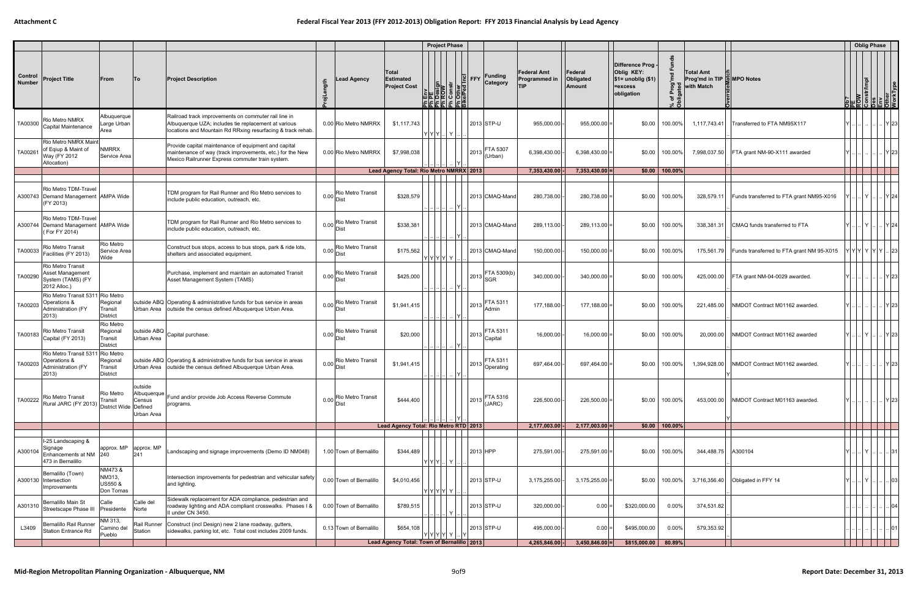# Attachment C

## Federal Fiscal Year 2013 (FFY 2012-2013) Obligation Report: FFY 2013 Financial Analysis by Lead Agency

| Control Number | Project Title | From | To | Project Description | ProjLength | Lead Agency | Total Estimated Project Cost | Project Phase (Ph Env / Ph PE / Ph Design / Ph ROW / Ph Constr / Ph Other / Bike/Ped Incl) | FFY | Funding Category | Federal Amt Programmed in TIP | Federal Obligated Amount | Difference Prog - Oblig KEY: $1= unoblig ($1) =excess obligation | % of Prog'md Funds Obligated | Total Amt Prog'md in TIP with Match | Override Match | MPO Notes | Oblig Phase (Ob? / PE / ROW / Constr/Impl / Des / Env / Other / WorkType) |
|---|---|---|---|---|---|---|---|---|---|---|---|---|---|---|---|---|---|---|
| TA00300 | Rio Metro NMRX Capital Maintenance | Albuquerque Large Urban Area | | Railroad track improvements on commuter rail line in Albuquerque UZA; includes tie replacement at various locations and Mountain Rd RRxing resurfacing & track rehab. | 0.00 | Rio Metro NMRRX | $1,117,743 | Y Y Y .. Y .. .. | 2013 | STP-U | 955,000.00 | 955,000.00 | $0.00 | 100.00% | 1,117,743.41 | | Transferred to FTA NM95X117 | Y .. .. .. .. .. Y 23 |
| TA00261 | Rio Metro NMRX Maint of Eqiup & Maint of Way (FY 2012 Allocation) | NMRRX Service Area | | Provide capital maintenance of equipment and capital maintenance of way (track improvements, etc.) for the New Mexico Railrunner Express commuter train system. | 0.00 | Rio Metro NMRRX | $7,998,038 | .. .. .. .. .. Y .. | 2013 | FTA 5307 (Urban) | 6,398,430.00 | 6,398,430.00 | $0.00 | 100.00% | 7,998,037.50 | | FTA grant NM-90-X111 awarded | Y .. .. .. .. .. Y 23 |
| | | | | | | Lead Agency Total: Rio Metro NMRRX | | | 2013 | | 7,353,430.00 | 7,353,430.00 | $0.00 | 100.00% | | | | |
| A300743 | Rio Metro TDM-Travel Demand Management (FY 2013) | AMPA Wide | | TDM program for Rail Runner and Rio Metro services to include public education, outreach, etc. | 0.00 | Rio Metro Transit Dist | $328,579 | .. .. .. .. .. Y .. | 2013 | CMAQ-Mand | 280,738.00 | 280,738.00 | $0.00 | 100.00% | 328,579.11 | | Funds transferred to FTA grant NM95-X016 | Y .. .. Y .. .. Y 24 |
| A300744 | Rio Metro TDM-Travel Demand Management ( For FY 2014) | AMPA Wide | | TDM program for Rail Runner and Rio Metro services to include public education, outreach, etc. | 0.00 | Rio Metro Transit Dist | $338,381 | .. .. .. .. .. Y .. | 2013 | CMAQ-Mand | 289,113.00 | 289,113.00 | $0.00 | 100.00% | 338,381.31 | | CMAQ funds transferred to FTA | Y .. .. Y .. .. Y 24 |
| TA00033 | Rio Metro Transit Facilities (FY 2013) | Rio Metro Service Area Wide | | Construct bus stops, access to bus stops, park & ride lots, shelters and associated equipment. | 0.00 | Rio Metro Transit Dist | $175,562 | Y Y Y Y Y .. .. | 2013 | CMAQ-Mand | 150,000.00 | 150,000.00 | $0.00 | 100.00% | 175,561.79 | | Funds transferred to FTA grant NM 95-X015 | Y Y Y Y Y Y .. 23 |
| TA00290 | Rio Metro Transit Asset Management System (TAMS) (FY 2012 Alloc.) | | | Purchase, implement and maintain an automated Transit Asset Management System (TAMS) | 0.00 | Rio Metro Transit Dist | $425,000 | .. .. .. .. .. Y .. | 2013 | FTA 5309(b) SGR | 340,000.00 | 340,000.00 | $0.00 | 100.00% | 425,000.00 | | FTA grant NM-04-0029 awarded. | Y .. .. .. .. .. Y 23 |
| TA00203 | Rio Metro Transit 5311 Operations & Administration (FY 2013) | Rio Metro Regional Transit District | outside ABQ Urban Area | Operating & administrative funds for bus service in areas outside the census defined Albuquerque Urban Area. | 0.00 | Rio Metro Transit Dist | $1,941,415 | .. .. .. .. .. Y .. | 2013 | FTA 5311 Admin | 177,188.00 | 177,188.00 | $0.00 | 100.00% | 221,485.00 | | NMDOT Contract M01162 awarded. | Y .. .. .. .. .. Y 23 |
| TA00183 | Rio Metro Transit Capital (FY 2013) | Rio Metro Regional Transit District | outside ABQ Urban Area | Capital purchase. | 0.00 | Rio Metro Transit Dist | $20,000 | .. .. .. .. .. Y .. | 2013 | FTA 5311 Capital | 16,000.00 | 16,000.00 | $0.00 | 100.00% | 20,000.00 | | NMDOT Contract M01162 awarded | Y .. .. Y .. .. Y 23 |
| TA00203 | Rio Metro Transit 5311 Operations & Administration (FY 2013) | Rio Metro Regional Transit District | outside ABQ Urban Area | Operating & administrative funds for bus service in areas outside the census defined Albuquerque Urban Area. | 0.00 | Rio Metro Transit Dist | $1,941,415 | .. .. .. .. .. Y .. | 2013 | FTA 5311 Operating | 697,464.00 | 697,464.00 | $0.00 | 100.00% | 1,394,928.00 | Y | NMDOT Contract M01162 awarded. | Y .. .. .. .. .. Y 23 |
| TA00222 | Rio Metro Transit Rural JARC (FY 2013) | Rio Metro Transit District Wide | outside Albuquerque Census Defined Urban Area | Fund and/or provide Job Access Reverse Commute programs. | 0.00 | Rio Metro Transit Dist | $444,400 | .. .. .. .. .. Y .. | 2013 | FTA 5316 (JARC) | 226,500.00 | 226,500.00 | $0.00 | 100.00% | 453,000.00 | Y | NMDOT Contract M01163 awarded. | Y .. .. .. .. .. Y 23 |
| | | | | | | Lead Agency Total: Rio Metro RTD | | | 2013 | | 2,177,003.00 | 2,177,003.00 | $0.00 | 100.00% | | | | |
| A300104 | I-25 Landscaping & Signage Enhancements at NM 473 in Bernalillo | approx. MP 240 | approx. MP 241 | Landscaping and signage improvements (Demo ID NM048) | 1.00 | Town of Bernalillo | $344,489 | Y Y Y .. Y .. .. | 2013 | HPP | 275,591.00 | 275,591.00 | $0.00 | 100.00% | 344,488.75 | | A300104 | Y .. .. Y .. .. .. 31 |
| A300130 | Bernalillo (Town) Intersection Improvements | NM473 & NM313, US550 & Don Tomas | | Intersection improvements for pedestrian and vehicular safety and lighting. | 0.00 | Town of Bernalillo | $4,010,456 | Y Y Y Y Y .. .. | 2013 | STP-U | 3,175,255.00 | 3,175,255.00 | $0.00 | 100.00% | 3,716,356.40 | | Obligated in FFY 14 | Y .. .. Y .. .. .. 03 |
| A301310 | Bernalillo Main St Streetscape Phase III | Calle Presidente | Calle del Norte | Sidewalk replacement for ADA compliance, pedestrian and roadway lighting and ADA compliant crosswalks. Phases I & II under CN 3450. | 0.00 | Town of Bernalillo | $789,515 | .. .. .. .. Y .. .. | 2013 | STP-U | 320,000.00 | 0.00 | $320,000.00 | 0.00% | 374,531.82 | | | .. .. .. .. .. .. .. 04 |
| L3409 | Bernalillo Rail Runner Station Entrance Rd | NM 313, Camino del Pueblo | Rail Runner Station | Construct (incl Design) new 2 lane roadway, gutters, sidewalks, parking lot, etc. Total cost includes 2009 funds. | 0.13 | Town of Bernalillo | $654,108 | Y Y Y Y Y .. Y | 2013 | STP-U | 495,000.00 | 0.00 | $495,000.00 | 0.00% | 579,353.92 | | | .. .. .. .. .. .. .. 01 |
| | | | | | | Lead Agency Total: Town of Bernalillo | | | 2013 | | 4,265,846.00 | 3,450,846.00 | $815,000.00 | 80.89% | | | | |

Mid-Region Metropolitan Planning Organization - Albuquerque, NM

Report Date: December 31, 2013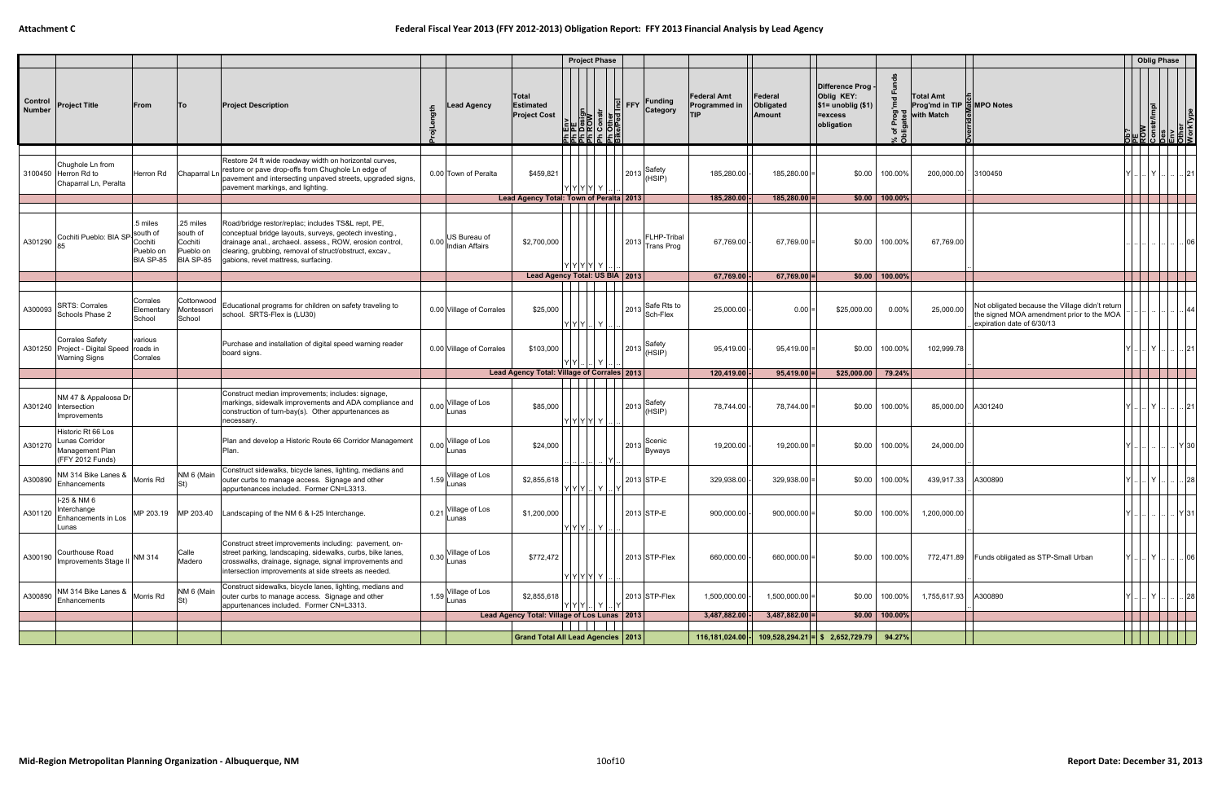Attachment C

# Federal Fiscal Year 2013 (FFY 2012-2013) Obligation Report: FFY 2013 Financial Analysis by Lead Agency

| Control Number | Project Title | From | To | Project Description | ProjLength | Lead Agency | Total Estimated Project Cost | Ph Env | Ph PE | Ph Design | Ph ROW | Ph Constr | Ph Other | Bike/Ped Incl | FFY | Funding Category | Federal Amt Programmed in TIP | Federal Obligated Amount | Difference Prog - Oblig KEY: $1= unoblig ($1) =excess obligation | % of Prog'md Funds Obligated | Total Amt Prog'md in TIP with Match | OverrideMatch | MPO Notes | Ob? | PE | ROW | Constr/Impl | Des | Env | Other | WorkType |
|---|---|---|---|---|---|---|---|---|---|---|---|---|---|---|---|---|---|---|---|---|---|---|---|---|---|---|---|---|---|---|---|
| 3100450 | Chughole Ln from Herron Rd to Chaparral Ln, Peralta | Herron Rd | Chaparral Ln | Restore 24 ft wide roadway width on horizontal curves, restore or pave drop-offs from Chughole Ln edge of pavement and intersecting unpaved streets, upgraded signs, pavement markings, and lighting. | 0.00 | Town of Peralta | $459,821 | Y | Y | Y | Y | Y | .. | .. | 2013 | Safety (HSIP) | 185,280.00 | 185,280.00 | $0.00 | 100.00% | 200,000.00 | | 3100450 | Y | .. | .. | Y | .. | .. | .. | 21 |
| | | | | | | Lead Agency Total: Town of Peralta | | | | | | | | | 2013 | | 185,280.00 | 185,280.00 | $0.00 | 100.00% | | | | | | | | | | | |
| A301290 | Cochiti Pueblo: BIA SP-85 | .5 miles south of Cochiti Pueblo on BIA SP-85 | .25 miles south of Cochiti Pueblo on BIA SP-85 | Road/bridge restor/replac; includes TS&L rept, PE, conceptual bridge layouts, surveys, geotech investing., drainage anal., archaeol. assess., ROW, erosion control, clearing, grubbing, removal of struct/obstruct, excav., gabions, revet mattress, surfacing. | 0.00 | US Bureau of Indian Affairs | $2,700,000 | Y | Y | Y | Y | Y | | | 2013 | FLHP-Tribal Trans Prog | 67,769.00 | 67,769.00 | $0.00 | 100.00% | 67,769.00 | | | .. | .. | .. | .. | .. | .. | .. | 06 |
| | | | | | | Lead Agency Total: US BIA | | | | | | | | | 2013 | | 67,769.00 | 67,769.00 | $0.00 | 100.00% | | | | | | | | | | | |
| A300093 | SRTS: Corrales Schools Phase 2 | Corrales Elementary School | Cottonwood Montessori School | Educational programs for children on safety traveling to school. SRTS-Flex is (LU30) | 0.00 | Village of Corrales | $25,000 | Y | Y | Y | .. | Y | .. | .. | 2013 | Safe Rts to Sch-Flex | 25,000.00 | 0.00 | $25,000.00 | 0.00% | 25,000.00 | | Not obligated because the Village didn't return the signed MOA amendment prior to the MOA expiration date of 6/30/13 | .. | .. | .. | .. | .. | .. | .. | 44 |
| A301250 | Corrales Safety Project - Digital Speed Warning Signs | various roads in Corrales | | Purchase and installation of digital speed warning reader board signs. | 0.00 | Village of Corrales | $103,000 | Y | Y | .. | .. | Y | .. | .. | 2013 | Safety (HSIP) | 95,419.00 | 95,419.00 | $0.00 | 100.00% | 102,999.78 | | | Y | .. | .. | Y | .. | .. | .. | 21 |
| | | | | | | Lead Agency Total: Village of Corrales | | | | | | | | | 2013 | | 120,419.00 | 95,419.00 | $25,000.00 | 79.24% | | | | | | | | | | | |
| A301240 | NM 47 & Appaloosa Dr Intersection Improvements | | | Construct median improvements; includes: signage, markings, sidewalk improvements and ADA compliance and construction of turn-bay(s). Other appurtenances as necessary. | 0.00 | Village of Los Lunas | $85,000 | Y | Y | Y | Y | Y | .. | .. | 2013 | Safety (HSIP) | 78,744.00 | 78,744.00 | $0.00 | 100.00% | 85,000.00 | | A301240 | Y | .. | .. | Y | .. | .. | .. | 21 |
| A301270 | Historic Rt 66 Los Lunas Corridor Management Plan (FFY 2012 Funds) | | | Plan and develop a Historic Route 66 Corridor Management Plan. | 0.00 | Village of Los Lunas | $24,000 | .. | .. | .. | .. | .. | Y | .. | 2013 | Scenic Byways | 19,200.00 | 19,200.00 | $0.00 | 100.00% | 24,000.00 | | | Y | .. | .. | .. | .. | .. | Y | 30 |
| A300890 | NM 314 Bike Lanes & Enhancements | Morris Rd | NM 6 (Main St) | Construct sidewalks, bicycle lanes, lighting, medians and outer curbs to manage access. Signage and other appurtenances included. Former CN=L3313. | 1.59 | Village of Los Lunas | $2,855,618 | Y | Y | Y | .. | Y | .. | Y | 2013 | STP-E | 329,938.00 | 329,938.00 | $0.00 | 100.00% | 439,917.33 | | A300890 | Y | .. | .. | Y | .. | .. | .. | 28 |
| A301120 | I-25 & NM 6 Interchange Enhancements in Los Lunas | MP 203.19 | MP 203.40 | Landscaping of the NM 6 & I-25 Interchange. | 0.21 | Village of Los Lunas | $1,200,000 | Y | Y | Y | .. | Y | .. | .. | 2013 | STP-E | 900,000.00 | 900,000.00 | $0.00 | 100.00% | 1,200,000.00 | | | Y | .. | .. | .. | .. | .. | Y | 31 |
| A300190 | Courthouse Road Improvements Stage II | NM 314 | Calle Madero | Construct street improvements including: pavement, on-street parking, landscaping, sidewalks, curbs, bike lanes, crosswalks, drainage, signage, signal improvements and intersection improvements at side streets as needed. | 0.30 | Village of Los Lunas | $772,472 | Y | Y | Y | Y | Y | .. | .. | 2013 | STP-Flex | 660,000.00 | 660,000.00 | $0.00 | 100.00% | 772,471.89 | | Funds obligated as STP-Small Urban | Y | .. | .. | Y | .. | .. | .. | 06 |
| A300890 | NM 314 Bike Lanes & Enhancements | Morris Rd | NM 6 (Main St) | Construct sidewalks, bicycle lanes, lighting, medians and outer curbs to manage access. Signage and other appurtenances included. Former CN=L3313. | 1.59 | Village of Los Lunas | $2,855,618 | Y | Y | Y | .. | Y | .. | Y | 2013 | STP-Flex | 1,500,000.00 | 1,500,000.00 | $0.00 | 100.00% | 1,755,617.93 | | A300890 | Y | .. | .. | Y | .. | .. | .. | 28 |
| | | | | | | Lead Agency Total: Village of Los Lunas | | | | | | | | | 2013 | | 3,487,882.00 | 3,487,882.00 | $0.00 | 100.00% | | | | | | | | | | | |
| | | | | | | Grand Total All Lead Agencies | | | | | | | | | 2013 | | 116,181,024.00 | 109,528,294.21 | $ 2,652,729.79 | 94.27% | | | | | | | | | | | |

Mid-Region Metropolitan Planning Organization - Albuquerque, NM

Report Date: December 31, 2013